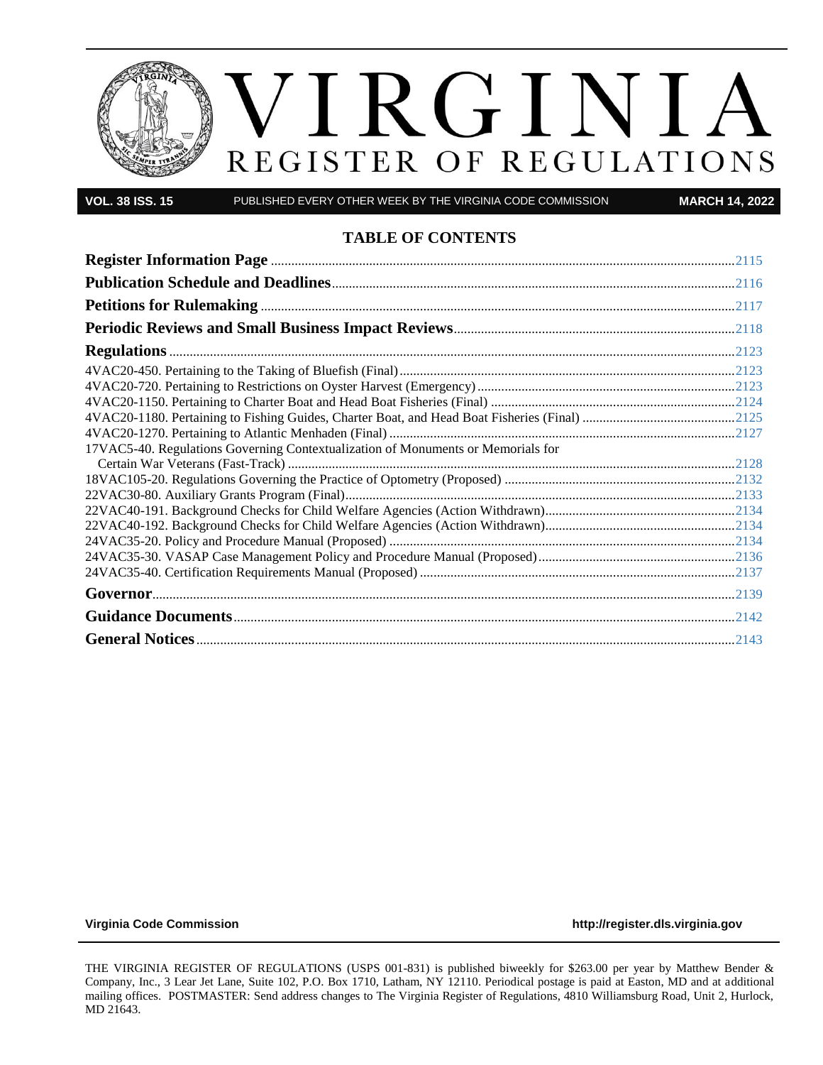# VIRGINIA REGISTER OF REGULATIONS

**VOL. 38 ISS. 15** PUBLISHED EVERY OTHER WEEK BY THE VIRGINIA CODE COMMISSION **MARCH 14, 2022**

## TABLE OF CONTENTS

**Register Information Page** ... 2115

**Publication Schedule and Deadlines** ... 2116

**Petitions for Rulemaking** ... 2117

**Periodic Reviews and Small Business Impact Reviews** ... 2118

**Regulations** ... 2123

4VAC20-450. Pertaining to the Taking of Bluefish (Final) ... 2123
4VAC20-720. Pertaining to Restrictions on Oyster Harvest (Emergency) ... 2123
4VAC20-1150. Pertaining to Charter Boat and Head Boat Fisheries (Final) ... 2124
4VAC20-1180. Pertaining to Fishing Guides, Charter Boat, and Head Boat Fisheries (Final) ... 2125
4VAC20-1270. Pertaining to Atlantic Menhaden (Final) ... 2127
17VAC5-40. Regulations Governing Contextualization of Monuments or Memorials for Certain War Veterans (Fast-Track) ... 2128
18VAC105-20. Regulations Governing the Practice of Optometry (Proposed) ... 2132
22VAC30-80. Auxiliary Grants Program (Final) ... 2133
22VAC40-191. Background Checks for Child Welfare Agencies (Action Withdrawn) ... 2134
22VAC40-192. Background Checks for Child Welfare Agencies (Action Withdrawn) ... 2134
24VAC35-20. Policy and Procedure Manual (Proposed) ... 2134
24VAC35-30. VASAP Case Management Policy and Procedure Manual (Proposed) ... 2136
24VAC35-40. Certification Requirements Manual (Proposed) ... 2137

**Governor** ... 2139

**Guidance Documents** ... 2142

**General Notices** ... 2143

**Virginia Code Commission** http://register.dls.virginia.gov

THE VIRGINIA REGISTER OF REGULATIONS (USPS 001-831) is published biweekly for $263.00 per year by Matthew Bender & Company, Inc., 3 Lear Jet Lane, Suite 102, P.O. Box 1710, Latham, NY 12110. Periodical postage is paid at Easton, MD and at additional mailing offices. POSTMASTER: Send address changes to The Virginia Register of Regulations, 4810 Williamsburg Road, Unit 2, Hurlock, MD 21643.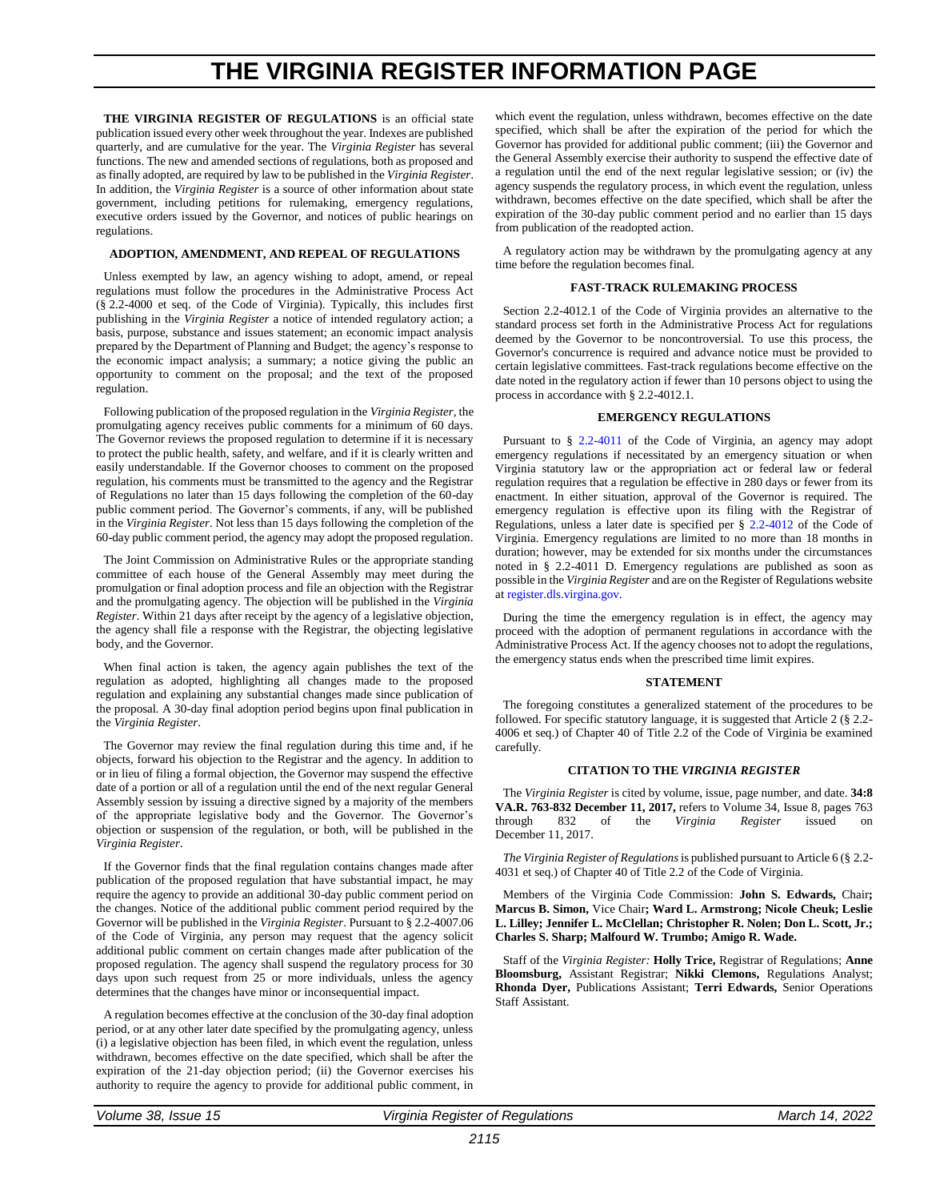# THE VIRGINIA REGISTER INFORMATION PAGE

**THE VIRGINIA REGISTER OF REGULATIONS** is an official state publication issued every other week throughout the year. Indexes are published quarterly, and are cumulative for the year. The *Virginia Register* has several functions. The new and amended sections of regulations, both as proposed and as finally adopted, are required by law to be published in the *Virginia Register*. In addition, the *Virginia Register* is a source of other information about state government, including petitions for rulemaking, emergency regulations, executive orders issued by the Governor, and notices of public hearings on regulations.

### ADOPTION, AMENDMENT, AND REPEAL OF REGULATIONS

Unless exempted by law, an agency wishing to adopt, amend, or repeal regulations must follow the procedures in the Administrative Process Act (§ 2.2-4000 et seq. of the Code of Virginia). Typically, this includes first publishing in the *Virginia Register* a notice of intended regulatory action; a basis, purpose, substance and issues statement; an economic impact analysis prepared by the Department of Planning and Budget; the agency's response to the economic impact analysis; a summary; a notice giving the public an opportunity to comment on the proposal; and the text of the proposed regulation.

Following publication of the proposed regulation in the *Virginia Register*, the promulgating agency receives public comments for a minimum of 60 days. The Governor reviews the proposed regulation to determine if it is necessary to protect the public health, safety, and welfare, and if it is clearly written and easily understandable. If the Governor chooses to comment on the proposed regulation, his comments must be transmitted to the agency and the Registrar of Regulations no later than 15 days following the completion of the 60-day public comment period. The Governor's comments, if any, will be published in the *Virginia Register*. Not less than 15 days following the completion of the 60-day public comment period, the agency may adopt the proposed regulation.

The Joint Commission on Administrative Rules or the appropriate standing committee of each house of the General Assembly may meet during the promulgation or final adoption process and file an objection with the Registrar and the promulgating agency. The objection will be published in the *Virginia Register*. Within 21 days after receipt by the agency of a legislative objection, the agency shall file a response with the Registrar, the objecting legislative body, and the Governor.

When final action is taken, the agency again publishes the text of the regulation as adopted, highlighting all changes made to the proposed regulation and explaining any substantial changes made since publication of the proposal. A 30-day final adoption period begins upon final publication in the *Virginia Register*.

The Governor may review the final regulation during this time and, if he objects, forward his objection to the Registrar and the agency. In addition to or in lieu of filing a formal objection, the Governor may suspend the effective date of a portion or all of a regulation until the end of the next regular General Assembly session by issuing a directive signed by a majority of the members of the appropriate legislative body and the Governor. The Governor's objection or suspension of the regulation, or both, will be published in the *Virginia Register*.

If the Governor finds that the final regulation contains changes made after publication of the proposed regulation that have substantial impact, he may require the agency to provide an additional 30-day public comment period on the changes. Notice of the additional public comment period required by the Governor will be published in the *Virginia Register*. Pursuant to § 2.2-4007.06 of the Code of Virginia, any person may request that the agency solicit additional public comment on certain changes made after publication of the proposed regulation. The agency shall suspend the regulatory process for 30 days upon such request from 25 or more individuals, unless the agency determines that the changes have minor or inconsequential impact.

A regulation becomes effective at the conclusion of the 30-day final adoption period, or at any other later date specified by the promulgating agency, unless (i) a legislative objection has been filed, in which event the regulation, unless withdrawn, becomes effective on the date specified, which shall be after the expiration of the 21-day objection period; (ii) the Governor exercises his authority to require the agency to provide for additional public comment, in which event the regulation, unless withdrawn, becomes effective on the date specified, which shall be after the expiration of the period for which the Governor has provided for additional public comment; (iii) the Governor and the General Assembly exercise their authority to suspend the effective date of a regulation until the end of the next regular legislative session; or (iv) the agency suspends the regulatory process, in which event the regulation, unless withdrawn, becomes effective on the date specified, which shall be after the expiration of the 30-day public comment period and no earlier than 15 days from publication of the readopted action.

A regulatory action may be withdrawn by the promulgating agency at any time before the regulation becomes final.

### FAST-TRACK RULEMAKING PROCESS

Section 2.2-4012.1 of the Code of Virginia provides an alternative to the standard process set forth in the Administrative Process Act for regulations deemed by the Governor to be noncontroversial. To use this process, the Governor's concurrence is required and advance notice must be provided to certain legislative committees. Fast-track regulations become effective on the date noted in the regulatory action if fewer than 10 persons object to using the process in accordance with § 2.2-4012.1.

### EMERGENCY REGULATIONS

Pursuant to § 2.2-4011 of the Code of Virginia, an agency may adopt emergency regulations if necessitated by an emergency situation or when Virginia statutory law or the appropriation act or federal law or federal regulation requires that a regulation be effective in 280 days or fewer from its enactment. In either situation, approval of the Governor is required. The emergency regulation is effective upon its filing with the Registrar of Regulations, unless a later date is specified per § 2.2-4012 of the Code of Virginia. Emergency regulations are limited to no more than 18 months in duration; however, may be extended for six months under the circumstances noted in § 2.2-4011 D. Emergency regulations are published as soon as possible in the *Virginia Register* and are on the Register of Regulations website at register.dls.virgina.gov.

During the time the emergency regulation is in effect, the agency may proceed with the adoption of permanent regulations in accordance with the Administrative Process Act. If the agency chooses not to adopt the regulations, the emergency status ends when the prescribed time limit expires.

### STATEMENT

The foregoing constitutes a generalized statement of the procedures to be followed. For specific statutory language, it is suggested that Article 2 (§ 2.2-4006 et seq.) of Chapter 40 of Title 2.2 of the Code of Virginia be examined carefully.

### CITATION TO THE *VIRGINIA REGISTER*

The *Virginia Register* is cited by volume, issue, page number, and date. **34:8 VA.R. 763-832 December 11, 2017,** refers to Volume 34, Issue 8, pages 763 through 832 of the *Virginia Register* issued on December 11, 2017.

*The Virginia Register of Regulations* is published pursuant to Article 6 (§ 2.2-4031 et seq.) of Chapter 40 of Title 2.2 of the Code of Virginia.

Members of the Virginia Code Commission: **John S. Edwards,** Chair**; Marcus B. Simon,** Vice Chair**; Ward L. Armstrong; Nicole Cheuk; Leslie L. Lilley; Jennifer L. McClellan; Christopher R. Nolen; Don L. Scott, Jr.; Charles S. Sharp; Malfourd W. Trumbo; Amigo R. Wade.**

Staff of the *Virginia Register:* **Holly Trice,** Registrar of Regulations; **Anne Bloomsburg,** Assistant Registrar; **Nikki Clemons,** Regulations Analyst; **Rhonda Dyer,** Publications Assistant; **Terri Edwards,** Senior Operations Staff Assistant.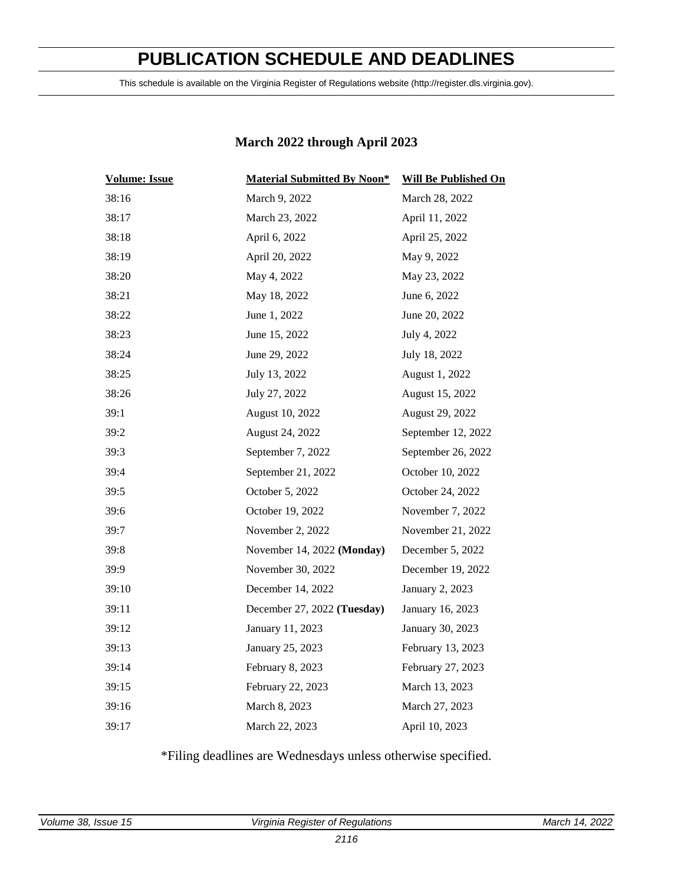# PUBLICATION SCHEDULE AND DEADLINES

This schedule is available on the Virginia Register of Regulations website (http://register.dls.virginia.gov).

## March 2022 through April 2023

| Volume: Issue | Material Submitted By Noon* | Will Be Published On |
|---|---|---|
| 38:16 | March 9, 2022 | March 28, 2022 |
| 38:17 | March 23, 2022 | April 11, 2022 |
| 38:18 | April 6, 2022 | April 25, 2022 |
| 38:19 | April 20, 2022 | May 9, 2022 |
| 38:20 | May 4, 2022 | May 23, 2022 |
| 38:21 | May 18, 2022 | June 6, 2022 |
| 38:22 | June 1, 2022 | June 20, 2022 |
| 38:23 | June 15, 2022 | July 4, 2022 |
| 38:24 | June 29, 2022 | July 18, 2022 |
| 38:25 | July 13, 2022 | August 1, 2022 |
| 38:26 | July 27, 2022 | August 15, 2022 |
| 39:1 | August 10, 2022 | August 29, 2022 |
| 39:2 | August 24, 2022 | September 12, 2022 |
| 39:3 | September 7, 2022 | September 26, 2022 |
| 39:4 | September 21, 2022 | October 10, 2022 |
| 39:5 | October 5, 2022 | October 24, 2022 |
| 39:6 | October 19, 2022 | November 7, 2022 |
| 39:7 | November 2, 2022 | November 21, 2022 |
| 39:8 | November 14, 2022 **(Monday)** | December 5, 2022 |
| 39:9 | November 30, 2022 | December 19, 2022 |
| 39:10 | December 14, 2022 | January 2, 2023 |
| 39:11 | December 27, 2022 **(Tuesday)** | January 16, 2023 |
| 39:12 | January 11, 2023 | January 30, 2023 |
| 39:13 | January 25, 2023 | February 13, 2023 |
| 39:14 | February 8, 2023 | February 27, 2023 |
| 39:15 | February 22, 2023 | March 13, 2023 |
| 39:16 | March 8, 2023 | March 27, 2023 |
| 39:17 | March 22, 2023 | April 10, 2023 |

*Filing deadlines are Wednesdays unless otherwise specified.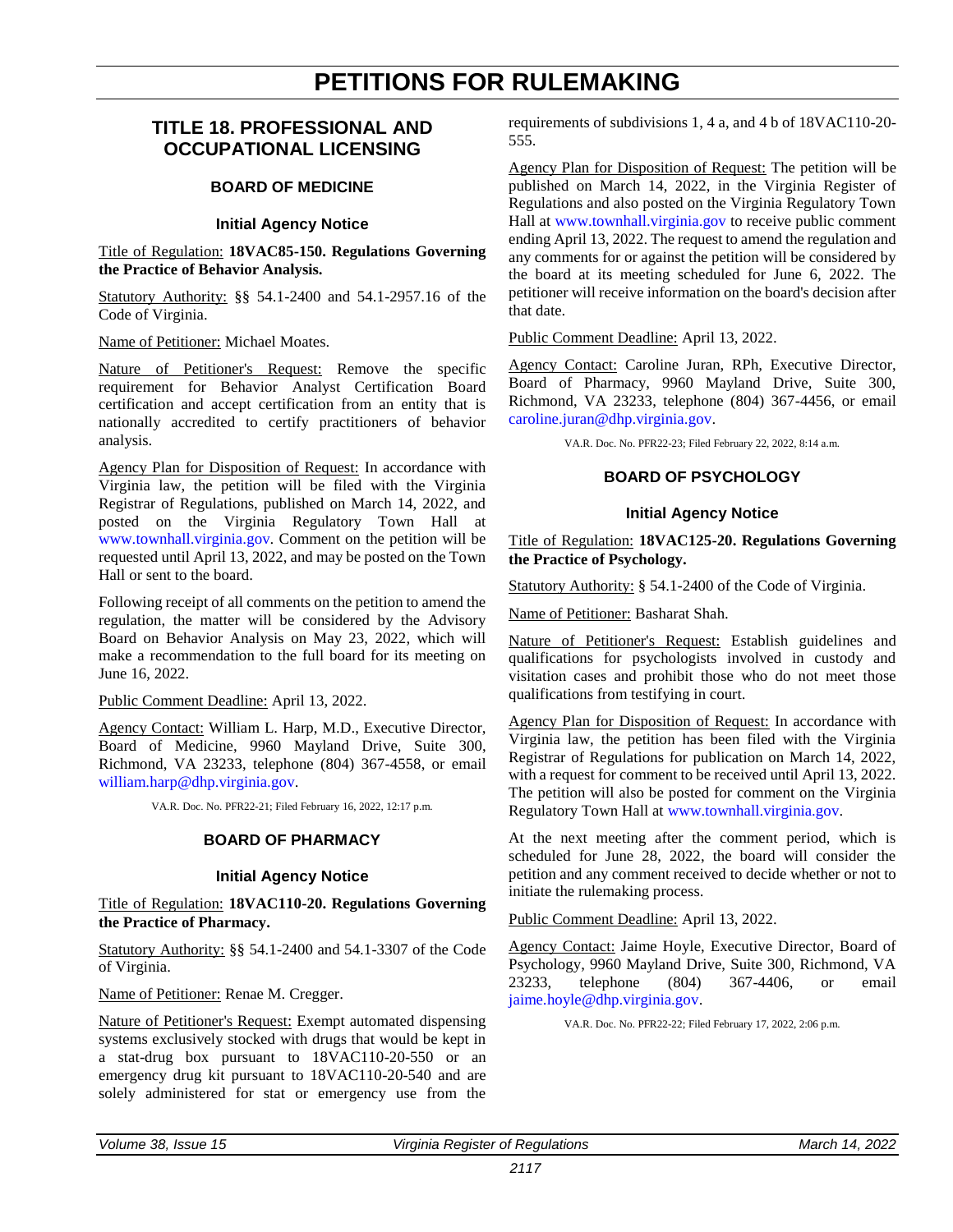# PETITIONS FOR RULEMAKING

## TITLE 18. PROFESSIONAL AND OCCUPATIONAL LICENSING

### BOARD OF MEDICINE

#### Initial Agency Notice

Title of Regulation: **18VAC85-150. Regulations Governing the Practice of Behavior Analysis.**

Statutory Authority: §§ 54.1-2400 and 54.1-2957.16 of the Code of Virginia.

Name of Petitioner: Michael Moates.

Nature of Petitioner's Request: Remove the specific requirement for Behavior Analyst Certification Board certification and accept certification from an entity that is nationally accredited to certify practitioners of behavior analysis.

Agency Plan for Disposition of Request: In accordance with Virginia law, the petition will be filed with the Virginia Registrar of Regulations, published on March 14, 2022, and posted on the Virginia Regulatory Town Hall at www.townhall.virginia.gov. Comment on the petition will be requested until April 13, 2022, and may be posted on the Town Hall or sent to the board.

Following receipt of all comments on the petition to amend the regulation, the matter will be considered by the Advisory Board on Behavior Analysis on May 23, 2022, which will make a recommendation to the full board for its meeting on June 16, 2022.

Public Comment Deadline: April 13, 2022.

Agency Contact: William L. Harp, M.D., Executive Director, Board of Medicine, 9960 Mayland Drive, Suite 300, Richmond, VA 23233, telephone (804) 367-4558, or email william.harp@dhp.virginia.gov.

VA.R. Doc. No. PFR22-21; Filed February 16, 2022, 12:17 p.m.

### BOARD OF PHARMACY

#### Initial Agency Notice

Title of Regulation: **18VAC110-20. Regulations Governing the Practice of Pharmacy.**

Statutory Authority: §§ 54.1-2400 and 54.1-3307 of the Code of Virginia.

Name of Petitioner: Renae M. Cregger.

Nature of Petitioner's Request: Exempt automated dispensing systems exclusively stocked with drugs that would be kept in a stat-drug box pursuant to 18VAC110-20-550 or an emergency drug kit pursuant to 18VAC110-20-540 and are solely administered for stat or emergency use from the requirements of subdivisions 1, 4 a, and 4 b of 18VAC110-20-555.

Agency Plan for Disposition of Request: The petition will be published on March 14, 2022, in the Virginia Register of Regulations and also posted on the Virginia Regulatory Town Hall at www.townhall.virginia.gov to receive public comment ending April 13, 2022. The request to amend the regulation and any comments for or against the petition will be considered by the board at its meeting scheduled for June 6, 2022. The petitioner will receive information on the board's decision after that date.

Public Comment Deadline: April 13, 2022.

Agency Contact: Caroline Juran, RPh, Executive Director, Board of Pharmacy, 9960 Mayland Drive, Suite 300, Richmond, VA 23233, telephone (804) 367-4456, or email caroline.juran@dhp.virginia.gov.

VA.R. Doc. No. PFR22-23; Filed February 22, 2022, 8:14 a.m.

### BOARD OF PSYCHOLOGY

#### Initial Agency Notice

Title of Regulation: **18VAC125-20. Regulations Governing the Practice of Psychology.**

Statutory Authority: § 54.1-2400 of the Code of Virginia.

Name of Petitioner: Basharat Shah.

Nature of Petitioner's Request: Establish guidelines and qualifications for psychologists involved in custody and visitation cases and prohibit those who do not meet those qualifications from testifying in court.

Agency Plan for Disposition of Request: In accordance with Virginia law, the petition has been filed with the Virginia Registrar of Regulations for publication on March 14, 2022, with a request for comment to be received until April 13, 2022. The petition will also be posted for comment on the Virginia Regulatory Town Hall at www.townhall.virginia.gov.

At the next meeting after the comment period, which is scheduled for June 28, 2022, the board will consider the petition and any comment received to decide whether or not to initiate the rulemaking process.

Public Comment Deadline: April 13, 2022.

Agency Contact: Jaime Hoyle, Executive Director, Board of Psychology, 9960 Mayland Drive, Suite 300, Richmond, VA 23233, telephone (804) 367-4406, or email jaime.hoyle@dhp.virginia.gov.

VA.R. Doc. No. PFR22-22; Filed February 17, 2022, 2:06 p.m.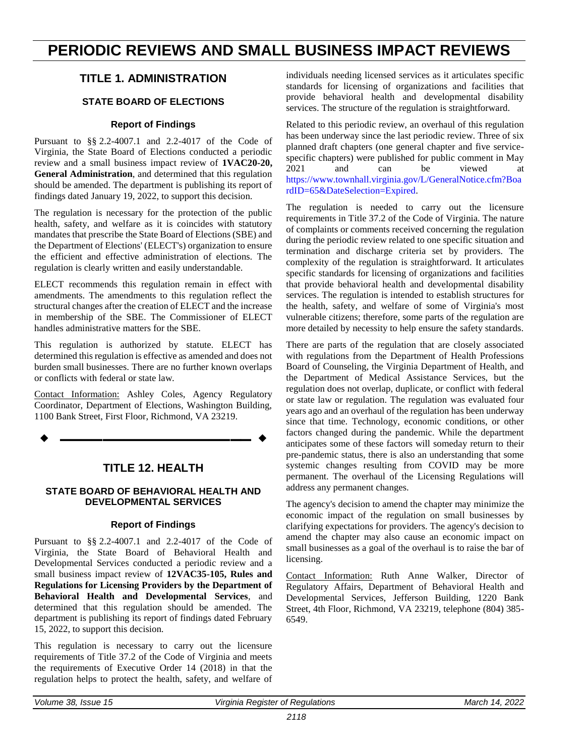# PERIODIC REVIEWS AND SMALL BUSINESS IMPACT REVIEWS

## TITLE 1. ADMINISTRATION

### STATE BOARD OF ELECTIONS

#### Report of Findings

Pursuant to §§ 2.2-4007.1 and 2.2-4017 of the Code of Virginia, the State Board of Elections conducted a periodic review and a small business impact review of **1VAC20-20, General Administration**, and determined that this regulation should be amended. The department is publishing its report of findings dated January 19, 2022, to support this decision.

The regulation is necessary for the protection of the public health, safety, and welfare as it is coincides with statutory mandates that prescribe the State Board of Elections (SBE) and the Department of Elections' (ELECT's) organization to ensure the efficient and effective administration of elections. The regulation is clearly written and easily understandable.

ELECT recommends this regulation remain in effect with amendments. The amendments to this regulation reflect the structural changes after the creation of ELECT and the increase in membership of the SBE. The Commissioner of ELECT handles administrative matters for the SBE.

This regulation is authorized by statute. ELECT has determined this regulation is effective as amended and does not burden small businesses. There are no further known overlaps or conflicts with federal or state law.

Contact Information: Ashley Coles, Agency Regulatory Coordinator, Department of Elections, Washington Building, 1100 Bank Street, First Floor, Richmond, VA 23219.

## TITLE 12. HEALTH

### STATE BOARD OF BEHAVIORAL HEALTH AND DEVELOPMENTAL SERVICES

#### Report of Findings

Pursuant to §§ 2.2-4007.1 and 2.2-4017 of the Code of Virginia, the State Board of Behavioral Health and Developmental Services conducted a periodic review and a small business impact review of **12VAC35-105, Rules and Regulations for Licensing Providers by the Department of Behavioral Health and Developmental Services**, and determined that this regulation should be amended. The department is publishing its report of findings dated February 15, 2022, to support this decision.

This regulation is necessary to carry out the licensure requirements of Title 37.2 of the Code of Virginia and meets the requirements of Executive Order 14 (2018) in that the regulation helps to protect the health, safety, and welfare of individuals needing licensed services as it articulates specific standards for licensing of organizations and facilities that provide behavioral health and developmental disability services. The structure of the regulation is straightforward.

Related to this periodic review, an overhaul of this regulation has been underway since the last periodic review. Three of six planned draft chapters (one general chapter and five service-specific chapters) were published for public comment in May 2021 and can be viewed at https://www.townhall.virginia.gov/L/GeneralNotice.cfm?BoardID=65&DateSelection=Expired.

The regulation is needed to carry out the licensure requirements in Title 37.2 of the Code of Virginia. The nature of complaints or comments received concerning the regulation during the periodic review related to one specific situation and termination and discharge criteria set by providers. The complexity of the regulation is straightforward. It articulates specific standards for licensing of organizations and facilities that provide behavioral health and developmental disability services. The regulation is intended to establish structures for the health, safety, and welfare of some of Virginia's most vulnerable citizens; therefore, some parts of the regulation are more detailed by necessity to help ensure the safety standards.

There are parts of the regulation that are closely associated with regulations from the Department of Health Professions Board of Counseling, the Virginia Department of Health, and the Department of Medical Assistance Services, but the regulation does not overlap, duplicate, or conflict with federal or state law or regulation. The regulation was evaluated four years ago and an overhaul of the regulation has been underway since that time. Technology, economic conditions, or other factors changed during the pandemic. While the department anticipates some of these factors will someday return to their pre-pandemic status, there is also an understanding that some systemic changes resulting from COVID may be more permanent. The overhaul of the Licensing Regulations will address any permanent changes.

The agency's decision to amend the chapter may minimize the economic impact of the regulation on small businesses by clarifying expectations for providers. The agency's decision to amend the chapter may also cause an economic impact on small businesses as a goal of the overhaul is to raise the bar of licensing.

Contact Information: Ruth Anne Walker, Director of Regulatory Affairs, Department of Behavioral Health and Developmental Services, Jefferson Building, 1220 Bank Street, 4th Floor, Richmond, VA 23219, telephone (804) 385-6549.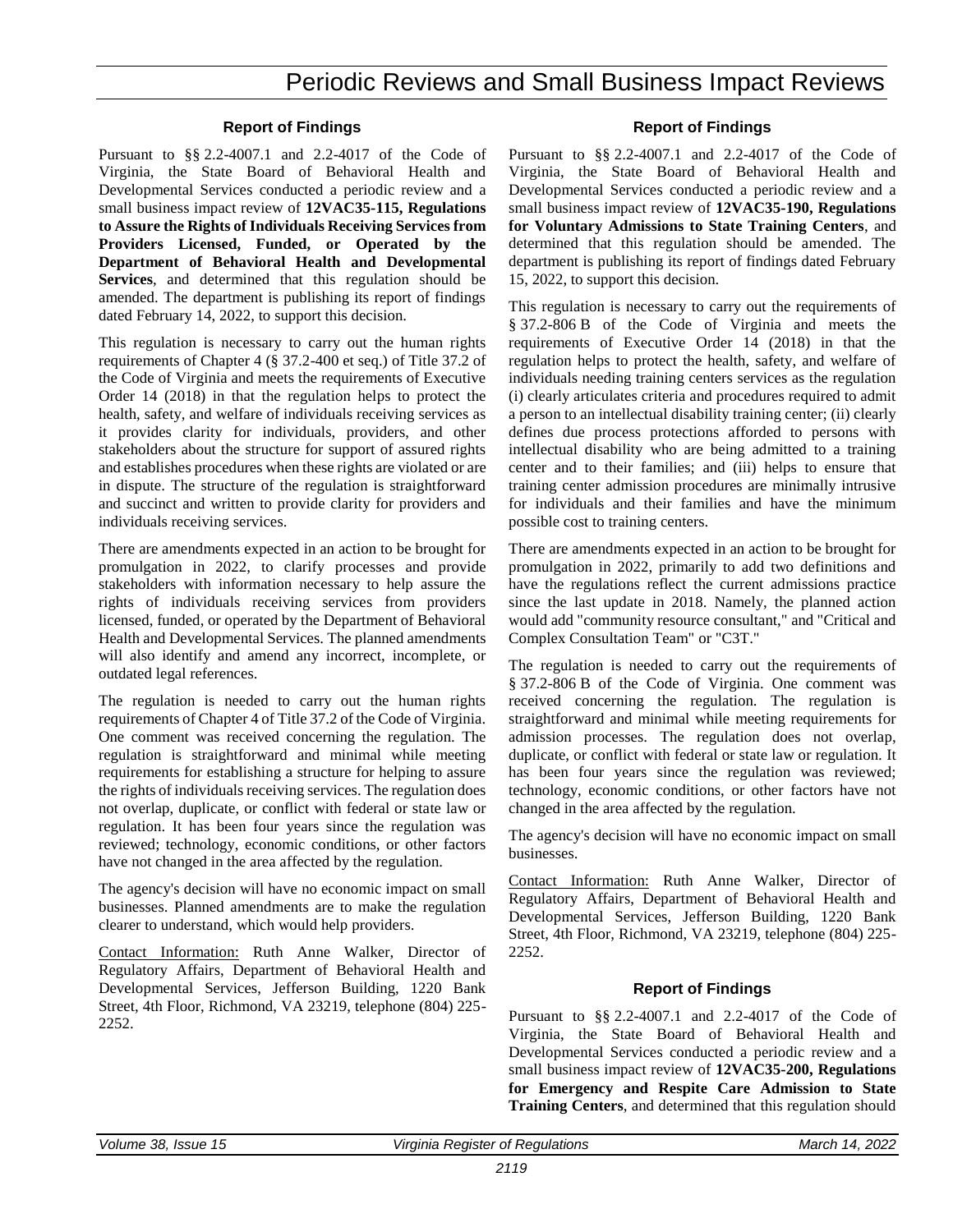# Periodic Reviews and Small Business Impact Reviews

### Report of Findings

Pursuant to §§ 2.2-4007.1 and 2.2-4017 of the Code of Virginia, the State Board of Behavioral Health and Developmental Services conducted a periodic review and a small business impact review of **12VAC35-115, Regulations to Assure the Rights of Individuals Receiving Services from Providers Licensed, Funded, or Operated by the Department of Behavioral Health and Developmental Services**, and determined that this regulation should be amended. The department is publishing its report of findings dated February 14, 2022, to support this decision.

This regulation is necessary to carry out the human rights requirements of Chapter 4 (§ 37.2-400 et seq.) of Title 37.2 of the Code of Virginia and meets the requirements of Executive Order 14 (2018) in that the regulation helps to protect the health, safety, and welfare of individuals receiving services as it provides clarity for individuals, providers, and other stakeholders about the structure for support of assured rights and establishes procedures when these rights are violated or are in dispute. The structure of the regulation is straightforward and succinct and written to provide clarity for providers and individuals receiving services.

There are amendments expected in an action to be brought for promulgation in 2022, to clarify processes and provide stakeholders with information necessary to help assure the rights of individuals receiving services from providers licensed, funded, or operated by the Department of Behavioral Health and Developmental Services. The planned amendments will also identify and amend any incorrect, incomplete, or outdated legal references.

The regulation is needed to carry out the human rights requirements of Chapter 4 of Title 37.2 of the Code of Virginia. One comment was received concerning the regulation. The regulation is straightforward and minimal while meeting requirements for establishing a structure for helping to assure the rights of individuals receiving services. The regulation does not overlap, duplicate, or conflict with federal or state law or regulation. It has been four years since the regulation was reviewed; technology, economic conditions, or other factors have not changed in the area affected by the regulation.

The agency's decision will have no economic impact on small businesses. Planned amendments are to make the regulation clearer to understand, which would help providers.

Contact Information: Ruth Anne Walker, Director of Regulatory Affairs, Department of Behavioral Health and Developmental Services, Jefferson Building, 1220 Bank Street, 4th Floor, Richmond, VA 23219, telephone (804) 225-2252.

### Report of Findings

Pursuant to §§ 2.2-4007.1 and 2.2-4017 of the Code of Virginia, the State Board of Behavioral Health and Developmental Services conducted a periodic review and a small business impact review of **12VAC35-190, Regulations for Voluntary Admissions to State Training Centers**, and determined that this regulation should be amended. The department is publishing its report of findings dated February 15, 2022, to support this decision.

This regulation is necessary to carry out the requirements of § 37.2-806 B of the Code of Virginia and meets the requirements of Executive Order 14 (2018) in that the regulation helps to protect the health, safety, and welfare of individuals needing training centers services as the regulation (i) clearly articulates criteria and procedures required to admit a person to an intellectual disability training center; (ii) clearly defines due process protections afforded to persons with intellectual disability who are being admitted to a training center and to their families; and (iii) helps to ensure that training center admission procedures are minimally intrusive for individuals and their families and have the minimum possible cost to training centers.

There are amendments expected in an action to be brought for promulgation in 2022, primarily to add two definitions and have the regulations reflect the current admissions practice since the last update in 2018. Namely, the planned action would add "community resource consultant," and "Critical and Complex Consultation Team" or "C3T."

The regulation is needed to carry out the requirements of § 37.2-806 B of the Code of Virginia. One comment was received concerning the regulation. The regulation is straightforward and minimal while meeting requirements for admission processes. The regulation does not overlap, duplicate, or conflict with federal or state law or regulation. It has been four years since the regulation was reviewed; technology, economic conditions, or other factors have not changed in the area affected by the regulation.

The agency's decision will have no economic impact on small businesses.

Contact Information: Ruth Anne Walker, Director of Regulatory Affairs, Department of Behavioral Health and Developmental Services, Jefferson Building, 1220 Bank Street, 4th Floor, Richmond, VA 23219, telephone (804) 225-2252.

### Report of Findings

Pursuant to §§ 2.2-4007.1 and 2.2-4017 of the Code of Virginia, the State Board of Behavioral Health and Developmental Services conducted a periodic review and a small business impact review of **12VAC35-200, Regulations for Emergency and Respite Care Admission to State Training Centers**, and determined that this regulation should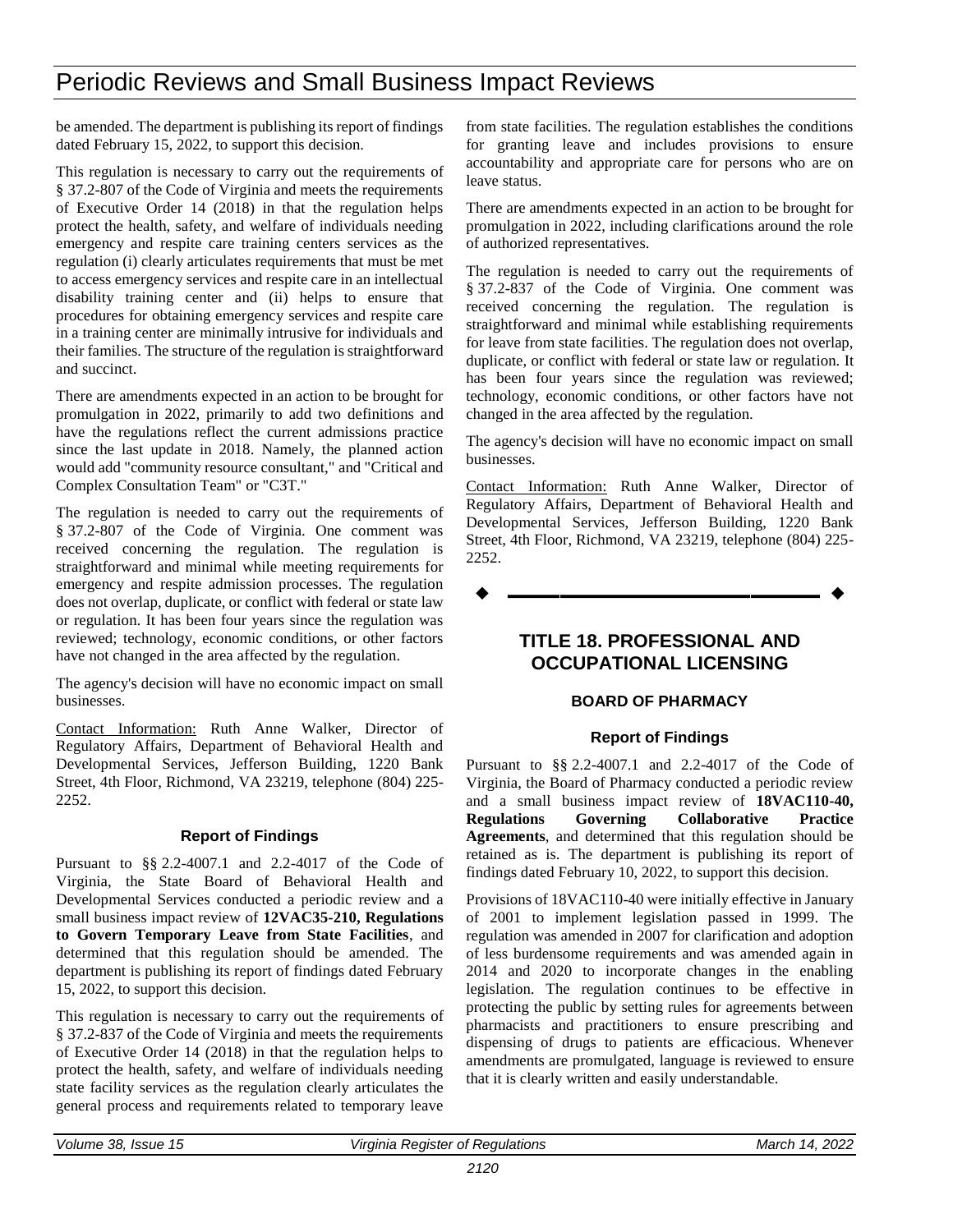be amended. The department is publishing its report of findings dated February 15, 2022, to support this decision.

This regulation is necessary to carry out the requirements of § 37.2-807 of the Code of Virginia and meets the requirements of Executive Order 14 (2018) in that the regulation helps protect the health, safety, and welfare of individuals needing emergency and respite care training centers services as the regulation (i) clearly articulates requirements that must be met to access emergency services and respite care in an intellectual disability training center and (ii) helps to ensure that procedures for obtaining emergency services and respite care in a training center are minimally intrusive for individuals and their families. The structure of the regulation is straightforward and succinct.

There are amendments expected in an action to be brought for promulgation in 2022, primarily to add two definitions and have the regulations reflect the current admissions practice since the last update in 2018. Namely, the planned action would add "community resource consultant," and "Critical and Complex Consultation Team" or "C3T."

The regulation is needed to carry out the requirements of § 37.2-807 of the Code of Virginia. One comment was received concerning the regulation. The regulation is straightforward and minimal while meeting requirements for emergency and respite admission processes. The regulation does not overlap, duplicate, or conflict with federal or state law or regulation. It has been four years since the regulation was reviewed; technology, economic conditions, or other factors have not changed in the area affected by the regulation.

The agency's decision will have no economic impact on small businesses.

Contact Information: Ruth Anne Walker, Director of Regulatory Affairs, Department of Behavioral Health and Developmental Services, Jefferson Building, 1220 Bank Street, 4th Floor, Richmond, VA 23219, telephone (804) 225-2252.

### Report of Findings

Pursuant to §§ 2.2-4007.1 and 2.2-4017 of the Code of Virginia, the State Board of Behavioral Health and Developmental Services conducted a periodic review and a small business impact review of **12VAC35-210, Regulations to Govern Temporary Leave from State Facilities**, and determined that this regulation should be amended. The department is publishing its report of findings dated February 15, 2022, to support this decision.

This regulation is necessary to carry out the requirements of § 37.2-837 of the Code of Virginia and meets the requirements of Executive Order 14 (2018) in that the regulation helps to protect the health, safety, and welfare of individuals needing state facility services as the regulation clearly articulates the general process and requirements related to temporary leave from state facilities. The regulation establishes the conditions for granting leave and includes provisions to ensure accountability and appropriate care for persons who are on leave status.

There are amendments expected in an action to be brought for promulgation in 2022, including clarifications around the role of authorized representatives.

The regulation is needed to carry out the requirements of § 37.2-837 of the Code of Virginia. One comment was received concerning the regulation. The regulation is straightforward and minimal while establishing requirements for leave from state facilities. The regulation does not overlap, duplicate, or conflict with federal or state law or regulation. It has been four years since the regulation was reviewed; technology, economic conditions, or other factors have not changed in the area affected by the regulation.

The agency's decision will have no economic impact on small businesses.

Contact Information: Ruth Anne Walker, Director of Regulatory Affairs, Department of Behavioral Health and Developmental Services, Jefferson Building, 1220 Bank Street, 4th Floor, Richmond, VA 23219, telephone (804) 225-2252.

---

# TITLE 18. PROFESSIONAL AND OCCUPATIONAL LICENSING

## BOARD OF PHARMACY

### Report of Findings

Pursuant to §§ 2.2-4007.1 and 2.2-4017 of the Code of Virginia, the Board of Pharmacy conducted a periodic review and a small business impact review of **18VAC110-40, Regulations Governing Collaborative Practice Agreements**, and determined that this regulation should be retained as is. The department is publishing its report of findings dated February 10, 2022, to support this decision.

Provisions of 18VAC110-40 were initially effective in January of 2001 to implement legislation passed in 1999. The regulation was amended in 2007 for clarification and adoption of less burdensome requirements and was amended again in 2014 and 2020 to incorporate changes in the enabling legislation. The regulation continues to be effective in protecting the public by setting rules for agreements between pharmacists and practitioners to ensure prescribing and dispensing of drugs to patients are efficacious. Whenever amendments are promulgated, language is reviewed to ensure that it is clearly written and easily understandable.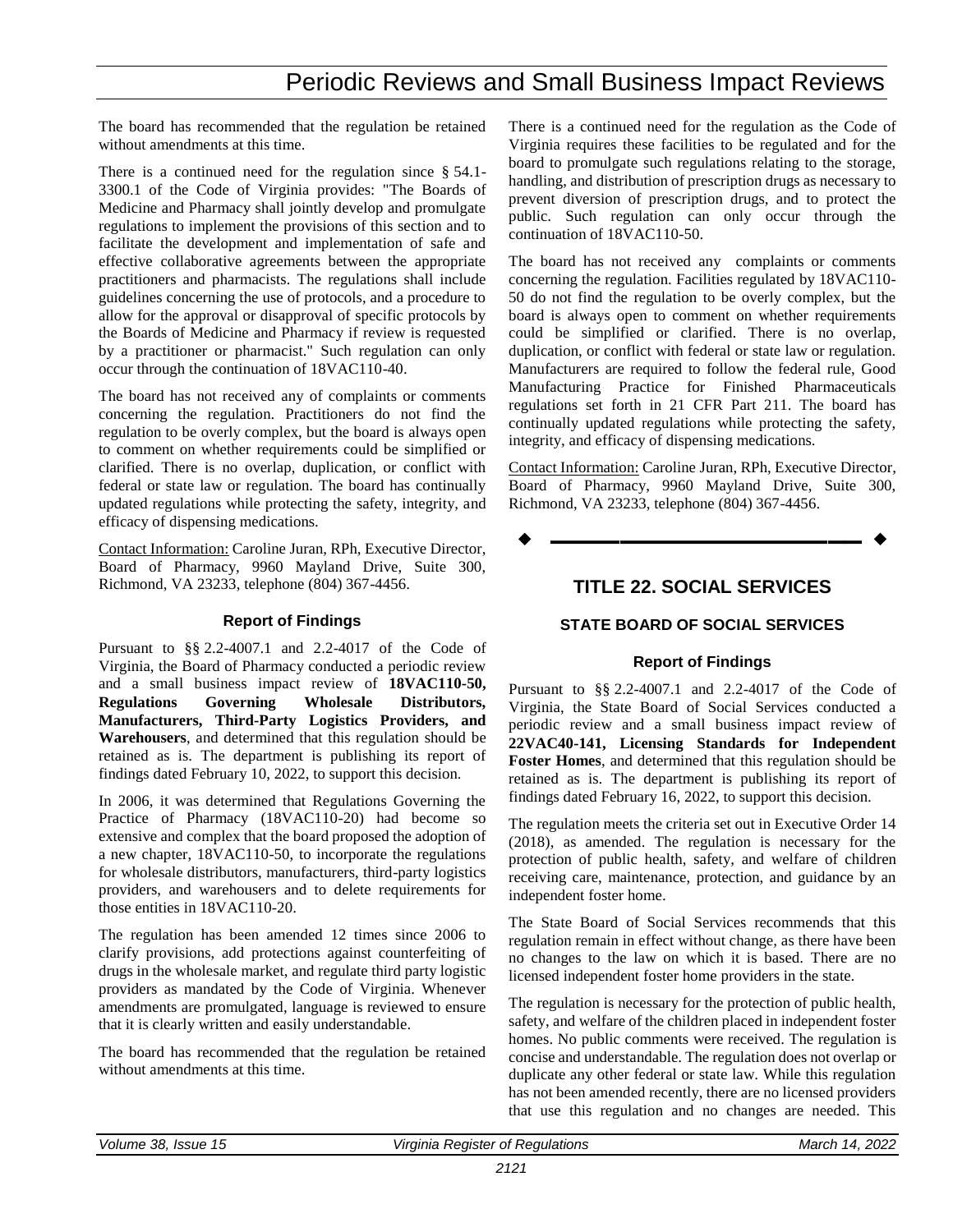The board has recommended that the regulation be retained without amendments at this time.

There is a continued need for the regulation since § 54.1-3300.1 of the Code of Virginia provides: "The Boards of Medicine and Pharmacy shall jointly develop and promulgate regulations to implement the provisions of this section and to facilitate the development and implementation of safe and effective collaborative agreements between the appropriate practitioners and pharmacists. The regulations shall include guidelines concerning the use of protocols, and a procedure to allow for the approval or disapproval of specific protocols by the Boards of Medicine and Pharmacy if review is requested by a practitioner or pharmacist." Such regulation can only occur through the continuation of 18VAC110-40.

The board has not received any of complaints or comments concerning the regulation. Practitioners do not find the regulation to be overly complex, but the board is always open to comment on whether requirements could be simplified or clarified. There is no overlap, duplication, or conflict with federal or state law or regulation. The board has continually updated regulations while protecting the safety, integrity, and efficacy of dispensing medications.

Contact Information: Caroline Juran, RPh, Executive Director, Board of Pharmacy, 9960 Mayland Drive, Suite 300, Richmond, VA 23233, telephone (804) 367-4456.

### Report of Findings

Pursuant to §§ 2.2-4007.1 and 2.2-4017 of the Code of Virginia, the Board of Pharmacy conducted a periodic review and a small business impact review of **18VAC110-50, Regulations Governing Wholesale Distributors, Manufacturers, Third-Party Logistics Providers, and Warehousers**, and determined that this regulation should be retained as is. The department is publishing its report of findings dated February 10, 2022, to support this decision.

In 2006, it was determined that Regulations Governing the Practice of Pharmacy (18VAC110-20) had become so extensive and complex that the board proposed the adoption of a new chapter, 18VAC110-50, to incorporate the regulations for wholesale distributors, manufacturers, third-party logistics providers, and warehousers and to delete requirements for those entities in 18VAC110-20.

The regulation has been amended 12 times since 2006 to clarify provisions, add protections against counterfeiting of drugs in the wholesale market, and regulate third party logistic providers as mandated by the Code of Virginia. Whenever amendments are promulgated, language is reviewed to ensure that it is clearly written and easily understandable.

The board has recommended that the regulation be retained without amendments at this time.

There is a continued need for the regulation as the Code of Virginia requires these facilities to be regulated and for the board to promulgate such regulations relating to the storage, handling, and distribution of prescription drugs as necessary to prevent diversion of prescription drugs, and to protect the public. Such regulation can only occur through the continuation of 18VAC110-50.

The board has not received any complaints or comments concerning the regulation. Facilities regulated by 18VAC110-50 do not find the regulation to be overly complex, but the board is always open to comment on whether requirements could be simplified or clarified. There is no overlap, duplication, or conflict with federal or state law or regulation. Manufacturers are required to follow the federal rule, Good Manufacturing Practice for Finished Pharmaceuticals regulations set forth in 21 CFR Part 211. The board has continually updated regulations while protecting the safety, integrity, and efficacy of dispensing medications.

Contact Information: Caroline Juran, RPh, Executive Director, Board of Pharmacy, 9960 Mayland Drive, Suite 300, Richmond, VA 23233, telephone (804) 367-4456.

---

## TITLE 22. SOCIAL SERVICES

### STATE BOARD OF SOCIAL SERVICES

### Report of Findings

Pursuant to §§ 2.2-4007.1 and 2.2-4017 of the Code of Virginia, the State Board of Social Services conducted a periodic review and a small business impact review of **22VAC40-141, Licensing Standards for Independent Foster Homes**, and determined that this regulation should be retained as is. The department is publishing its report of findings dated February 16, 2022, to support this decision.

The regulation meets the criteria set out in Executive Order 14 (2018), as amended. The regulation is necessary for the protection of public health, safety, and welfare of children receiving care, maintenance, protection, and guidance by an independent foster home.

The State Board of Social Services recommends that this regulation remain in effect without change, as there have been no changes to the law on which it is based. There are no licensed independent foster home providers in the state.

The regulation is necessary for the protection of public health, safety, and welfare of the children placed in independent foster homes. No public comments were received. The regulation is concise and understandable. The regulation does not overlap or duplicate any other federal or state law. While this regulation has not been amended recently, there are no licensed providers that use this regulation and no changes are needed. This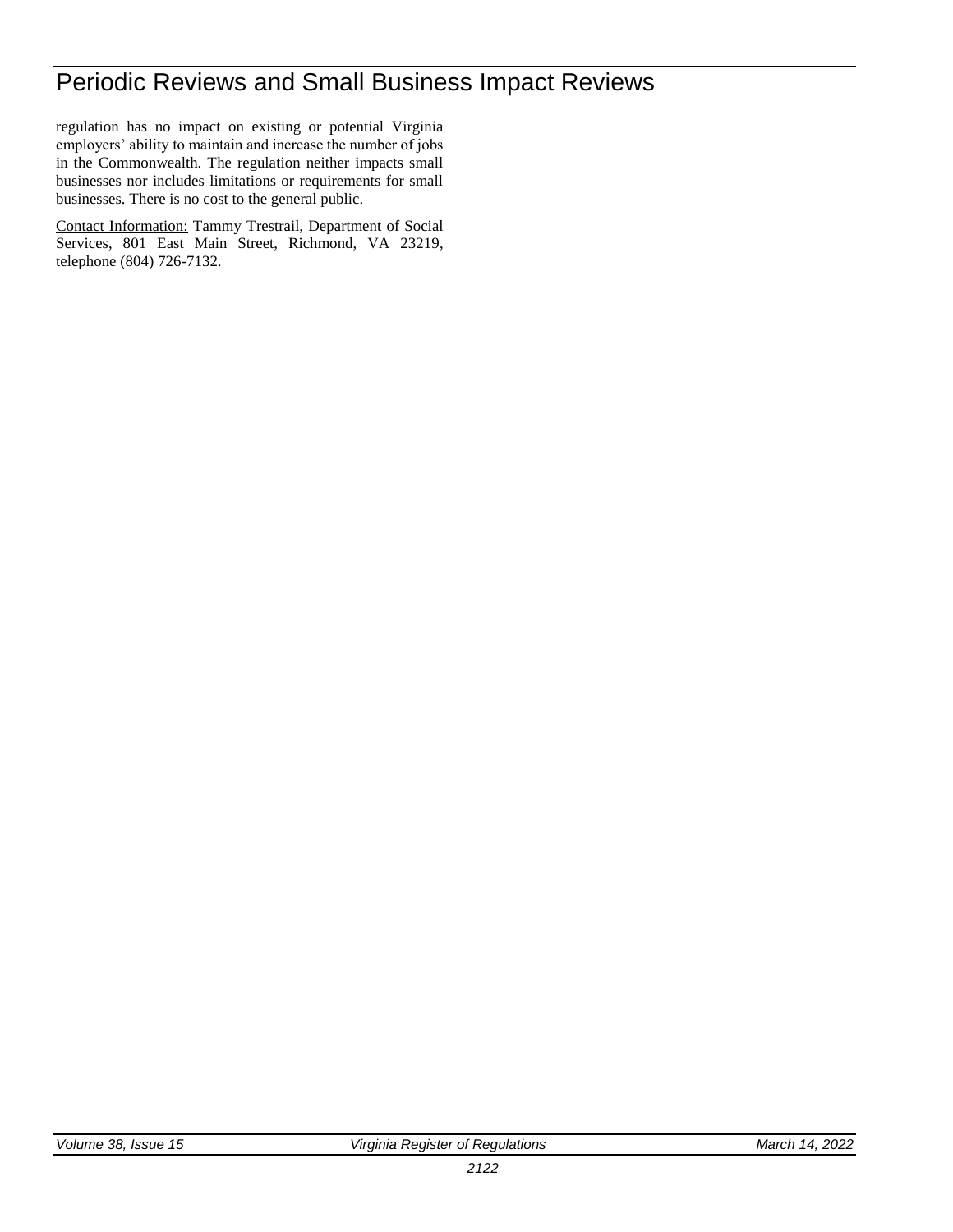regulation has no impact on existing or potential Virginia employers' ability to maintain and increase the number of jobs in the Commonwealth. The regulation neither impacts small businesses nor includes limitations or requirements for small businesses. There is no cost to the general public.

Contact Information: Tammy Trestrail, Department of Social Services, 801 East Main Street, Richmond, VA 23219, telephone (804) 726-7132.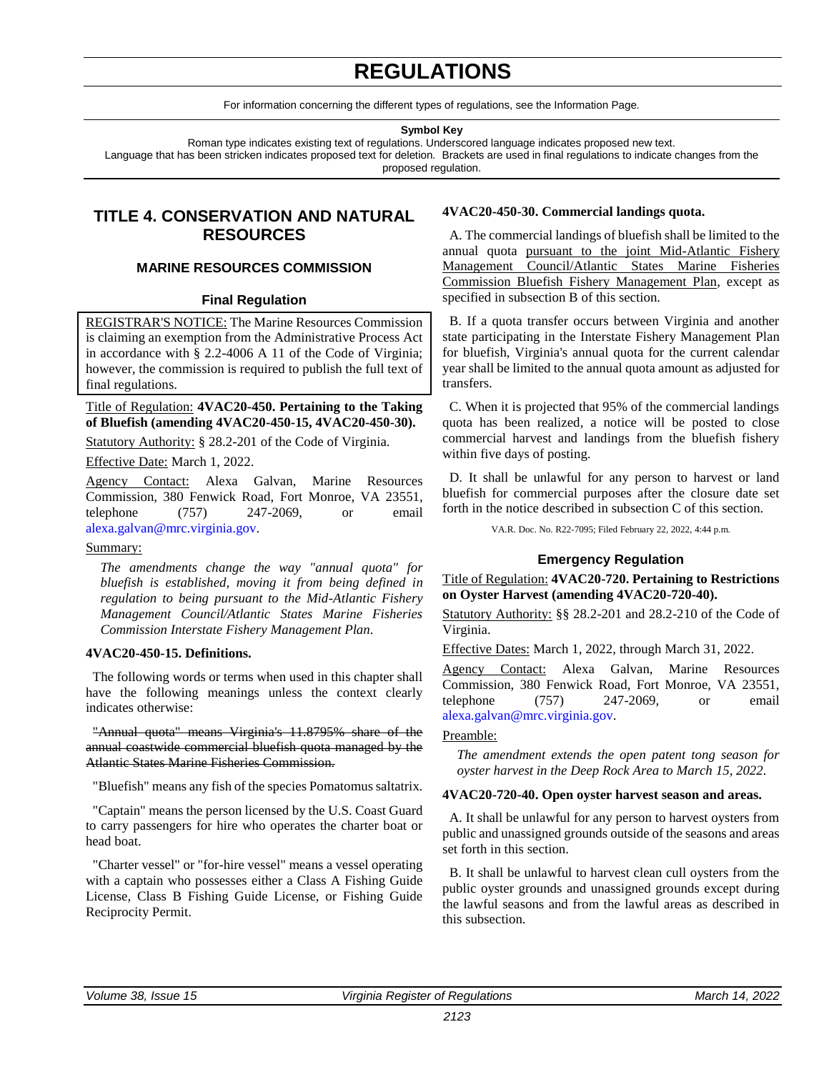# REGULATIONS

For information concerning the different types of regulations, see the Information Page.

**Symbol Key**

Roman type indicates existing text of regulations. Underscored language indicates proposed new text.
Language that has been stricken indicates proposed text for deletion. Brackets are used in final regulations to indicate changes from the proposed regulation.

## TITLE 4. CONSERVATION AND NATURAL RESOURCES

### MARINE RESOURCES COMMISSION

#### Final Regulation

REGISTRAR'S NOTICE: The Marine Resources Commission is claiming an exemption from the Administrative Process Act in accordance with § 2.2-4006 A 11 of the Code of Virginia; however, the commission is required to publish the full text of final regulations.

Title of Regulation: **4VAC20-450. Pertaining to the Taking of Bluefish (amending 4VAC20-450-15, 4VAC20-450-30).**

Statutory Authority: § 28.2-201 of the Code of Virginia.

Effective Date: March 1, 2022.

Agency Contact: Alexa Galvan, Marine Resources Commission, 380 Fenwick Road, Fort Monroe, VA 23551, telephone (757) 247-2069, or email alexa.galvan@mrc.virginia.gov.

Summary:

*The amendments change the way "annual quota" for bluefish is established, moving it from being defined in regulation to being pursuant to the Mid-Atlantic Fishery Management Council/Atlantic States Marine Fisheries Commission Interstate Fishery Management Plan.*

**4VAC20-450-15. Definitions.**

The following words or terms when used in this chapter shall have the following meanings unless the context clearly indicates otherwise:

~~"Annual quota" means Virginia's 11.8795% share of the annual coastwide commercial bluefish quota managed by the Atlantic States Marine Fisheries Commission.~~

"Bluefish" means any fish of the species Pomatomus saltatrix.

"Captain" means the person licensed by the U.S. Coast Guard to carry passengers for hire who operates the charter boat or head boat.

"Charter vessel" or "for-hire vessel" means a vessel operating with a captain who possesses either a Class A Fishing Guide License, Class B Fishing Guide License, or Fishing Guide Reciprocity Permit.

**4VAC20-450-30. Commercial landings quota.**

A. The commercial landings of bluefish shall be limited to the annual quota pursuant to the joint Mid-Atlantic Fishery Management Council/Atlantic States Marine Fisheries Commission Bluefish Fishery Management Plan, except as specified in subsection B of this section.

B. If a quota transfer occurs between Virginia and another state participating in the Interstate Fishery Management Plan for bluefish, Virginia's annual quota for the current calendar year shall be limited to the annual quota amount as adjusted for transfers.

C. When it is projected that 95% of the commercial landings quota has been realized, a notice will be posted to close commercial harvest and landings from the bluefish fishery within five days of posting.

D. It shall be unlawful for any person to harvest or land bluefish for commercial purposes after the closure date set forth in the notice described in subsection C of this section.

VA.R. Doc. No. R22-7095; Filed February 22, 2022, 4:44 p.m.

#### Emergency Regulation

Title of Regulation: **4VAC20-720. Pertaining to Restrictions on Oyster Harvest (amending 4VAC20-720-40).**

Statutory Authority: §§ 28.2-201 and 28.2-210 of the Code of Virginia.

Effective Dates: March 1, 2022, through March 31, 2022.

Agency Contact: Alexa Galvan, Marine Resources Commission, 380 Fenwick Road, Fort Monroe, VA 23551, telephone (757) 247-2069, or email alexa.galvan@mrc.virginia.gov.

Preamble:

*The amendment extends the open patent tong season for oyster harvest in the Deep Rock Area to March 15, 2022.*

**4VAC20-720-40. Open oyster harvest season and areas.**

A. It shall be unlawful for any person to harvest oysters from public and unassigned grounds outside of the seasons and areas set forth in this section.

B. It shall be unlawful to harvest clean cull oysters from the public oyster grounds and unassigned grounds except during the lawful seasons and from the lawful areas as described in this subsection.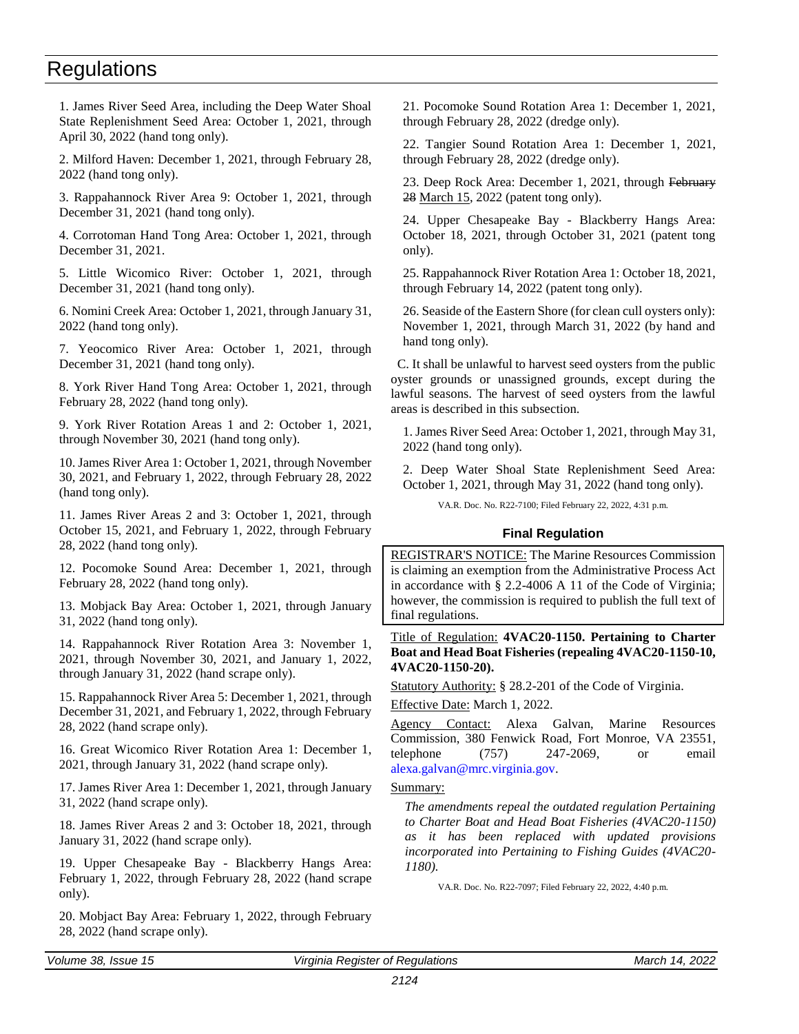1. James River Seed Area, including the Deep Water Shoal State Replenishment Seed Area: October 1, 2021, through April 30, 2022 (hand tong only).

2. Milford Haven: December 1, 2021, through February 28, 2022 (hand tong only).

3. Rappahannock River Area 9: October 1, 2021, through December 31, 2021 (hand tong only).

4. Corrotoman Hand Tong Area: October 1, 2021, through December 31, 2021.

5. Little Wicomico River: October 1, 2021, through December 31, 2021 (hand tong only).

6. Nomini Creek Area: October 1, 2021, through January 31, 2022 (hand tong only).

7. Yeocomico River Area: October 1, 2021, through December 31, 2021 (hand tong only).

8. York River Hand Tong Area: October 1, 2021, through February 28, 2022 (hand tong only).

9. York River Rotation Areas 1 and 2: October 1, 2021, through November 30, 2021 (hand tong only).

10. James River Area 1: October 1, 2021, through November 30, 2021, and February 1, 2022, through February 28, 2022 (hand tong only).

11. James River Areas 2 and 3: October 1, 2021, through October 15, 2021, and February 1, 2022, through February 28, 2022 (hand tong only).

12. Pocomoke Sound Area: December 1, 2021, through February 28, 2022 (hand tong only).

13. Mobjack Bay Area: October 1, 2021, through January 31, 2022 (hand tong only).

14. Rappahannock River Rotation Area 3: November 1, 2021, through November 30, 2021, and January 1, 2022, through January 31, 2022 (hand scrape only).

15. Rappahannock River Area 5: December 1, 2021, through December 31, 2021, and February 1, 2022, through February 28, 2022 (hand scrape only).

16. Great Wicomico River Rotation Area 1: December 1, 2021, through January 31, 2022 (hand scrape only).

17. James River Area 1: December 1, 2021, through January 31, 2022 (hand scrape only).

18. James River Areas 2 and 3: October 18, 2021, through January 31, 2022 (hand scrape only).

19. Upper Chesapeake Bay - Blackberry Hangs Area: February 1, 2022, through February 28, 2022 (hand scrape only).

20. Mobjact Bay Area: February 1, 2022, through February 28, 2022 (hand scrape only).

21. Pocomoke Sound Rotation Area 1: December 1, 2021, through February 28, 2022 (dredge only).

22. Tangier Sound Rotation Area 1: December 1, 2021, through February 28, 2022 (dredge only).

23. Deep Rock Area: December 1, 2021, through ~~February 28~~ March 15, 2022 (patent tong only).

24. Upper Chesapeake Bay - Blackberry Hangs Area: October 18, 2021, through October 31, 2021 (patent tong only).

25. Rappahannock River Rotation Area 1: October 18, 2021, through February 14, 2022 (patent tong only).

26. Seaside of the Eastern Shore (for clean cull oysters only): November 1, 2021, through March 31, 2022 (by hand and hand tong only).

C. It shall be unlawful to harvest seed oysters from the public oyster grounds or unassigned grounds, except during the lawful seasons. The harvest of seed oysters from the lawful areas is described in this subsection.

1. James River Seed Area: October 1, 2021, through May 31, 2022 (hand tong only).

2. Deep Water Shoal State Replenishment Seed Area: October 1, 2021, through May 31, 2022 (hand tong only).

VA.R. Doc. No. R22-7100; Filed February 22, 2022, 4:31 p.m.

### Final Regulation

REGISTRAR'S NOTICE: The Marine Resources Commission is claiming an exemption from the Administrative Process Act in accordance with § 2.2-4006 A 11 of the Code of Virginia; however, the commission is required to publish the full text of final regulations.

Title of Regulation: **4VAC20-1150. Pertaining to Charter Boat and Head Boat Fisheries (repealing 4VAC20-1150-10, 4VAC20-1150-20).**

Statutory Authority: § 28.2-201 of the Code of Virginia.

Effective Date: March 1, 2022.

Agency Contact: Alexa Galvan, Marine Resources Commission, 380 Fenwick Road, Fort Monroe, VA 23551, telephone (757) 247-2069, or email alexa.galvan@mrc.virginia.gov.

Summary:

*The amendments repeal the outdated regulation Pertaining to Charter Boat and Head Boat Fisheries (4VAC20-1150) as it has been replaced with updated provisions incorporated into Pertaining to Fishing Guides (4VAC20-1180).*

VA.R. Doc. No. R22-7097; Filed February 22, 2022, 4:40 p.m.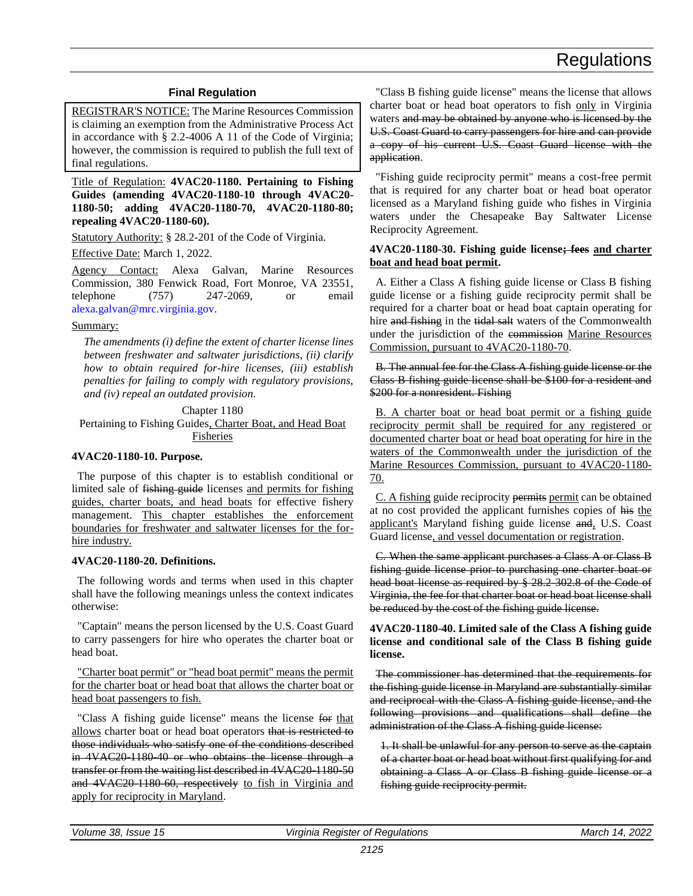## Final Regulation

<u>REGISTRAR'S NOTICE:</u> The Marine Resources Commission is claiming an exemption from the Administrative Process Act in accordance with § 2.2-4006 A 11 of the Code of Virginia; however, the commission is required to publish the full text of final regulations.

<u>Title of Regulation:</u> **4VAC20-1180. Pertaining to Fishing Guides (amending 4VAC20-1180-10 through 4VAC20-1180-50; adding 4VAC20-1180-70, 4VAC20-1180-80; repealing 4VAC20-1180-60).**

<u>Statutory Authority:</u> § 28.2-201 of the Code of Virginia.

<u>Effective Date:</u> March 1, 2022.

<u>Agency Contact:</u> Alexa Galvan, Marine Resources Commission, 380 Fenwick Road, Fort Monroe, VA 23551, telephone (757) 247-2069, or email alexa.galvan@mrc.virginia.gov.

<u>Summary:</u>

*The amendments (i) define the extent of charter license lines between freshwater and saltwater jurisdictions, (ii) clarify how to obtain required for-hire licenses, (iii) establish penalties for failing to comply with regulatory provisions, and (iv) repeal an outdated provision.*

Chapter 1180
Pertaining to Fishing Guides<u>, Charter Boat, and Head Boat Fisheries</u>

**4VAC20-1180-10. Purpose.**

The purpose of this chapter is to establish conditional or limited sale of ~~fishing guide~~ licenses <u>and permits for fishing guides, charter boats, and head boats</u> for effective fishery management. <u>This chapter establishes the enforcement boundaries for freshwater and saltwater licenses for the for-hire industry.</u>

**4VAC20-1180-20. Definitions.**

The following words and terms when used in this chapter shall have the following meanings unless the context indicates otherwise:

"Captain" means the person licensed by the U.S. Coast Guard to carry passengers for hire who operates the charter boat or head boat.

<u>"Charter boat permit" or "head boat permit" means the permit for the charter boat or head boat that allows the charter boat or head boat passengers to fish.</u>

"Class A fishing guide license" means the license ~~for~~ <u>that allows</u> charter boat or head boat operators ~~that is restricted to those individuals who satisfy one of the conditions described in 4VAC20-1180-40 or who obtains the license through a transfer or from the waiting list described in 4VAC20-1180-50 and 4VAC20-1180-60, respectively~~ <u>to fish in Virginia and apply for reciprocity in Maryland</u>.

"Class B fishing guide license" means the license that allows charter boat or head boat operators to fish <u>only</u> in Virginia waters ~~and may be obtained by anyone who is licensed by the U.S. Coast Guard to carry passengers for hire and can provide a copy of his current U.S. Coast Guard license with the application~~.

"Fishing guide reciprocity permit" means a cost-free permit that is required for any charter boat or head boat operator licensed as a Maryland fishing guide who fishes in Virginia waters under the Chesapeake Bay Saltwater License Reciprocity Agreement.

**4VAC20-1180-30. Fishing guide license~~; fees~~ <u>and charter boat and head boat permit</u>.**

A. Either a Class A fishing guide license or Class B fishing guide license or a fishing guide reciprocity permit shall be required for a charter boat or head boat captain operating for hire ~~and fishing~~ in the ~~tidal salt~~ waters of the Commonwealth under the jurisdiction of the ~~commission~~ <u>Marine Resources Commission, pursuant to 4VAC20-1180-70</u>.

~~B. The annual fee for the Class A fishing guide license or the Class B fishing guide license shall be $100 for a resident and $200 for a nonresident. Fishing~~

<u>B. A charter boat or head boat permit or a fishing guide reciprocity permit shall be required for any registered or documented charter boat or head boat operating for hire in the waters of the Commonwealth under the jurisdiction of the Marine Resources Commission, pursuant to 4VAC20-1180-70.</u>

<u>C. A fishing</u> guide reciprocity ~~permits~~ <u>permit</u> can be obtained at no cost provided the applicant furnishes copies of ~~his~~ <u>the applicant's</u> Maryland fishing guide license ~~and~~<u>,</u> U.S. Coast Guard license<u>, and vessel documentation or registration</u>.

~~C. When the same applicant purchases a Class A or Class B fishing guide license prior to purchasing one charter boat or head boat license as required by § 28.2-302.8 of the Code of Virginia, the fee for that charter boat or head boat license shall be reduced by the cost of the fishing guide license.~~

**4VAC20-1180-40. Limited sale of the Class A fishing guide license and conditional sale of the Class B fishing guide license.**

~~The commissioner has determined that the requirements for the fishing guide license in Maryland are substantially similar and reciprocal with the Class A fishing guide license, and the following provisions and qualifications shall define the administration of the Class A fishing guide license:~~

~~1. It shall be unlawful for any person to serve as the captain of a charter boat or head boat without first qualifying for and obtaining a Class A or Class B fishing guide license or a fishing guide reciprocity permit.~~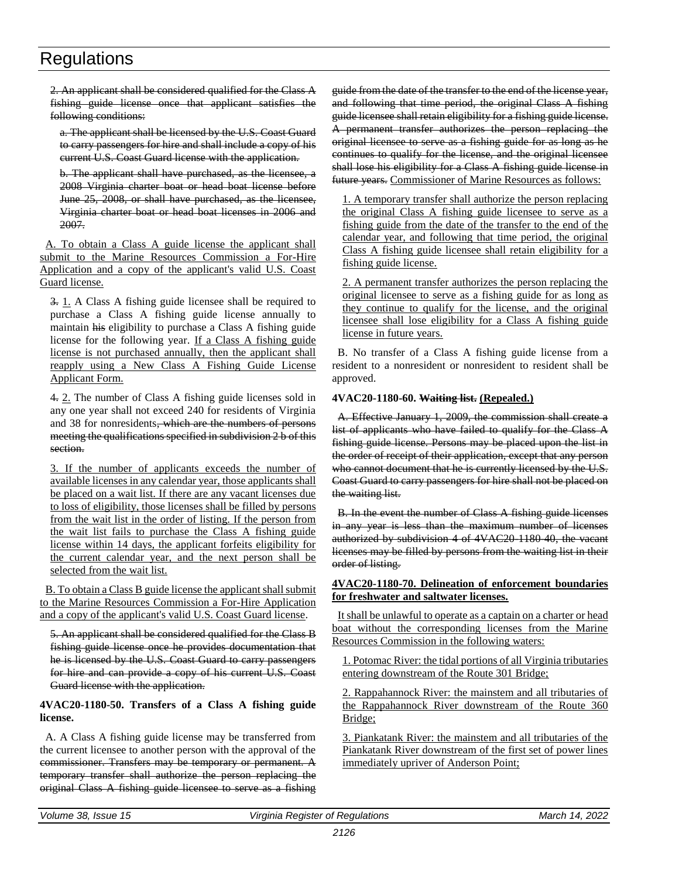2. An applicant shall be considered qualified for the Class A fishing guide license once that applicant satisfies the following conditions:

a. The applicant shall be licensed by the U.S. Coast Guard to carry passengers for hire and shall include a copy of his current U.S. Coast Guard license with the application.

b. The applicant shall have purchased, as the licensee, a 2008 Virginia charter boat or head boat license before June 25, 2008, or shall have purchased, as the licensee, Virginia charter boat or head boat licenses in 2006 and 2007.

A. To obtain a Class A guide license the applicant shall submit to the Marine Resources Commission a For-Hire Application and a copy of the applicant's valid U.S. Coast Guard license.

3. 1. A Class A fishing guide licensee shall be required to purchase a Class A fishing guide license annually to maintain his eligibility to purchase a Class A fishing guide license for the following year. If a Class A fishing guide license is not purchased annually, then the applicant shall reapply using a New Class A Fishing Guide License Applicant Form.

4. 2. The number of Class A fishing guide licenses sold in any one year shall not exceed 240 for residents of Virginia and 38 for nonresidents, which are the numbers of persons meeting the qualifications specified in subdivision 2 b of this section.

3. If the number of applicants exceeds the number of available licenses in any calendar year, those applicants shall be placed on a wait list. If there are any vacant licenses due to loss of eligibility, those licenses shall be filled by persons from the wait list in the order of listing. If the person from the wait list fails to purchase the Class A fishing guide license within 14 days, the applicant forfeits eligibility for the current calendar year, and the next person shall be selected from the wait list.

B. To obtain a Class B guide license the applicant shall submit to the Marine Resources Commission a For-Hire Application and a copy of the applicant's valid U.S. Coast Guard license.

5. An applicant shall be considered qualified for the Class B fishing guide license once he provides documentation that he is licensed by the U.S. Coast Guard to carry passengers for hire and can provide a copy of his current U.S. Coast Guard license with the application.

**4VAC20-1180-50. Transfers of a Class A fishing guide license.**

A. A Class A fishing guide license may be transferred from the current licensee to another person with the approval of the commissioner. Transfers may be temporary or permanent. A temporary transfer shall authorize the person replacing the original Class A fishing guide licensee to serve as a fishing guide from the date of the transfer to the end of the license year, and following that time period, the original Class A fishing guide licensee shall retain eligibility for a fishing guide license. A permanent transfer authorizes the person replacing the original licensee to serve as a fishing guide for as long as he continues to qualify for the license, and the original licensee shall lose his eligibility for a Class A fishing guide license in future years. Commissioner of Marine Resources as follows:

1. A temporary transfer shall authorize the person replacing the original Class A fishing guide licensee to serve as a fishing guide from the date of the transfer to the end of the calendar year, and following that time period, the original Class A fishing guide licensee shall retain eligibility for a fishing guide license.

2. A permanent transfer authorizes the person replacing the original licensee to serve as a fishing guide for as long as they continue to qualify for the license, and the original licensee shall lose eligibility for a Class A fishing guide license in future years.

B. No transfer of a Class A fishing guide license from a resident to a nonresident or nonresident to resident shall be approved.

**4VAC20-1180-60. Waiting list. (Repealed.)**

A. Effective January 1, 2009, the commission shall create a list of applicants who have failed to qualify for the Class A fishing guide license. Persons may be placed upon the list in the order of receipt of their application, except that any person who cannot document that he is currently licensed by the U.S. Coast Guard to carry passengers for hire shall not be placed on the waiting list.

B. In the event the number of Class A fishing guide licenses in any year is less than the maximum number of licenses authorized by subdivision 4 of 4VAC20-1180-40, the vacant licenses may be filled by persons from the waiting list in their order of listing.

**4VAC20-1180-70. Delineation of enforcement boundaries for freshwater and saltwater licenses.**

It shall be unlawful to operate as a captain on a charter or head boat without the corresponding licenses from the Marine Resources Commission in the following waters:

1. Potomac River: the tidal portions of all Virginia tributaries entering downstream of the Route 301 Bridge;

2. Rappahannock River: the mainstem and all tributaries of the Rappahannock River downstream of the Route 360 Bridge;

3. Piankatank River: the mainstem and all tributaries of the Piankatank River downstream of the first set of power lines immediately upriver of Anderson Point;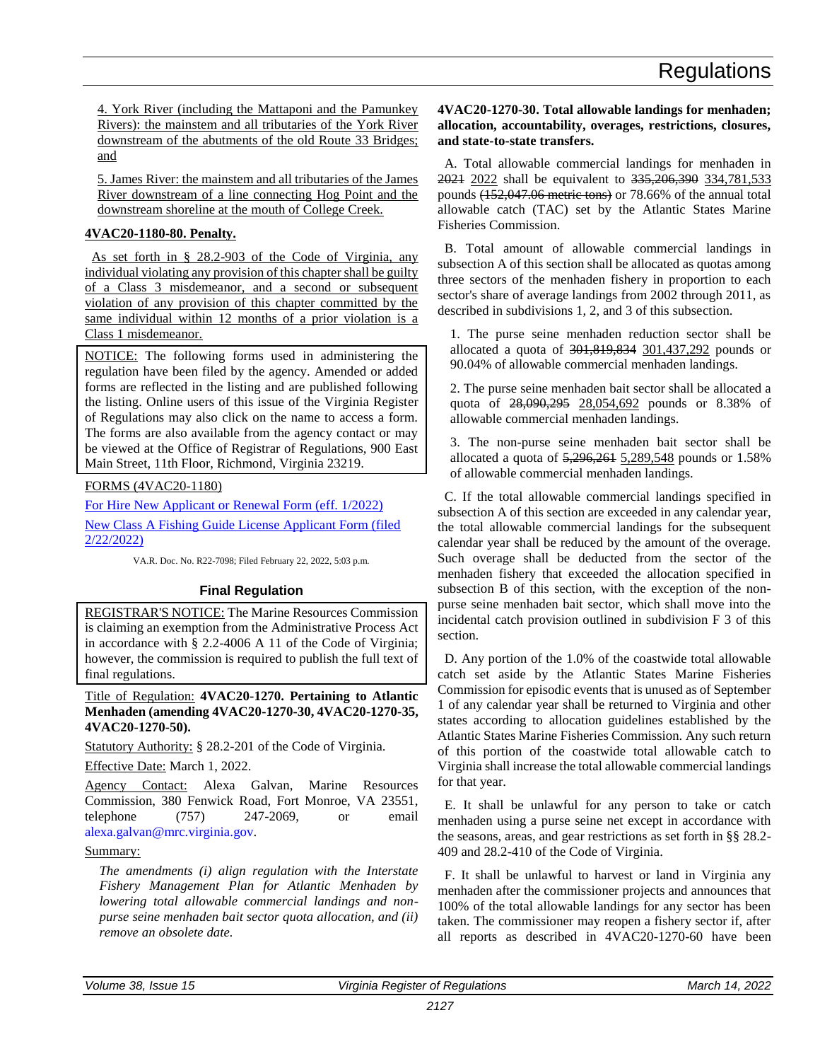4. York River (including the Mattaponi and the Pamunkey Rivers): the mainstem and all tributaries of the York River downstream of the abutments of the old Route 33 Bridges; and

5. James River: the mainstem and all tributaries of the James River downstream of a line connecting Hog Point and the downstream shoreline at the mouth of College Creek.

**4VAC20-1180-80. Penalty.**

As set forth in § 28.2-903 of the Code of Virginia, any individual violating any provision of this chapter shall be guilty of a Class 3 misdemeanor, and a second or subsequent violation of any provision of this chapter committed by the same individual within 12 months of a prior violation is a Class 1 misdemeanor.

NOTICE: The following forms used in administering the regulation have been filed by the agency. Amended or added forms are reflected in the listing and are published following the listing. Online users of this issue of the Virginia Register of Regulations may also click on the name to access a form. The forms are also available from the agency contact or may be viewed at the Office of Registrar of Regulations, 900 East Main Street, 11th Floor, Richmond, Virginia 23219.

FORMS (4VAC20-1180)

For Hire New Applicant or Renewal Form (eff. 1/2022)

New Class A Fishing Guide License Applicant Form (filed 2/22/2022)

VA.R. Doc. No. R22-7098; Filed February 22, 2022, 5:03 p.m.

## Final Regulation

REGISTRAR'S NOTICE: The Marine Resources Commission is claiming an exemption from the Administrative Process Act in accordance with § 2.2-4006 A 11 of the Code of Virginia; however, the commission is required to publish the full text of final regulations.

Title of Regulation: **4VAC20-1270. Pertaining to Atlantic Menhaden (amending 4VAC20-1270-30, 4VAC20-1270-35, 4VAC20-1270-50).**

Statutory Authority: § 28.2-201 of the Code of Virginia.

Effective Date: March 1, 2022.

Agency Contact: Alexa Galvan, Marine Resources Commission, 380 Fenwick Road, Fort Monroe, VA 23551, telephone (757) 247-2069, or email alexa.galvan@mrc.virginia.gov.

Summary:

*The amendments (i) align regulation with the Interstate Fishery Management Plan for Atlantic Menhaden by lowering total allowable commercial landings and non-purse seine menhaden bait sector quota allocation, and (ii) remove an obsolete date.*

**4VAC20-1270-30. Total allowable landings for menhaden; allocation, accountability, overages, restrictions, closures, and state-to-state transfers.**

A. Total allowable commercial landings for menhaden in ~~2021~~ 2022 shall be equivalent to ~~335,206,390~~ 334,781,533 pounds ~~(152,047.06 metric tons)~~ or 78.66% of the annual total allowable catch (TAC) set by the Atlantic States Marine Fisheries Commission.

B. Total amount of allowable commercial landings in subsection A of this section shall be allocated as quotas among three sectors of the menhaden fishery in proportion to each sector's share of average landings from 2002 through 2011, as described in subdivisions 1, 2, and 3 of this subsection.

1. The purse seine menhaden reduction sector shall be allocated a quota of ~~301,819,834~~ 301,437,292 pounds or 90.04% of allowable commercial menhaden landings.

2. The purse seine menhaden bait sector shall be allocated a quota of ~~28,090,295~~ 28,054,692 pounds or 8.38% of allowable commercial menhaden landings.

3. The non-purse seine menhaden bait sector shall be allocated a quota of ~~5,296,261~~ 5,289,548 pounds or 1.58% of allowable commercial menhaden landings.

C. If the total allowable commercial landings specified in subsection A of this section are exceeded in any calendar year, the total allowable commercial landings for the subsequent calendar year shall be reduced by the amount of the overage. Such overage shall be deducted from the sector of the menhaden fishery that exceeded the allocation specified in subsection B of this section, with the exception of the non-purse seine menhaden bait sector, which shall move into the incidental catch provision outlined in subdivision F 3 of this section.

D. Any portion of the 1.0% of the coastwide total allowable catch set aside by the Atlantic States Marine Fisheries Commission for episodic events that is unused as of September 1 of any calendar year shall be returned to Virginia and other states according to allocation guidelines established by the Atlantic States Marine Fisheries Commission. Any such return of this portion of the coastwide total allowable catch to Virginia shall increase the total allowable commercial landings for that year.

E. It shall be unlawful for any person to take or catch menhaden using a purse seine net except in accordance with the seasons, areas, and gear restrictions as set forth in §§ 28.2-409 and 28.2-410 of the Code of Virginia.

F. It shall be unlawful to harvest or land in Virginia any menhaden after the commissioner projects and announces that 100% of the total allowable landings for any sector has been taken. The commissioner may reopen a fishery sector if, after all reports as described in 4VAC20-1270-60 have been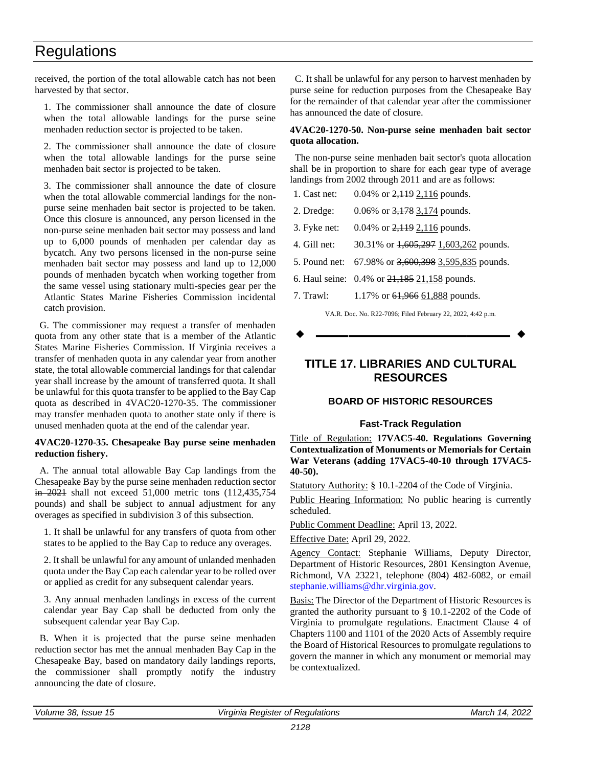received, the portion of the total allowable catch has not been harvested by that sector.

1. The commissioner shall announce the date of closure when the total allowable landings for the purse seine menhaden reduction sector is projected to be taken.

2. The commissioner shall announce the date of closure when the total allowable landings for the purse seine menhaden bait sector is projected to be taken.

3. The commissioner shall announce the date of closure when the total allowable commercial landings for the non-purse seine menhaden bait sector is projected to be taken. Once this closure is announced, any person licensed in the non-purse seine menhaden bait sector may possess and land up to 6,000 pounds of menhaden per calendar day as bycatch. Any two persons licensed in the non-purse seine menhaden bait sector may possess and land up to 12,000 pounds of menhaden bycatch when working together from the same vessel using stationary multi-species gear per the Atlantic States Marine Fisheries Commission incidental catch provision.

G. The commissioner may request a transfer of menhaden quota from any other state that is a member of the Atlantic States Marine Fisheries Commission. If Virginia receives a transfer of menhaden quota in any calendar year from another state, the total allowable commercial landings for that calendar year shall increase by the amount of transferred quota. It shall be unlawful for this quota transfer to be applied to the Bay Cap quota as described in 4VAC20-1270-35. The commissioner may transfer menhaden quota to another state only if there is unused menhaden quota at the end of the calendar year.

**4VAC20-1270-35. Chesapeake Bay purse seine menhaden reduction fishery.**

A. The annual total allowable Bay Cap landings from the Chesapeake Bay by the purse seine menhaden reduction sector ~~in 2021~~ shall not exceed 51,000 metric tons (112,435,754 pounds) and shall be subject to annual adjustment for any overages as specified in subdivision 3 of this subsection.

1. It shall be unlawful for any transfers of quota from other states to be applied to the Bay Cap to reduce any overages.

2. It shall be unlawful for any amount of unlanded menhaden quota under the Bay Cap each calendar year to be rolled over or applied as credit for any subsequent calendar years.

3. Any annual menhaden landings in excess of the current calendar year Bay Cap shall be deducted from only the subsequent calendar year Bay Cap.

B. When it is projected that the purse seine menhaden reduction sector has met the annual menhaden Bay Cap in the Chesapeake Bay, based on mandatory daily landings reports, the commissioner shall promptly notify the industry announcing the date of closure.

C. It shall be unlawful for any person to harvest menhaden by purse seine for reduction purposes from the Chesapeake Bay for the remainder of that calendar year after the commissioner has announced the date of closure.

**4VAC20-1270-50. Non-purse seine menhaden bait sector quota allocation.**

The non-purse seine menhaden bait sector's quota allocation shall be in proportion to share for each gear type of average landings from 2002 through 2011 and are as follows:

| | |
|---|---|
| 1. Cast net: | 0.04% or ~~2,119~~ <u>2,116</u> pounds. |
| 2. Dredge: | 0.06% or ~~3,178~~ <u>3,174</u> pounds. |
| 3. Fyke net: | 0.04% or ~~2,119~~ <u>2,116</u> pounds. |
| 4. Gill net: | 30.31% or ~~1,605,297~~ <u>1,603,262</u> pounds. |
| 5. Pound net: | 67.98% or ~~3,600,398~~ <u>3,595,835</u> pounds. |
| 6. Haul seine: | 0.4% or ~~21,185~~ <u>21,158</u> pounds. |
| 7. Trawl: | 1.17% or ~~61,966~~ <u>61,888</u> pounds. |

VA.R. Doc. No. R22-7096; Filed February 22, 2022, 4:42 p.m.

# TITLE 17. LIBRARIES AND CULTURAL RESOURCES

## BOARD OF HISTORIC RESOURCES

### Fast-Track Regulation

<u>Title of Regulation:</u> **17VAC5-40. Regulations Governing Contextualization of Monuments or Memorials for Certain War Veterans (adding 17VAC5-40-10 through 17VAC5-40-50).**

<u>Statutory Authority:</u> § 10.1-2204 of the Code of Virginia.

<u>Public Hearing Information:</u> No public hearing is currently scheduled.

<u>Public Comment Deadline:</u> April 13, 2022.

<u>Effective Date:</u> April 29, 2022.

<u>Agency Contact:</u> Stephanie Williams, Deputy Director, Department of Historic Resources, 2801 Kensington Avenue, Richmond, VA 23221, telephone (804) 482-6082, or email stephanie.williams@dhr.virginia.gov.

<u>Basis:</u> The Director of the Department of Historic Resources is granted the authority pursuant to § 10.1-2202 of the Code of Virginia to promulgate regulations. Enactment Clause 4 of Chapters 1100 and 1101 of the 2020 Acts of Assembly require the Board of Historical Resources to promulgate regulations to govern the manner in which any monument or memorial may be contextualized.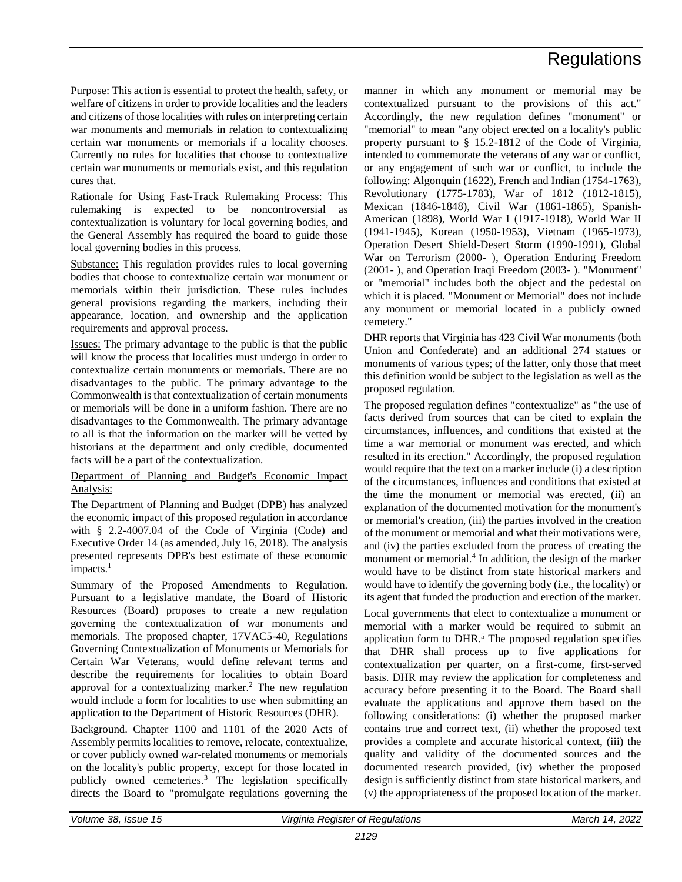Purpose: This action is essential to protect the health, safety, or welfare of citizens in order to provide localities and the leaders and citizens of those localities with rules on interpreting certain war monuments and memorials in relation to contextualizing certain war monuments or memorials if a locality chooses. Currently no rules for localities that choose to contextualize certain war monuments or memorials exist, and this regulation cures that.

Rationale for Using Fast-Track Rulemaking Process: This rulemaking is expected to be noncontroversial as contextualization is voluntary for local governing bodies, and the General Assembly has required the board to guide those local governing bodies in this process.

Substance: This regulation provides rules to local governing bodies that choose to contextualize certain war monument or memorials within their jurisdiction. These rules includes general provisions regarding the markers, including their appearance, location, and ownership and the application requirements and approval process.

Issues: The primary advantage to the public is that the public will know the process that localities must undergo in order to contextualize certain monuments or memorials. There are no disadvantages to the public. The primary advantage to the Commonwealth is that contextualization of certain monuments or memorials will be done in a uniform fashion. There are no disadvantages to the Commonwealth. The primary advantage to all is that the information on the marker will be vetted by historians at the department and only credible, documented facts will be a part of the contextualization.

Department of Planning and Budget's Economic Impact Analysis:

The Department of Planning and Budget (DPB) has analyzed the economic impact of this proposed regulation in accordance with § 2.2-4007.04 of the Code of Virginia (Code) and Executive Order 14 (as amended, July 16, 2018). The analysis presented represents DPB's best estimate of these economic impacts.[1]

Summary of the Proposed Amendments to Regulation. Pursuant to a legislative mandate, the Board of Historic Resources (Board) proposes to create a new regulation governing the contextualization of war monuments and memorials. The proposed chapter, 17VAC5-40, Regulations Governing Contextualization of Monuments or Memorials for Certain War Veterans, would define relevant terms and describe the requirements for localities to obtain Board approval for a contextualizing marker.[2] The new regulation would include a form for localities to use when submitting an application to the Department of Historic Resources (DHR).

Background. Chapter 1100 and 1101 of the 2020 Acts of Assembly permits localities to remove, relocate, contextualize, or cover publicly owned war-related monuments or memorials on the locality's public property, except for those located in publicly owned cemeteries.[3] The legislation specifically directs the Board to "promulgate regulations governing the manner in which any monument or memorial may be contextualized pursuant to the provisions of this act." Accordingly, the new regulation defines "monument" or "memorial" to mean "any object erected on a locality's public property pursuant to § 15.2-1812 of the Code of Virginia, intended to commemorate the veterans of any war or conflict, or any engagement of such war or conflict, to include the following: Algonquin (1622), French and Indian (1754-1763), Revolutionary (1775-1783), War of 1812 (1812-1815), Mexican (1846-1848), Civil War (1861-1865), Spanish-American (1898), World War I (1917-1918), World War II (1941-1945), Korean (1950-1953), Vietnam (1965-1973), Operation Desert Shield-Desert Storm (1990-1991), Global War on Terrorism (2000- ), Operation Enduring Freedom (2001- ), and Operation Iraqi Freedom (2003- ). "Monument" or "memorial" includes both the object and the pedestal on which it is placed. "Monument or Memorial" does not include any monument or memorial located in a publicly owned cemetery."

DHR reports that Virginia has 423 Civil War monuments (both Union and Confederate) and an additional 274 statues or monuments of various types; of the latter, only those that meet this definition would be subject to the legislation as well as the proposed regulation.

The proposed regulation defines "contextualize" as "the use of facts derived from sources that can be cited to explain the circumstances, influences, and conditions that existed at the time a war memorial or monument was erected, and which resulted in its erection." Accordingly, the proposed regulation would require that the text on a marker include (i) a description of the circumstances, influences and conditions that existed at the time the monument or memorial was erected, (ii) an explanation of the documented motivation for the monument's or memorial's creation, (iii) the parties involved in the creation of the monument or memorial and what their motivations were, and (iv) the parties excluded from the process of creating the monument or memorial.[4] In addition, the design of the marker would have to be distinct from state historical markers and would have to identify the governing body (i.e., the locality) or its agent that funded the production and erection of the marker.

Local governments that elect to contextualize a monument or memorial with a marker would be required to submit an application form to DHR.[5] The proposed regulation specifies that DHR shall process up to five applications for contextualization per quarter, on a first-come, first-served basis. DHR may review the application for completeness and accuracy before presenting it to the Board. The Board shall evaluate the applications and approve them based on the following considerations: (i) whether the proposed marker contains true and correct text, (ii) whether the proposed text provides a complete and accurate historical context, (iii) the quality and validity of the documented sources and the documented research provided, (iv) whether the proposed design is sufficiently distinct from state historical markers, and (v) the appropriateness of the proposed location of the marker.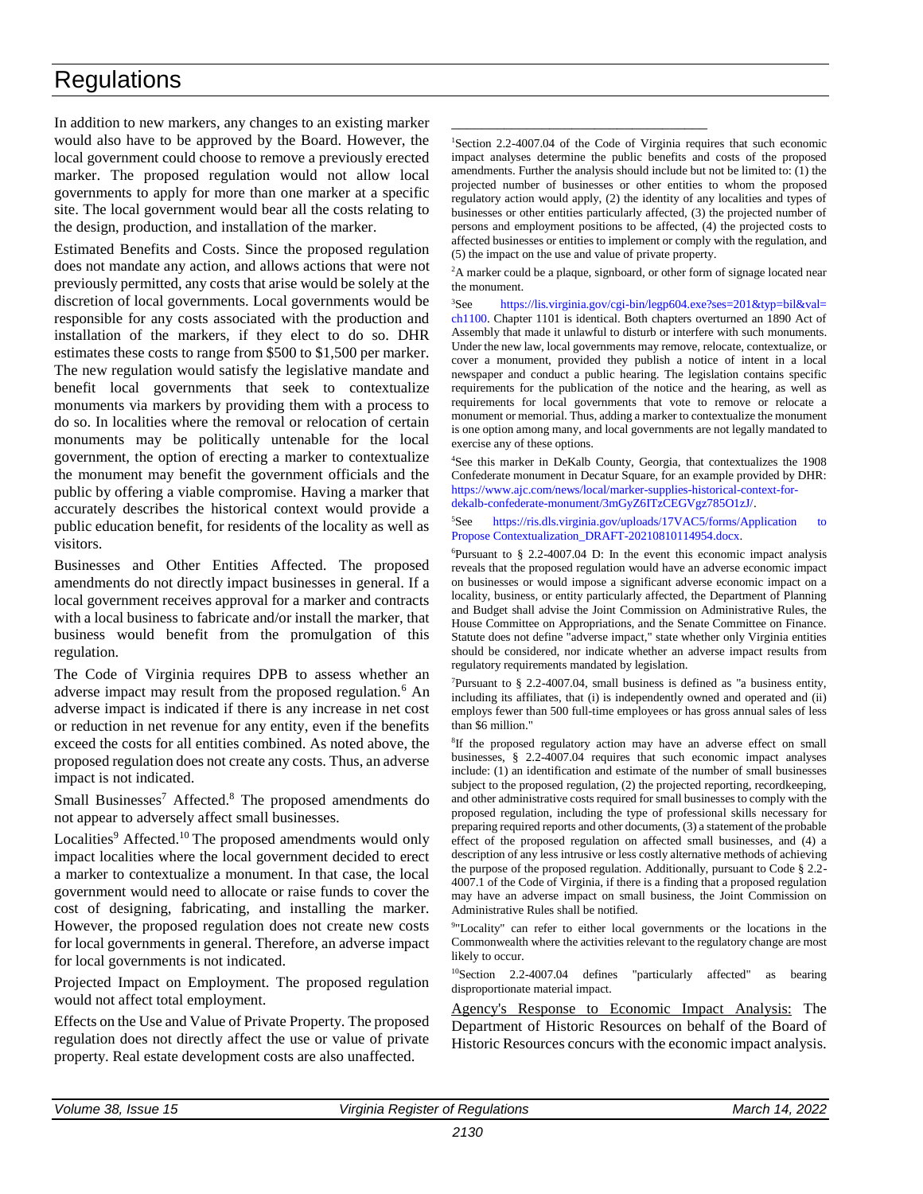In addition to new markers, any changes to an existing marker would also have to be approved by the Board. However, the local government could choose to remove a previously erected marker. The proposed regulation would not allow local governments to apply for more than one marker at a specific site. The local government would bear all the costs relating to the design, production, and installation of the marker.

Estimated Benefits and Costs. Since the proposed regulation does not mandate any action, and allows actions that were not previously permitted, any costs that arise would be solely at the discretion of local governments. Local governments would be responsible for any costs associated with the production and installation of the markers, if they elect to do so. DHR estimates these costs to range from $500 to $1,500 per marker. The new regulation would satisfy the legislative mandate and benefit local governments that seek to contextualize monuments via markers by providing them with a process to do so. In localities where the removal or relocation of certain monuments may be politically untenable for the local government, the option of erecting a marker to contextualize the monument may benefit the government officials and the public by offering a viable compromise. Having a marker that accurately describes the historical context would provide a public education benefit, for residents of the locality as well as visitors.

Businesses and Other Entities Affected. The proposed amendments do not directly impact businesses in general. If a local government receives approval for a marker and contracts with a local business to fabricate and/or install the marker, that business would benefit from the promulgation of this regulation.

The Code of Virginia requires DPB to assess whether an adverse impact may result from the proposed regulation.[6] An adverse impact is indicated if there is any increase in net cost or reduction in net revenue for any entity, even if the benefits exceed the costs for all entities combined. As noted above, the proposed regulation does not create any costs. Thus, an adverse impact is not indicated.

Small Businesses[7] Affected.[8] The proposed amendments do not appear to adversely affect small businesses.

Localities[9] Affected.[10] The proposed amendments would only impact localities where the local government decided to erect a marker to contextualize a monument. In that case, the local government would need to allocate or raise funds to cover the cost of designing, fabricating, and installing the marker. However, the proposed regulation does not create new costs for local governments in general. Therefore, an adverse impact for local governments is not indicated.

Projected Impact on Employment. The proposed regulation would not affect total employment.

Effects on the Use and Value of Private Property. The proposed regulation does not directly affect the use or value of private property. Real estate development costs are also unaffected.

---

[1]Section 2.2-4007.04 of the Code of Virginia requires that such economic impact analyses determine the public benefits and costs of the proposed amendments. Further the analysis should include but not be limited to: (1) the projected number of businesses or other entities to whom the proposed regulatory action would apply, (2) the identity of any localities and types of businesses or other entities particularly affected, (3) the projected number of persons and employment positions to be affected, (4) the projected costs to affected businesses or entities to implement or comply with the regulation, and (5) the impact on the use and value of private property.

[2]A marker could be a plaque, signboard, or other form of signage located near the monument.

[3]See https://lis.virginia.gov/cgi-bin/legp604.exe?ses=201&typ=bil&val=ch1100. Chapter 1101 is identical. Both chapters overturned an 1890 Act of Assembly that made it unlawful to disturb or interfere with such monuments. Under the new law, local governments may remove, relocate, contextualize, or cover a monument, provided they publish a notice of intent in a local newspaper and conduct a public hearing. The legislation contains specific requirements for the publication of the notice and the hearing, as well as requirements for local governments that vote to remove or relocate a monument or memorial. Thus, adding a marker to contextualize the monument is one option among many, and local governments are not legally mandated to exercise any of these options.

[4]See this marker in DeKalb County, Georgia, that contextualizes the 1908 Confederate monument in Decatur Square, for an example provided by DHR: https://www.ajc.com/news/local/marker-supplies-historical-context-for-dekalb-confederate-monument/3mGyZ6ITzCEGVgz785O1zJ/.

[5]See https://ris.dls.virginia.gov/uploads/17VAC5/forms/Application to Propose Contextualization_DRAFT-20210810114954.docx.

[6]Pursuant to § 2.2-4007.04 D: In the event this economic impact analysis reveals that the proposed regulation would have an adverse economic impact on businesses or would impose a significant adverse economic impact on a locality, business, or entity particularly affected, the Department of Planning and Budget shall advise the Joint Commission on Administrative Rules, the House Committee on Appropriations, and the Senate Committee on Finance. Statute does not define "adverse impact," state whether only Virginia entities should be considered, nor indicate whether an adverse impact results from regulatory requirements mandated by legislation.

[7]Pursuant to § 2.2-4007.04, small business is defined as "a business entity, including its affiliates, that (i) is independently owned and operated and (ii) employs fewer than 500 full-time employees or has gross annual sales of less than $6 million."

[8]If the proposed regulatory action may have an adverse effect on small businesses, § 2.2-4007.04 requires that such economic impact analyses include: (1) an identification and estimate of the number of small businesses subject to the proposed regulation, (2) the projected reporting, recordkeeping, and other administrative costs required for small businesses to comply with the proposed regulation, including the type of professional skills necessary for preparing required reports and other documents, (3) a statement of the probable effect of the proposed regulation on affected small businesses, and (4) a description of any less intrusive or less costly alternative methods of achieving the purpose of the proposed regulation. Additionally, pursuant to Code § 2.2-4007.1 of the Code of Virginia, if there is a finding that a proposed regulation may have an adverse impact on small business, the Joint Commission on Administrative Rules shall be notified.

[9]"Locality" can refer to either local governments or the locations in the Commonwealth where the activities relevant to the regulatory change are most likely to occur.

[10]Section 2.2-4007.04 defines "particularly affected" as bearing disproportionate material impact.

Agency's Response to Economic Impact Analysis: The Department of Historic Resources on behalf of the Board of Historic Resources concurs with the economic impact analysis.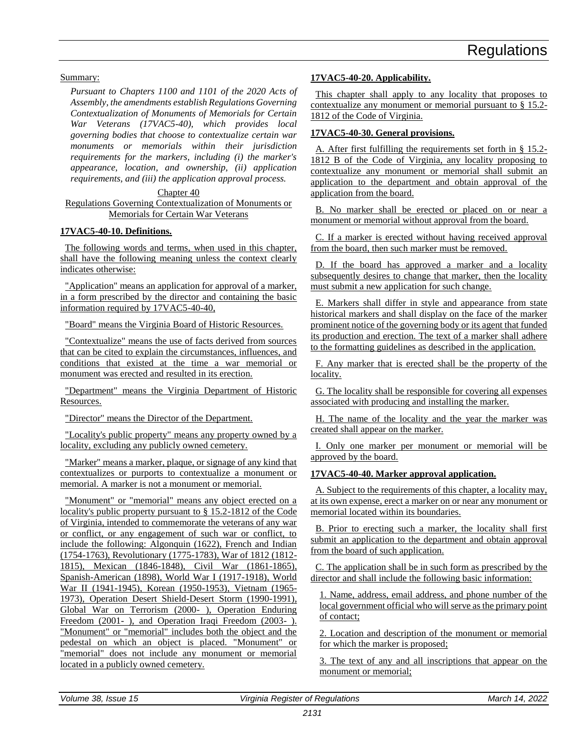Summary:

*Pursuant to Chapters 1100 and 1101 of the 2020 Acts of Assembly, the amendments establish Regulations Governing Contextualization of Monuments of Memorials for Certain War Veterans (17VAC5-40), which provides local governing bodies that choose to contextualize certain war monuments or memorials within their jurisdiction requirements for the markers, including (i) the marker's appearance, location, and ownership, (ii) application requirements, and (iii) the application approval process.*

Chapter 40
Regulations Governing Contextualization of Monuments or Memorials for Certain War Veterans

**17VAC5-40-10. Definitions.**

The following words and terms, when used in this chapter, shall have the following meaning unless the context clearly indicates otherwise:

"Application" means an application for approval of a marker, in a form prescribed by the director and containing the basic information required by 17VAC5-40-40,

"Board" means the Virginia Board of Historic Resources.

"Contextualize" means the use of facts derived from sources that can be cited to explain the circumstances, influences, and conditions that existed at the time a war memorial or monument was erected and resulted in its erection.

"Department" means the Virginia Department of Historic Resources.

"Director" means the Director of the Department.

"Locality's public property" means any property owned by a locality, excluding any publicly owned cemetery.

"Marker" means a marker, plaque, or signage of any kind that contextualizes or purports to contextualize a monument or memorial. A marker is not a monument or memorial.

"Monument" or "memorial" means any object erected on a locality's public property pursuant to § 15.2-1812 of the Code of Virginia, intended to commemorate the veterans of any war or conflict, or any engagement of such war or conflict, to include the following: Algonquin (1622), French and Indian (1754-1763), Revolutionary (1775-1783), War of 1812 (1812-1815), Mexican (1846-1848), Civil War (1861-1865), Spanish-American (1898), World War I (1917-1918), World War II (1941-1945), Korean (1950-1953), Vietnam (1965-1973), Operation Desert Shield-Desert Storm (1990-1991), Global War on Terrorism (2000- ), Operation Enduring Freedom (2001- ), and Operation Iraqi Freedom (2003- ). "Monument" or "memorial" includes both the object and the pedestal on which an object is placed. "Monument" or "memorial" does not include any monument or memorial located in a publicly owned cemetery.

**17VAC5-40-20. Applicability.**

This chapter shall apply to any locality that proposes to contextualize any monument or memorial pursuant to § 15.2-1812 of the Code of Virginia.

**17VAC5-40-30. General provisions.**

A. After first fulfilling the requirements set forth in § 15.2-1812 B of the Code of Virginia, any locality proposing to contextualize any monument or memorial shall submit an application to the department and obtain approval of the application from the board.

B. No marker shall be erected or placed on or near a monument or memorial without approval from the board.

C. If a marker is erected without having received approval from the board, then such marker must be removed.

D. If the board has approved a marker and a locality subsequently desires to change that marker, then the locality must submit a new application for such change.

E. Markers shall differ in style and appearance from state historical markers and shall display on the face of the marker prominent notice of the governing body or its agent that funded its production and erection. The text of a marker shall adhere to the formatting guidelines as described in the application.

F. Any marker that is erected shall be the property of the locality.

G. The locality shall be responsible for covering all expenses associated with producing and installing the marker.

H. The name of the locality and the year the marker was created shall appear on the marker.

I. Only one marker per monument or memorial will be approved by the board.

**17VAC5-40-40. Marker approval application.**

A. Subject to the requirements of this chapter, a locality may, at its own expense, erect a marker on or near any monument or memorial located within its boundaries.

B. Prior to erecting such a marker, the locality shall first submit an application to the department and obtain approval from the board of such application.

C. The application shall be in such form as prescribed by the director and shall include the following basic information:

1. Name, address, email address, and phone number of the local government official who will serve as the primary point of contact;

2. Location and description of the monument or memorial for which the marker is proposed;

3. The text of any and all inscriptions that appear on the monument or memorial;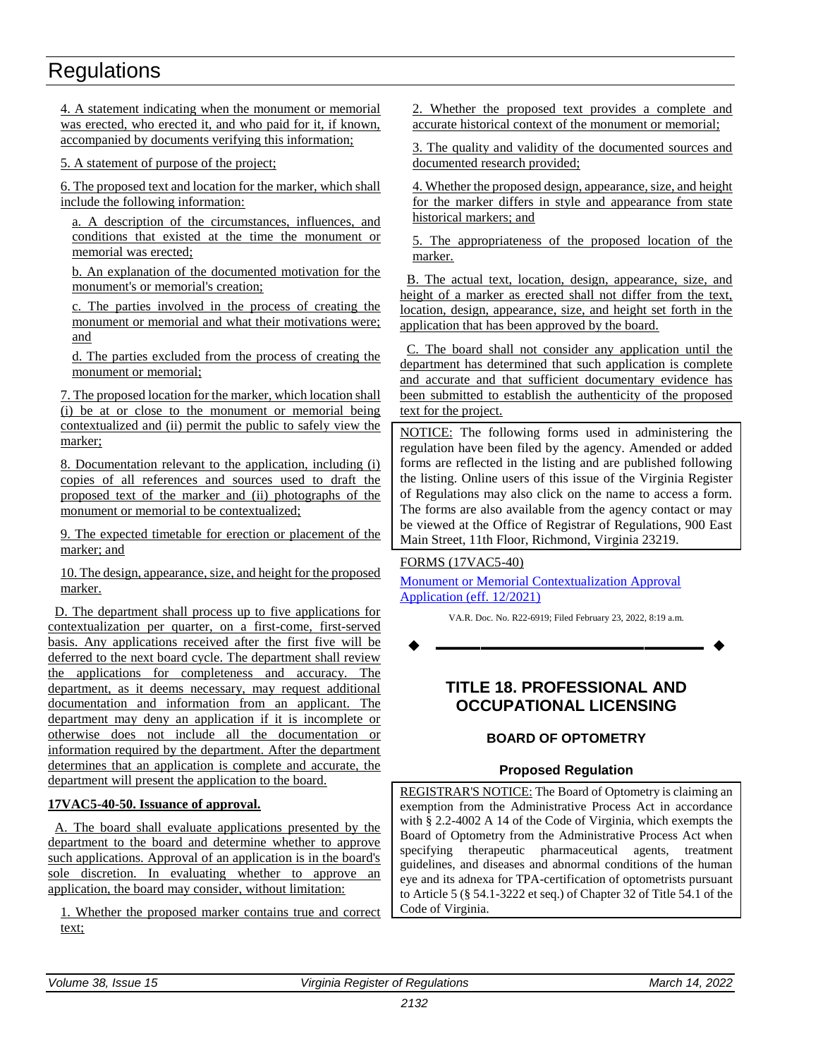4. A statement indicating when the monument or memorial was erected, who erected it, and who paid for it, if known, accompanied by documents verifying this information;

5. A statement of purpose of the project;

6. The proposed text and location for the marker, which shall include the following information:

a. A description of the circumstances, influences, and conditions that existed at the time the monument or memorial was erected;

b. An explanation of the documented motivation for the monument's or memorial's creation;

c. The parties involved in the process of creating the monument or memorial and what their motivations were; and

d. The parties excluded from the process of creating the monument or memorial;

7. The proposed location for the marker, which location shall (i) be at or close to the monument or memorial being contextualized and (ii) permit the public to safely view the marker;

8. Documentation relevant to the application, including (i) copies of all references and sources used to draft the proposed text of the marker and (ii) photographs of the monument or memorial to be contextualized;

9. The expected timetable for erection or placement of the marker; and

10. The design, appearance, size, and height for the proposed marker.

D. The department shall process up to five applications for contextualization per quarter, on a first-come, first-served basis. Any applications received after the first five will be deferred to the next board cycle. The department shall review the applications for completeness and accuracy. The department, as it deems necessary, may request additional documentation and information from an applicant. The department may deny an application if it is incomplete or otherwise does not include all the documentation or information required by the department. After the department determines that an application is complete and accurate, the department will present the application to the board.

**17VAC5-40-50. Issuance of approval.**

A. The board shall evaluate applications presented by the department to the board and determine whether to approve such applications. Approval of an application is in the board's sole discretion. In evaluating whether to approve an application, the board may consider, without limitation:

1. Whether the proposed marker contains true and correct text;

2. Whether the proposed text provides a complete and accurate historical context of the monument or memorial;

3. The quality and validity of the documented sources and documented research provided;

4. Whether the proposed design, appearance, size, and height for the marker differs in style and appearance from state historical markers; and

5. The appropriateness of the proposed location of the marker.

B. The actual text, location, design, appearance, size, and height of a marker as erected shall not differ from the text, location, design, appearance, size, and height set forth in the application that has been approved by the board.

C. The board shall not consider any application until the department has determined that such application is complete and accurate and that sufficient documentary evidence has been submitted to establish the authenticity of the proposed text for the project.

NOTICE: The following forms used in administering the regulation have been filed by the agency. Amended or added forms are reflected in the listing and are published following the listing. Online users of this issue of the Virginia Register of Regulations may also click on the name to access a form. The forms are also available from the agency contact or may be viewed at the Office of Registrar of Regulations, 900 East Main Street, 11th Floor, Richmond, Virginia 23219.

FORMS (17VAC5-40)

Monument or Memorial Contextualization Approval Application (eff. 12/2021)

VA.R. Doc. No. R22-6919; Filed February 23, 2022, 8:19 a.m.

# TITLE 18. PROFESSIONAL AND OCCUPATIONAL LICENSING

## BOARD OF OPTOMETRY

### Proposed Regulation

REGISTRAR'S NOTICE: The Board of Optometry is claiming an exemption from the Administrative Process Act in accordance with § 2.2-4002 A 14 of the Code of Virginia, which exempts the Board of Optometry from the Administrative Process Act when specifying therapeutic pharmaceutical agents, treatment guidelines, and diseases and abnormal conditions of the human eye and its adnexa for TPA-certification of optometrists pursuant to Article 5 (§ 54.1-3222 et seq.) of Chapter 32 of Title 54.1 of the Code of Virginia.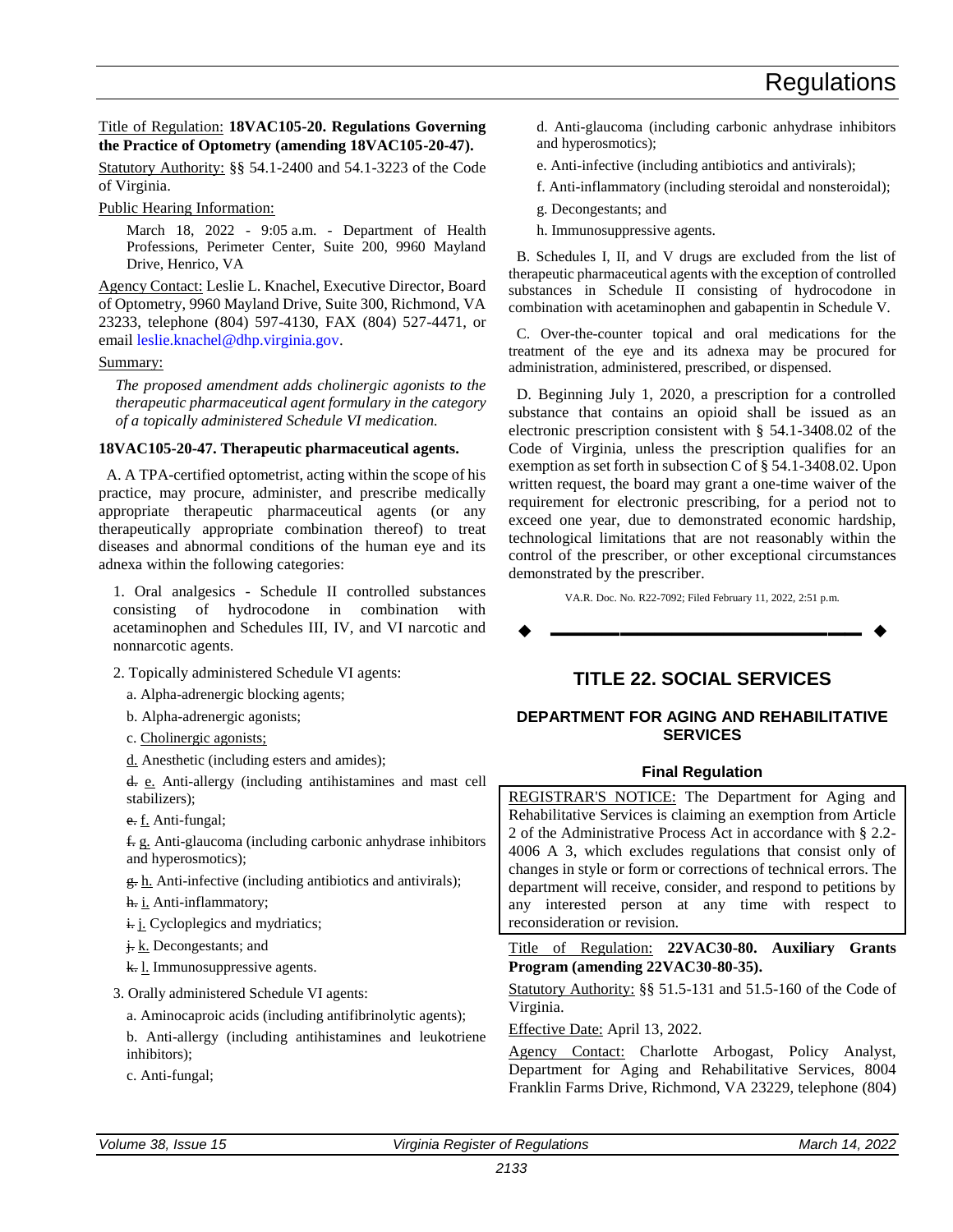Title of Regulation: **18VAC105-20. Regulations Governing the Practice of Optometry (amending 18VAC105-20-47).**

Statutory Authority: §§ 54.1-2400 and 54.1-3223 of the Code of Virginia.

Public Hearing Information:

March 18, 2022 - 9:05 a.m. - Department of Health Professions, Perimeter Center, Suite 200, 9960 Mayland Drive, Henrico, VA

Agency Contact: Leslie L. Knachel, Executive Director, Board of Optometry, 9960 Mayland Drive, Suite 300, Richmond, VA 23233, telephone (804) 597-4130, FAX (804) 527-4471, or email leslie.knachel@dhp.virginia.gov.

Summary:

*The proposed amendment adds cholinergic agonists to the therapeutic pharmaceutical agent formulary in the category of a topically administered Schedule VI medication.*

**18VAC105-20-47. Therapeutic pharmaceutical agents.**

A. A TPA-certified optometrist, acting within the scope of his practice, may procure, administer, and prescribe medically appropriate therapeutic pharmaceutical agents (or any therapeutically appropriate combination thereof) to treat diseases and abnormal conditions of the human eye and its adnexa within the following categories:

1. Oral analgesics - Schedule II controlled substances consisting of hydrocodone in combination with acetaminophen and Schedules III, IV, and VI narcotic and nonnarcotic agents.

2. Topically administered Schedule VI agents:

a. Alpha-adrenergic blocking agents;

b. Alpha-adrenergic agonists;

c. Cholinergic agonists;

d. Anesthetic (including esters and amides);

~~d.~~ e. Anti-allergy (including antihistamines and mast cell stabilizers);

~~e.~~ f. Anti-fungal;

~~f.~~ g. Anti-glaucoma (including carbonic anhydrase inhibitors and hyperosmotics);

~~g.~~ h. Anti-infective (including antibiotics and antivirals);

~~h.~~ i. Anti-inflammatory;

~~i.~~ j. Cycloplegics and mydriatics;

~~j.~~ k. Decongestants; and

~~k.~~ l. Immunosuppressive agents.

3. Orally administered Schedule VI agents:

a. Aminocaproic acids (including antifibrinolytic agents);

b. Anti-allergy (including antihistamines and leukotriene inhibitors);

c. Anti-fungal;

d. Anti-glaucoma (including carbonic anhydrase inhibitors and hyperosmotics);

e. Anti-infective (including antibiotics and antivirals);

f. Anti-inflammatory (including steroidal and nonsteroidal);

g. Decongestants; and

h. Immunosuppressive agents.

B. Schedules I, II, and V drugs are excluded from the list of therapeutic pharmaceutical agents with the exception of controlled substances in Schedule II consisting of hydrocodone in combination with acetaminophen and gabapentin in Schedule V.

C. Over-the-counter topical and oral medications for the treatment of the eye and its adnexa may be procured for administration, administered, prescribed, or dispensed.

D. Beginning July 1, 2020, a prescription for a controlled substance that contains an opioid shall be issued as an electronic prescription consistent with § 54.1-3408.02 of the Code of Virginia, unless the prescription qualifies for an exemption as set forth in subsection C of § 54.1-3408.02. Upon written request, the board may grant a one-time waiver of the requirement for electronic prescribing, for a period not to exceed one year, due to demonstrated economic hardship, technological limitations that are not reasonably within the control of the prescriber, or other exceptional circumstances demonstrated by the prescriber.

VA.R. Doc. No. R22-7092; Filed February 11, 2022, 2:51 p.m.

# TITLE 22. SOCIAL SERVICES

## DEPARTMENT FOR AGING AND REHABILITATIVE SERVICES

### Final Regulation

REGISTRAR'S NOTICE: The Department for Aging and Rehabilitative Services is claiming an exemption from Article 2 of the Administrative Process Act in accordance with § 2.2-4006 A 3, which excludes regulations that consist only of changes in style or form or corrections of technical errors. The department will receive, consider, and respond to petitions by any interested person at any time with respect to reconsideration or revision.

Title of Regulation: **22VAC30-80. Auxiliary Grants Program (amending 22VAC30-80-35).**

Statutory Authority: §§ 51.5-131 and 51.5-160 of the Code of Virginia.

Effective Date: April 13, 2022.

Agency Contact: Charlotte Arbogast, Policy Analyst, Department for Aging and Rehabilitative Services, 8004 Franklin Farms Drive, Richmond, VA 23229, telephone (804)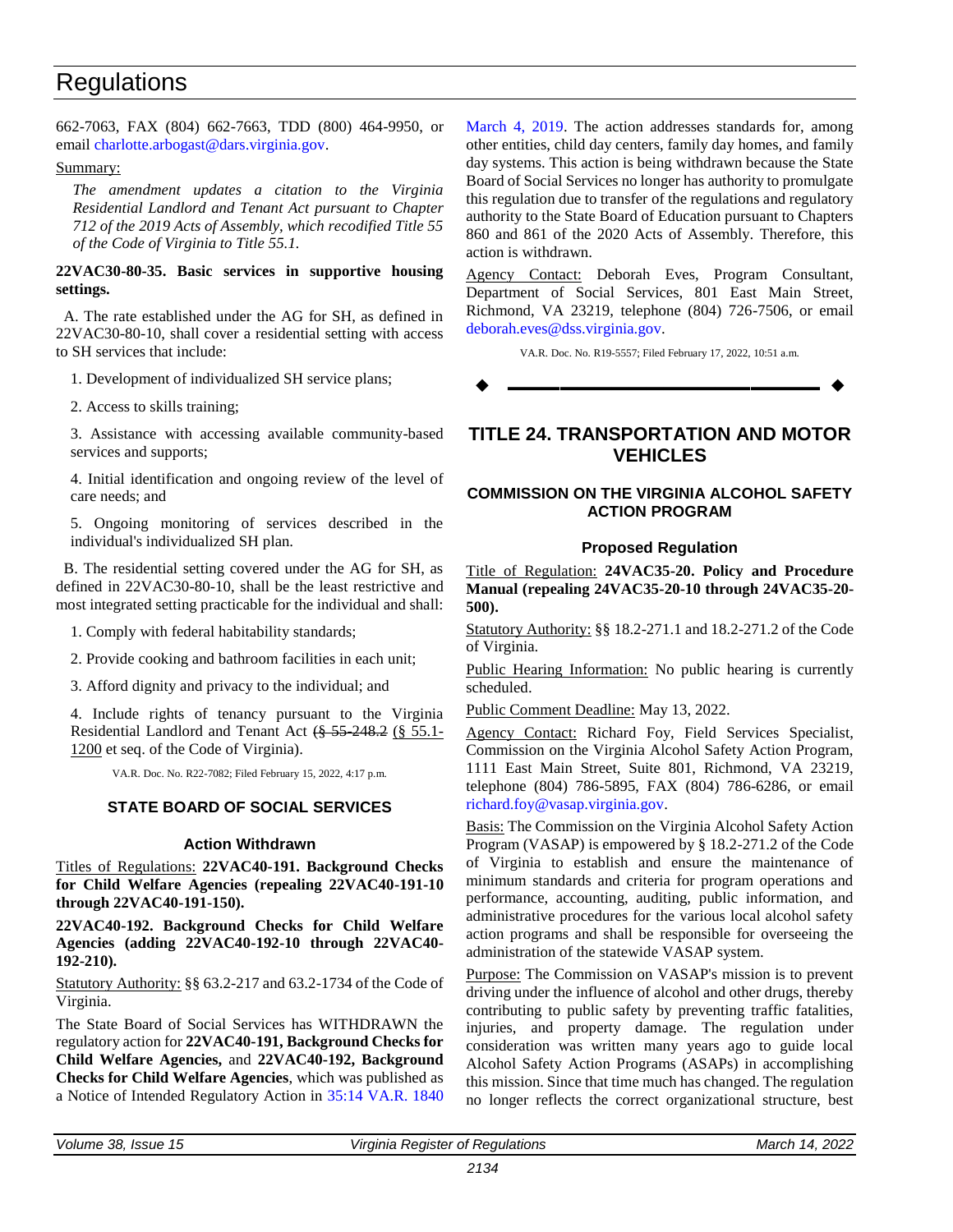662-7063, FAX (804) 662-7663, TDD (800) 464-9950, or email charlotte.arbogast@dars.virginia.gov.

Summary:

*The amendment updates a citation to the Virginia Residential Landlord and Tenant Act pursuant to Chapter 712 of the 2019 Acts of Assembly, which recodified Title 55 of the Code of Virginia to Title 55.1.*

**22VAC30-80-35. Basic services in supportive housing settings.**

A. The rate established under the AG for SH, as defined in 22VAC30-80-10, shall cover a residential setting with access to SH services that include:

1. Development of individualized SH service plans;

2. Access to skills training;

3. Assistance with accessing available community-based services and supports;

4. Initial identification and ongoing review of the level of care needs; and

5. Ongoing monitoring of services described in the individual's individualized SH plan.

B. The residential setting covered under the AG for SH, as defined in 22VAC30-80-10, shall be the least restrictive and most integrated setting practicable for the individual and shall:

1. Comply with federal habitability standards;

2. Provide cooking and bathroom facilities in each unit;

3. Afford dignity and privacy to the individual; and

4. Include rights of tenancy pursuant to the Virginia Residential Landlord and Tenant Act ~~(§ 55-248.2~~ (§ 55.1-1200 et seq. of the Code of Virginia).

VA.R. Doc. No. R22-7082; Filed February 15, 2022, 4:17 p.m.

### STATE BOARD OF SOCIAL SERVICES

#### Action Withdrawn

Titles of Regulations: **22VAC40-191. Background Checks for Child Welfare Agencies (repealing 22VAC40-191-10 through 22VAC40-191-150).**

**22VAC40-192. Background Checks for Child Welfare Agencies (adding 22VAC40-192-10 through 22VAC40-192-210).**

Statutory Authority: §§ 63.2-217 and 63.2-1734 of the Code of Virginia.

The State Board of Social Services has WITHDRAWN the regulatory action for **22VAC40-191, Background Checks for Child Welfare Agencies,** and **22VAC40-192, Background Checks for Child Welfare Agencies**, which was published as a Notice of Intended Regulatory Action in 35:14 VA.R. 1840 March 4, 2019. The action addresses standards for, among other entities, child day centers, family day homes, and family day systems. This action is being withdrawn because the State Board of Social Services no longer has authority to promulgate this regulation due to transfer of the regulations and regulatory authority to the State Board of Education pursuant to Chapters 860 and 861 of the 2020 Acts of Assembly. Therefore, this action is withdrawn.

Agency Contact: Deborah Eves, Program Consultant, Department of Social Services, 801 East Main Street, Richmond, VA 23219, telephone (804) 726-7506, or email deborah.eves@dss.virginia.gov.

VA.R. Doc. No. R19-5557; Filed February 17, 2022, 10:51 a.m.

## TITLE 24. TRANSPORTATION AND MOTOR VEHICLES

### COMMISSION ON THE VIRGINIA ALCOHOL SAFETY ACTION PROGRAM

#### Proposed Regulation

Title of Regulation: **24VAC35-20. Policy and Procedure Manual (repealing 24VAC35-20-10 through 24VAC35-20-500).**

Statutory Authority: §§ 18.2-271.1 and 18.2-271.2 of the Code of Virginia.

Public Hearing Information: No public hearing is currently scheduled.

Public Comment Deadline: May 13, 2022.

Agency Contact: Richard Foy, Field Services Specialist, Commission on the Virginia Alcohol Safety Action Program, 1111 East Main Street, Suite 801, Richmond, VA 23219, telephone (804) 786-5895, FAX (804) 786-6286, or email richard.foy@vasap.virginia.gov.

Basis: The Commission on the Virginia Alcohol Safety Action Program (VASAP) is empowered by § 18.2-271.2 of the Code of Virginia to establish and ensure the maintenance of minimum standards and criteria for program operations and performance, accounting, auditing, public information, and administrative procedures for the various local alcohol safety action programs and shall be responsible for overseeing the administration of the statewide VASAP system.

Purpose: The Commission on VASAP's mission is to prevent driving under the influence of alcohol and other drugs, thereby contributing to public safety by preventing traffic fatalities, injuries, and property damage. The regulation under consideration was written many years ago to guide local Alcohol Safety Action Programs (ASAPs) in accomplishing this mission. Since that time much has changed. The regulation no longer reflects the correct organizational structure, best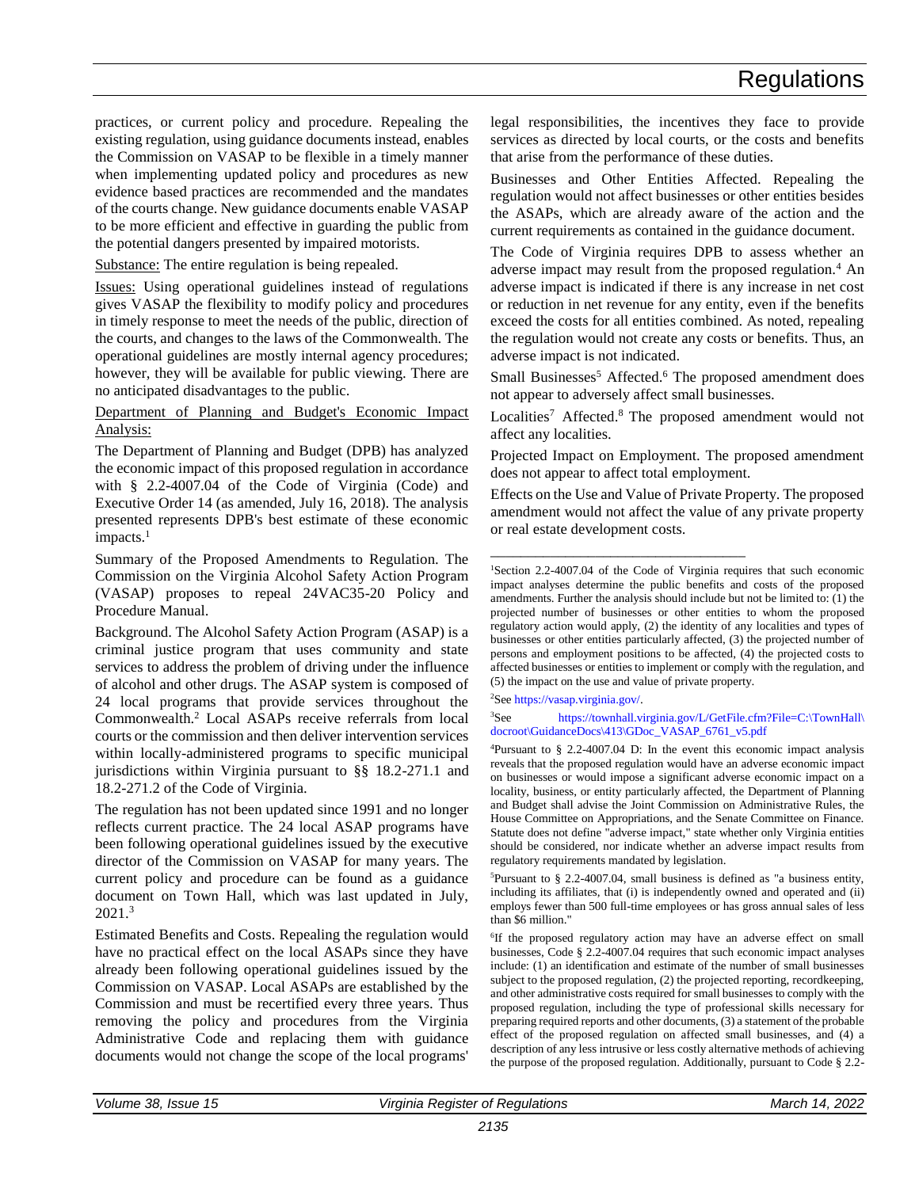practices, or current policy and procedure. Repealing the existing regulation, using guidance documents instead, enables the Commission on VASAP to be flexible in a timely manner when implementing updated policy and procedures as new evidence based practices are recommended and the mandates of the courts change. New guidance documents enable VASAP to be more efficient and effective in guarding the public from the potential dangers presented by impaired motorists.

Substance: The entire regulation is being repealed.

Issues: Using operational guidelines instead of regulations gives VASAP the flexibility to modify policy and procedures in timely response to meet the needs of the public, direction of the courts, and changes to the laws of the Commonwealth. The operational guidelines are mostly internal agency procedures; however, they will be available for public viewing. There are no anticipated disadvantages to the public.

Department of Planning and Budget's Economic Impact Analysis:

The Department of Planning and Budget (DPB) has analyzed the economic impact of this proposed regulation in accordance with § 2.2-4007.04 of the Code of Virginia (Code) and Executive Order 14 (as amended, July 16, 2018). The analysis presented represents DPB's best estimate of these economic impacts.[1]

Summary of the Proposed Amendments to Regulation. The Commission on the Virginia Alcohol Safety Action Program (VASAP) proposes to repeal 24VAC35-20 Policy and Procedure Manual.

Background. The Alcohol Safety Action Program (ASAP) is a criminal justice program that uses community and state services to address the problem of driving under the influence of alcohol and other drugs. The ASAP system is composed of 24 local programs that provide services throughout the Commonwealth.[2] Local ASAPs receive referrals from local courts or the commission and then deliver intervention services within locally-administered programs to specific municipal jurisdictions within Virginia pursuant to §§ 18.2-271.1 and 18.2-271.2 of the Code of Virginia.

The regulation has not been updated since 1991 and no longer reflects current practice. The 24 local ASAP programs have been following operational guidelines issued by the executive director of the Commission on VASAP for many years. The current policy and procedure can be found as a guidance document on Town Hall, which was last updated in July, 2021.[3]

Estimated Benefits and Costs. Repealing the regulation would have no practical effect on the local ASAPs since they have already been following operational guidelines issued by the Commission on VASAP. Local ASAPs are established by the Commission and must be recertified every three years. Thus removing the policy and procedures from the Virginia Administrative Code and replacing them with guidance documents would not change the scope of the local programs' legal responsibilities, the incentives they face to provide services as directed by local courts, or the costs and benefits that arise from the performance of these duties.

Businesses and Other Entities Affected. Repealing the regulation would not affect businesses or other entities besides the ASAPs, which are already aware of the action and the current requirements as contained in the guidance document.

The Code of Virginia requires DPB to assess whether an adverse impact may result from the proposed regulation.[4] An adverse impact is indicated if there is any increase in net cost or reduction in net revenue for any entity, even if the benefits exceed the costs for all entities combined. As noted, repealing the regulation would not create any costs or benefits. Thus, an adverse impact is not indicated.

Small Businesses[5] Affected.[6] The proposed amendment does not appear to adversely affect small businesses.

Localities[7] Affected.[8] The proposed amendment would not affect any localities.

Projected Impact on Employment. The proposed amendment does not appear to affect total employment.

Effects on the Use and Value of Private Property. The proposed amendment would not affect the value of any private property or real estate development costs.

______________________________

[1]Section 2.2-4007.04 of the Code of Virginia requires that such economic impact analyses determine the public benefits and costs of the proposed amendments. Further the analysis should include but not be limited to: (1) the projected number of businesses or other entities to whom the proposed regulatory action would apply, (2) the identity of any localities and types of businesses or other entities particularly affected, (3) the projected number of persons and employment positions to be affected, (4) the projected costs to affected businesses or entities to implement or comply with the regulation, and (5) the impact on the use and value of private property.

[2]See https://vasap.virginia.gov/.

[3]See https://townhall.virginia.gov/L/GetFile.cfm?File=C:\TownHall\docroot\GuidanceDocs\413\GDoc_VASAP_6761_v5.pdf

[4]Pursuant to § 2.2-4007.04 D: In the event this economic impact analysis reveals that the proposed regulation would have an adverse economic impact on businesses or would impose a significant adverse economic impact on a locality, business, or entity particularly affected, the Department of Planning and Budget shall advise the Joint Commission on Administrative Rules, the House Committee on Appropriations, and the Senate Committee on Finance. Statute does not define "adverse impact," state whether only Virginia entities should be considered, nor indicate whether an adverse impact results from regulatory requirements mandated by legislation.

[5]Pursuant to § 2.2-4007.04, small business is defined as "a business entity, including its affiliates, that (i) is independently owned and operated and (ii) employs fewer than 500 full-time employees or has gross annual sales of less than $6 million."

[6]If the proposed regulatory action may have an adverse effect on small businesses, Code § 2.2-4007.04 requires that such economic impact analyses include: (1) an identification and estimate of the number of small businesses subject to the proposed regulation, (2) the projected reporting, recordkeeping, and other administrative costs required for small businesses to comply with the proposed regulation, including the type of professional skills necessary for preparing required reports and other documents, (3) a statement of the probable effect of the proposed regulation on affected small businesses, and (4) a description of any less intrusive or less costly alternative methods of achieving the purpose of the proposed regulation. Additionally, pursuant to Code § 2.2-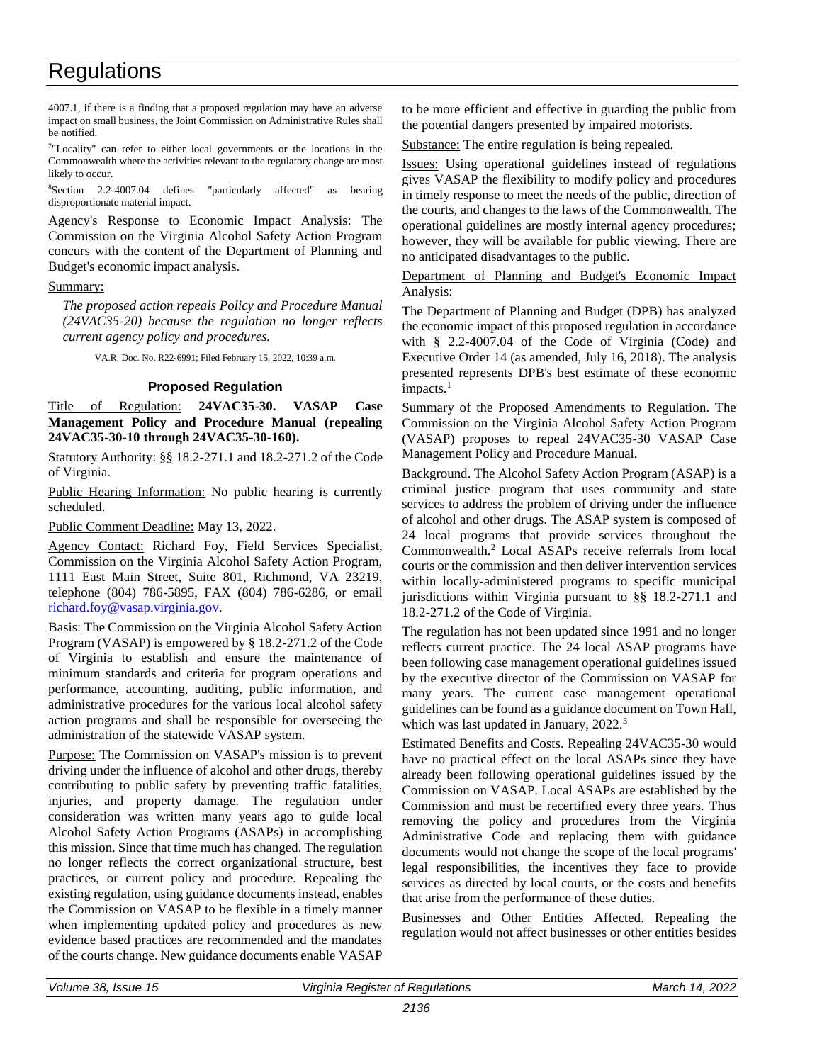4007.1, if there is a finding that a proposed regulation may have an adverse impact on small business, the Joint Commission on Administrative Rules shall be notified.

[7]"Locality" can refer to either local governments or the locations in the Commonwealth where the activities relevant to the regulatory change are most likely to occur.

[8]Section 2.2-4007.04 defines "particularly affected" as bearing disproportionate material impact.

Agency's Response to Economic Impact Analysis: The Commission on the Virginia Alcohol Safety Action Program concurs with the content of the Department of Planning and Budget's economic impact analysis.

Summary:

*The proposed action repeals Policy and Procedure Manual (24VAC35-20) because the regulation no longer reflects current agency policy and procedures.*

VA.R. Doc. No. R22-6991; Filed February 15, 2022, 10:39 a.m.

### Proposed Regulation

Title of Regulation: **24VAC35-30. VASAP Case Management Policy and Procedure Manual (repealing 24VAC35-30-10 through 24VAC35-30-160).**

Statutory Authority: §§ 18.2-271.1 and 18.2-271.2 of the Code of Virginia.

Public Hearing Information: No public hearing is currently scheduled.

Public Comment Deadline: May 13, 2022.

Agency Contact: Richard Foy, Field Services Specialist, Commission on the Virginia Alcohol Safety Action Program, 1111 East Main Street, Suite 801, Richmond, VA 23219, telephone (804) 786-5895, FAX (804) 786-6286, or email richard.foy@vasap.virginia.gov.

Basis: The Commission on the Virginia Alcohol Safety Action Program (VASAP) is empowered by § 18.2-271.2 of the Code of Virginia to establish and ensure the maintenance of minimum standards and criteria for program operations and performance, accounting, auditing, public information, and administrative procedures for the various local alcohol safety action programs and shall be responsible for overseeing the administration of the statewide VASAP system.

Purpose: The Commission on VASAP's mission is to prevent driving under the influence of alcohol and other drugs, thereby contributing to public safety by preventing traffic fatalities, injuries, and property damage. The regulation under consideration was written many years ago to guide local Alcohol Safety Action Programs (ASAPs) in accomplishing this mission. Since that time much has changed. The regulation no longer reflects the correct organizational structure, best practices, or current policy and procedure. Repealing the existing regulation, using guidance documents instead, enables the Commission on VASAP to be flexible in a timely manner when implementing updated policy and procedures as new evidence based practices are recommended and the mandates of the courts change. New guidance documents enable VASAP to be more efficient and effective in guarding the public from the potential dangers presented by impaired motorists.

Substance: The entire regulation is being repealed.

Issues: Using operational guidelines instead of regulations gives VASAP the flexibility to modify policy and procedures in timely response to meet the needs of the public, direction of the courts, and changes to the laws of the Commonwealth. The operational guidelines are mostly internal agency procedures; however, they will be available for public viewing. There are no anticipated disadvantages to the public.

Department of Planning and Budget's Economic Impact Analysis:

The Department of Planning and Budget (DPB) has analyzed the economic impact of this proposed regulation in accordance with § 2.2-4007.04 of the Code of Virginia (Code) and Executive Order 14 (as amended, July 16, 2018). The analysis presented represents DPB's best estimate of these economic impacts.[1]

Summary of the Proposed Amendments to Regulation. The Commission on the Virginia Alcohol Safety Action Program (VASAP) proposes to repeal 24VAC35-30 VASAP Case Management Policy and Procedure Manual.

Background. The Alcohol Safety Action Program (ASAP) is a criminal justice program that uses community and state services to address the problem of driving under the influence of alcohol and other drugs. The ASAP system is composed of 24 local programs that provide services throughout the Commonwealth.[2] Local ASAPs receive referrals from local courts or the commission and then deliver intervention services within locally-administered programs to specific municipal jurisdictions within Virginia pursuant to §§ 18.2-271.1 and 18.2-271.2 of the Code of Virginia.

The regulation has not been updated since 1991 and no longer reflects current practice. The 24 local ASAP programs have been following case management operational guidelines issued by the executive director of the Commission on VASAP for many years. The current case management operational guidelines can be found as a guidance document on Town Hall, which was last updated in January, 2022.[3]

Estimated Benefits and Costs. Repealing 24VAC35-30 would have no practical effect on the local ASAPs since they have already been following operational guidelines issued by the Commission on VASAP. Local ASAPs are established by the Commission and must be recertified every three years. Thus removing the policy and procedures from the Virginia Administrative Code and replacing them with guidance documents would not change the scope of the local programs' legal responsibilities, the incentives they face to provide services as directed by local courts, or the costs and benefits that arise from the performance of these duties.

Businesses and Other Entities Affected. Repealing the regulation would not affect businesses or other entities besides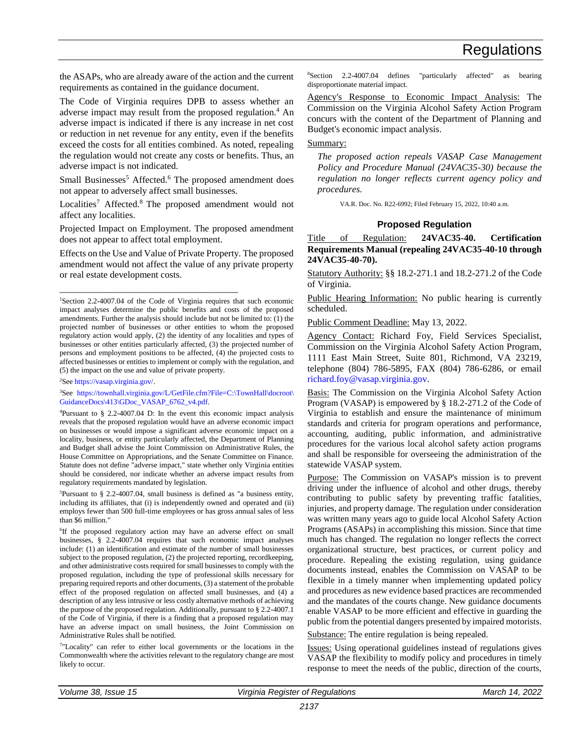the ASAPs, who are already aware of the action and the current requirements as contained in the guidance document.

The Code of Virginia requires DPB to assess whether an adverse impact may result from the proposed regulation.[4] An adverse impact is indicated if there is any increase in net cost or reduction in net revenue for any entity, even if the benefits exceed the costs for all entities combined. As noted, repealing the regulation would not create any costs or benefits. Thus, an adverse impact is not indicated.

Small Businesses[5] Affected.[6] The proposed amendment does not appear to adversely affect small businesses.

Localities[7] Affected.[8] The proposed amendment would not affect any localities.

Projected Impact on Employment. The proposed amendment does not appear to affect total employment.

Effects on the Use and Value of Private Property. The proposed amendment would not affect the value of any private property or real estate development costs.

---

[1]Section 2.2-4007.04 of the Code of Virginia requires that such economic impact analyses determine the public benefits and costs of the proposed amendments. Further the analysis should include but not be limited to: (1) the projected number of businesses or other entities to whom the proposed regulatory action would apply, (2) the identity of any localities and types of businesses or other entities particularly affected, (3) the projected number of persons and employment positions to be affected, (4) the projected costs to affected businesses or entities to implement or comply with the regulation, and (5) the impact on the use and value of private property.

[2]See https://vasap.virginia.gov/.

[3]See https://townhall.virginia.gov/L/GetFile.cfm?File=C:\TownHall\docroot\GuidanceDocs\413\GDoc_VASAP_6762_v4.pdf.

[4]Pursuant to § 2.2-4007.04 D: In the event this economic impact analysis reveals that the proposed regulation would have an adverse economic impact on businesses or would impose a significant adverse economic impact on a locality, business, or entity particularly affected, the Department of Planning and Budget shall advise the Joint Commission on Administrative Rules, the House Committee on Appropriations, and the Senate Committee on Finance. Statute does not define "adverse impact," state whether only Virginia entities should be considered, nor indicate whether an adverse impact results from regulatory requirements mandated by legislation.

[5]Pursuant to § 2.2-4007.04, small business is defined as "a business entity, including its affiliates, that (i) is independently owned and operated and (ii) employs fewer than 500 full-time employees or has gross annual sales of less than $6 million."

[6]If the proposed regulatory action may have an adverse effect on small businesses, § 2.2-4007.04 requires that such economic impact analyses include: (1) an identification and estimate of the number of small businesses subject to the proposed regulation, (2) the projected reporting, recordkeeping, and other administrative costs required for small businesses to comply with the proposed regulation, including the type of professional skills necessary for preparing required reports and other documents, (3) a statement of the probable effect of the proposed regulation on affected small businesses, and (4) a description of any less intrusive or less costly alternative methods of achieving the purpose of the proposed regulation. Additionally, pursuant to § 2.2-4007.1 of the Code of Virginia, if there is a finding that a proposed regulation may have an adverse impact on small business, the Joint Commission on Administrative Rules shall be notified.

[7]"Locality" can refer to either local governments or the locations in the Commonwealth where the activities relevant to the regulatory change are most likely to occur.

[8]Section 2.2-4007.04 defines "particularly affected" as bearing disproportionate material impact.

Agency's Response to Economic Impact Analysis: The Commission on the Virginia Alcohol Safety Action Program concurs with the content of the Department of Planning and Budget's economic impact analysis.

Summary:

*The proposed action repeals VASAP Case Management Policy and Procedure Manual (24VAC35-30) because the regulation no longer reflects current agency policy and procedures.*

VA.R. Doc. No. R22-6992; Filed February 15, 2022, 10:40 a.m.

### Proposed Regulation

Title of Regulation: **24VAC35-40. Certification Requirements Manual (repealing 24VAC35-40-10 through 24VAC35-40-70).**

Statutory Authority: §§ 18.2-271.1 and 18.2-271.2 of the Code of Virginia.

Public Hearing Information: No public hearing is currently scheduled.

Public Comment Deadline: May 13, 2022.

Agency Contact: Richard Foy, Field Services Specialist, Commission on the Virginia Alcohol Safety Action Program, 1111 East Main Street, Suite 801, Richmond, VA 23219, telephone (804) 786-5895, FAX (804) 786-6286, or email richard.foy@vasap.virginia.gov.

Basis: The Commission on the Virginia Alcohol Safety Action Program (VASAP) is empowered by § 18.2-271.2 of the Code of Virginia to establish and ensure the maintenance of minimum standards and criteria for program operations and performance, accounting, auditing, public information, and administrative procedures for the various local alcohol safety action programs and shall be responsible for overseeing the administration of the statewide VASAP system.

Purpose: The Commission on VASAP's mission is to prevent driving under the influence of alcohol and other drugs, thereby contributing to public safety by preventing traffic fatalities, injuries, and property damage. The regulation under consideration was written many years ago to guide local Alcohol Safety Action Programs (ASAPs) in accomplishing this mission. Since that time much has changed. The regulation no longer reflects the correct organizational structure, best practices, or current policy and procedure. Repealing the existing regulation, using guidance documents instead, enables the Commission on VASAP to be flexible in a timely manner when implementing updated policy and procedures as new evidence based practices are recommended and the mandates of the courts change. New guidance documents enable VASAP to be more efficient and effective in guarding the public from the potential dangers presented by impaired motorists.

Substance: The entire regulation is being repealed.

Issues: Using operational guidelines instead of regulations gives VASAP the flexibility to modify policy and procedures in timely response to meet the needs of the public, direction of the courts,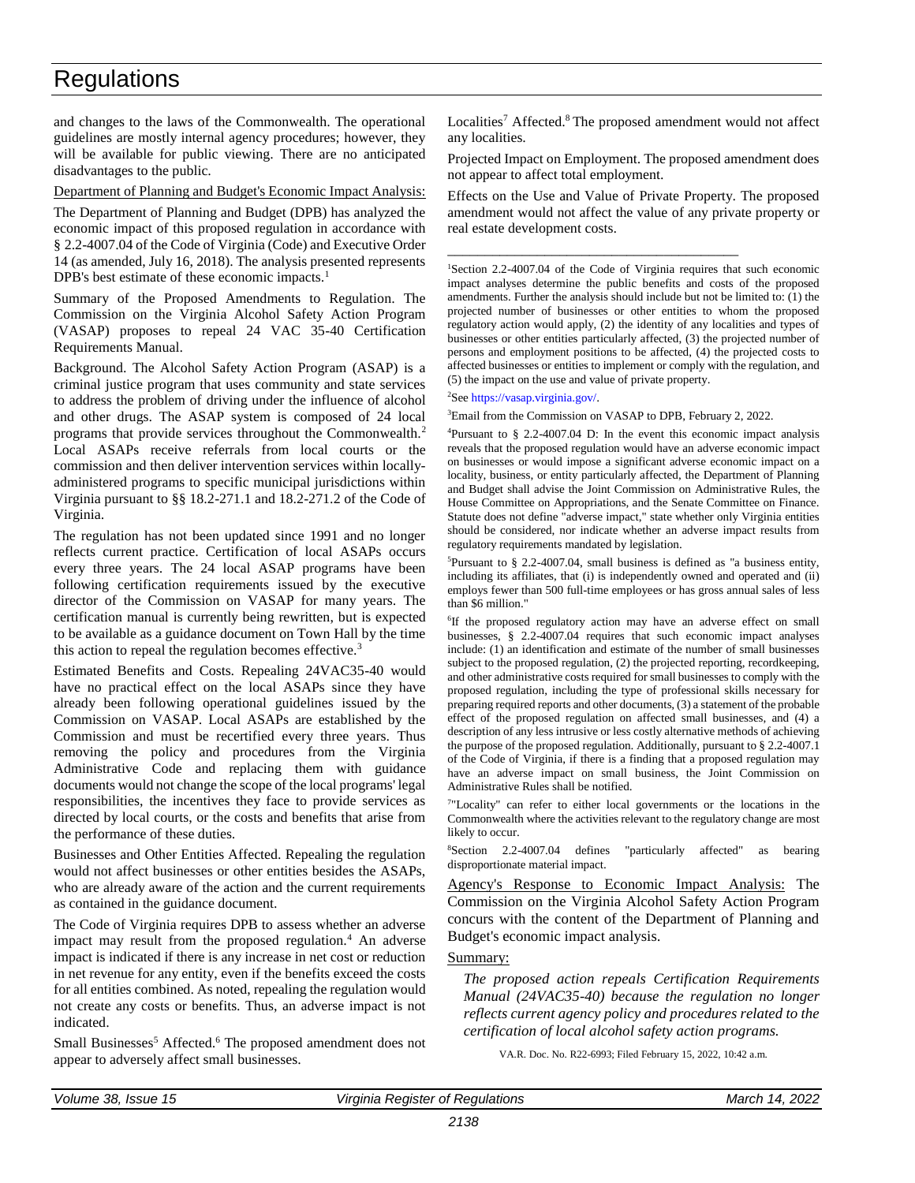and changes to the laws of the Commonwealth. The operational guidelines are mostly internal agency procedures; however, they will be available for public viewing. There are no anticipated disadvantages to the public.

Department of Planning and Budget's Economic Impact Analysis:

The Department of Planning and Budget (DPB) has analyzed the economic impact of this proposed regulation in accordance with § 2.2-4007.04 of the Code of Virginia (Code) and Executive Order 14 (as amended, July 16, 2018). The analysis presented represents DPB's best estimate of these economic impacts.[1]

Summary of the Proposed Amendments to Regulation. The Commission on the Virginia Alcohol Safety Action Program (VASAP) proposes to repeal 24 VAC 35-40 Certification Requirements Manual.

Background. The Alcohol Safety Action Program (ASAP) is a criminal justice program that uses community and state services to address the problem of driving under the influence of alcohol and other drugs. The ASAP system is composed of 24 local programs that provide services throughout the Commonwealth.[2] Local ASAPs receive referrals from local courts or the commission and then deliver intervention services within locally-administered programs to specific municipal jurisdictions within Virginia pursuant to §§ 18.2-271.1 and 18.2-271.2 of the Code of Virginia.

The regulation has not been updated since 1991 and no longer reflects current practice. Certification of local ASAPs occurs every three years. The 24 local ASAP programs have been following certification requirements issued by the executive director of the Commission on VASAP for many years. The certification manual is currently being rewritten, but is expected to be available as a guidance document on Town Hall by the time this action to repeal the regulation becomes effective.[3]

Estimated Benefits and Costs. Repealing 24VAC35-40 would have no practical effect on the local ASAPs since they have already been following operational guidelines issued by the Commission on VASAP. Local ASAPs are established by the Commission and must be recertified every three years. Thus removing the policy and procedures from the Virginia Administrative Code and replacing them with guidance documents would not change the scope of the local programs' legal responsibilities, the incentives they face to provide services as directed by local courts, or the costs and benefits that arise from the performance of these duties.

Businesses and Other Entities Affected. Repealing the regulation would not affect businesses or other entities besides the ASAPs, who are already aware of the action and the current requirements as contained in the guidance document.

The Code of Virginia requires DPB to assess whether an adverse impact may result from the proposed regulation.[4] An adverse impact is indicated if there is any increase in net cost or reduction in net revenue for any entity, even if the benefits exceed the costs for all entities combined. As noted, repealing the regulation would not create any costs or benefits. Thus, an adverse impact is not indicated.

Small Businesses[5] Affected.[6] The proposed amendment does not appear to adversely affect small businesses.

Localities[7] Affected.[8] The proposed amendment would not affect any localities.

Projected Impact on Employment. The proposed amendment does not appear to affect total employment.

Effects on the Use and Value of Private Property. The proposed amendment would not affect the value of any private property or real estate development costs.

---

[1] Section 2.2-4007.04 of the Code of Virginia requires that such economic impact analyses determine the public benefits and costs of the proposed amendments. Further the analysis should include but not be limited to: (1) the projected number of businesses or other entities to whom the proposed regulatory action would apply, (2) the identity of any localities and types of businesses or other entities particularly affected, (3) the projected number of persons and employment positions to be affected, (4) the projected costs to affected businesses or entities to implement or comply with the regulation, and (5) the impact on the use and value of private property.

[2] See https://vasap.virginia.gov/.

[3] Email from the Commission on VASAP to DPB, February 2, 2022.

[4] Pursuant to § 2.2-4007.04 D: In the event this economic impact analysis reveals that the proposed regulation would have an adverse economic impact on businesses or would impose a significant adverse economic impact on a locality, business, or entity particularly affected, the Department of Planning and Budget shall advise the Joint Commission on Administrative Rules, the House Committee on Appropriations, and the Senate Committee on Finance. Statute does not define "adverse impact," state whether only Virginia entities should be considered, nor indicate whether an adverse impact results from regulatory requirements mandated by legislation.

[5] Pursuant to § 2.2-4007.04, small business is defined as "a business entity, including its affiliates, that (i) is independently owned and operated and (ii) employs fewer than 500 full-time employees or has gross annual sales of less than $6 million."

[6] If the proposed regulatory action may have an adverse effect on small businesses, § 2.2-4007.04 requires that such economic impact analyses include: (1) an identification and estimate of the number of small businesses subject to the proposed regulation, (2) the projected reporting, recordkeeping, and other administrative costs required for small businesses to comply with the proposed regulation, including the type of professional skills necessary for preparing required reports and other documents, (3) a statement of the probable effect of the proposed regulation on affected small businesses, and (4) a description of any less intrusive or less costly alternative methods of achieving the purpose of the proposed regulation. Additionally, pursuant to § 2.2-4007.1 of the Code of Virginia, if there is a finding that a proposed regulation may have an adverse impact on small business, the Joint Commission on Administrative Rules shall be notified.

[7] "Locality" can refer to either local governments or the locations in the Commonwealth where the activities relevant to the regulatory change are most likely to occur.

[8] Section 2.2-4007.04 defines "particularly affected" as bearing disproportionate material impact.

Agency's Response to Economic Impact Analysis: The Commission on the Virginia Alcohol Safety Action Program concurs with the content of the Department of Planning and Budget's economic impact analysis.

Summary:

*The proposed action repeals Certification Requirements Manual (24VAC35-40) because the regulation no longer reflects current agency policy and procedures related to the certification of local alcohol safety action programs.*

VA.R. Doc. No. R22-6993; Filed February 15, 2022, 10:42 a.m.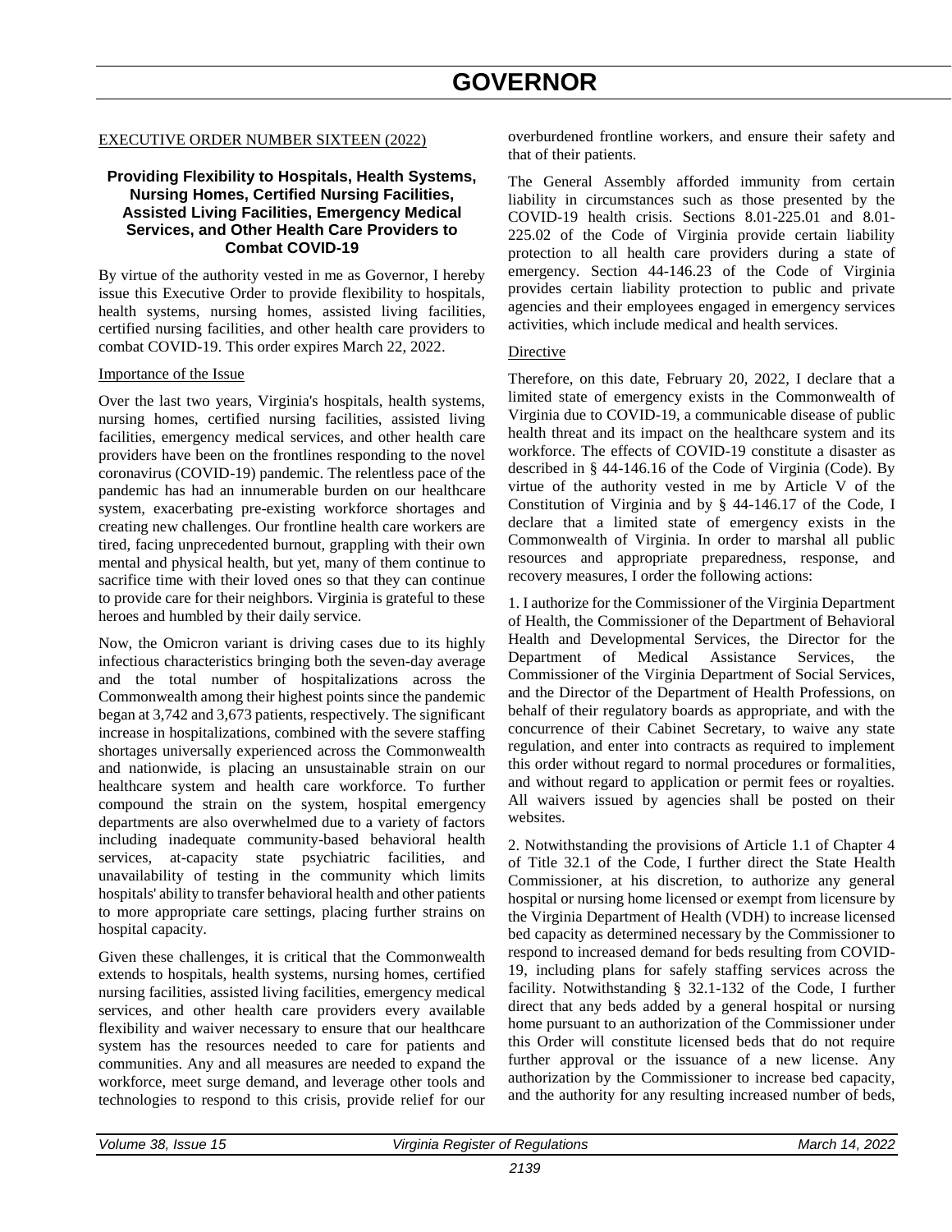# GOVERNOR

EXECUTIVE ORDER NUMBER SIXTEEN (2022)

### Providing Flexibility to Hospitals, Health Systems, Nursing Homes, Certified Nursing Facilities, Assisted Living Facilities, Emergency Medical Services, and Other Health Care Providers to Combat COVID-19

By virtue of the authority vested in me as Governor, I hereby issue this Executive Order to provide flexibility to hospitals, health systems, nursing homes, assisted living facilities, certified nursing facilities, and other health care providers to combat COVID-19. This order expires March 22, 2022.

Importance of the Issue

Over the last two years, Virginia's hospitals, health systems, nursing homes, certified nursing facilities, assisted living facilities, emergency medical services, and other health care providers have been on the frontlines responding to the novel coronavirus (COVID-19) pandemic. The relentless pace of the pandemic has had an innumerable burden on our healthcare system, exacerbating pre-existing workforce shortages and creating new challenges. Our frontline health care workers are tired, facing unprecedented burnout, grappling with their own mental and physical health, but yet, many of them continue to sacrifice time with their loved ones so that they can continue to provide care for their neighbors. Virginia is grateful to these heroes and humbled by their daily service.

Now, the Omicron variant is driving cases due to its highly infectious characteristics bringing both the seven-day average and the total number of hospitalizations across the Commonwealth among their highest points since the pandemic began at 3,742 and 3,673 patients, respectively. The significant increase in hospitalizations, combined with the severe staffing shortages universally experienced across the Commonwealth and nationwide, is placing an unsustainable strain on our healthcare system and health care workforce. To further compound the strain on the system, hospital emergency departments are also overwhelmed due to a variety of factors including inadequate community-based behavioral health services, at-capacity state psychiatric facilities, and unavailability of testing in the community which limits hospitals' ability to transfer behavioral health and other patients to more appropriate care settings, placing further strains on hospital capacity.

Given these challenges, it is critical that the Commonwealth extends to hospitals, health systems, nursing homes, certified nursing facilities, assisted living facilities, emergency medical services, and other health care providers every available flexibility and waiver necessary to ensure that our healthcare system has the resources needed to care for patients and communities. Any and all measures are needed to expand the workforce, meet surge demand, and leverage other tools and technologies to respond to this crisis, provide relief for our overburdened frontline workers, and ensure their safety and that of their patients.

The General Assembly afforded immunity from certain liability in circumstances such as those presented by the COVID-19 health crisis. Sections 8.01-225.01 and 8.01-225.02 of the Code of Virginia provide certain liability protection to all health care providers during a state of emergency. Section 44-146.23 of the Code of Virginia provides certain liability protection to public and private agencies and their employees engaged in emergency services activities, which include medical and health services.

Directive

Therefore, on this date, February 20, 2022, I declare that a limited state of emergency exists in the Commonwealth of Virginia due to COVID-19, a communicable disease of public health threat and its impact on the healthcare system and its workforce. The effects of COVID-19 constitute a disaster as described in § 44-146.16 of the Code of Virginia (Code). By virtue of the authority vested in me by Article V of the Constitution of Virginia and by § 44-146.17 of the Code, I declare that a limited state of emergency exists in the Commonwealth of Virginia. In order to marshal all public resources and appropriate preparedness, response, and recovery measures, I order the following actions:

1. I authorize for the Commissioner of the Virginia Department of Health, the Commissioner of the Department of Behavioral Health and Developmental Services, the Director for the Department of Medical Assistance Services, the Commissioner of the Virginia Department of Social Services, and the Director of the Department of Health Professions, on behalf of their regulatory boards as appropriate, and with the concurrence of their Cabinet Secretary, to waive any state regulation, and enter into contracts as required to implement this order without regard to normal procedures or formalities, and without regard to application or permit fees or royalties. All waivers issued by agencies shall be posted on their websites.

2. Notwithstanding the provisions of Article 1.1 of Chapter 4 of Title 32.1 of the Code, I further direct the State Health Commissioner, at his discretion, to authorize any general hospital or nursing home licensed or exempt from licensure by the Virginia Department of Health (VDH) to increase licensed bed capacity as determined necessary by the Commissioner to respond to increased demand for beds resulting from COVID-19, including plans for safely staffing services across the facility. Notwithstanding § 32.1-132 of the Code, I further direct that any beds added by a general hospital or nursing home pursuant to an authorization of the Commissioner under this Order will constitute licensed beds that do not require further approval or the issuance of a new license. Any authorization by the Commissioner to increase bed capacity, and the authority for any resulting increased number of beds,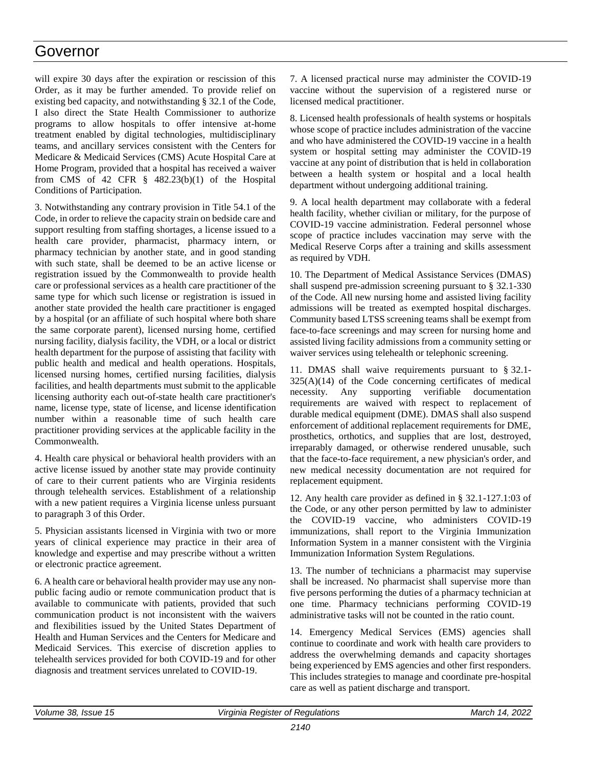will expire 30 days after the expiration or rescission of this Order, as it may be further amended. To provide relief on existing bed capacity, and notwithstanding § 32.1 of the Code, I also direct the State Health Commissioner to authorize programs to allow hospitals to offer intensive at-home treatment enabled by digital technologies, multidisciplinary teams, and ancillary services consistent with the Centers for Medicare & Medicaid Services (CMS) Acute Hospital Care at Home Program, provided that a hospital has received a waiver from CMS of 42 CFR § 482.23(b)(1) of the Hospital Conditions of Participation.

3. Notwithstanding any contrary provision in Title 54.1 of the Code, in order to relieve the capacity strain on bedside care and support resulting from staffing shortages, a license issued to a health care provider, pharmacist, pharmacy intern, or pharmacy technician by another state, and in good standing with such state, shall be deemed to be an active license or registration issued by the Commonwealth to provide health care or professional services as a health care practitioner of the same type for which such license or registration is issued in another state provided the health care practitioner is engaged by a hospital (or an affiliate of such hospital where both share the same corporate parent), licensed nursing home, certified nursing facility, dialysis facility, the VDH, or a local or district health department for the purpose of assisting that facility with public health and medical and health operations. Hospitals, licensed nursing homes, certified nursing facilities, dialysis facilities, and health departments must submit to the applicable licensing authority each out-of-state health care practitioner's name, license type, state of license, and license identification number within a reasonable time of such health care practitioner providing services at the applicable facility in the Commonwealth.

4. Health care physical or behavioral health providers with an active license issued by another state may provide continuity of care to their current patients who are Virginia residents through telehealth services. Establishment of a relationship with a new patient requires a Virginia license unless pursuant to paragraph 3 of this Order.

5. Physician assistants licensed in Virginia with two or more years of clinical experience may practice in their area of knowledge and expertise and may prescribe without a written or electronic practice agreement.

6. A health care or behavioral health provider may use any non-public facing audio or remote communication product that is available to communicate with patients, provided that such communication product is not inconsistent with the waivers and flexibilities issued by the United States Department of Health and Human Services and the Centers for Medicare and Medicaid Services. This exercise of discretion applies to telehealth services provided for both COVID-19 and for other diagnosis and treatment services unrelated to COVID-19.

7. A licensed practical nurse may administer the COVID-19 vaccine without the supervision of a registered nurse or licensed medical practitioner.

8. Licensed health professionals of health systems or hospitals whose scope of practice includes administration of the vaccine and who have administered the COVID-19 vaccine in a health system or hospital setting may administer the COVID-19 vaccine at any point of distribution that is held in collaboration between a health system or hospital and a local health department without undergoing additional training.

9. A local health department may collaborate with a federal health facility, whether civilian or military, for the purpose of COVID-19 vaccine administration. Federal personnel whose scope of practice includes vaccination may serve with the Medical Reserve Corps after a training and skills assessment as required by VDH.

10. The Department of Medical Assistance Services (DMAS) shall suspend pre-admission screening pursuant to § 32.1-330 of the Code. All new nursing home and assisted living facility admissions will be treated as exempted hospital discharges. Community based LTSS screening teams shall be exempt from face-to-face screenings and may screen for nursing home and assisted living facility admissions from a community setting or waiver services using telehealth or telephonic screening.

11. DMAS shall waive requirements pursuant to § 32.1-325(A)(14) of the Code concerning certificates of medical necessity. Any supporting verifiable documentation requirements are waived with respect to replacement of durable medical equipment (DME). DMAS shall also suspend enforcement of additional replacement requirements for DME, prosthetics, orthotics, and supplies that are lost, destroyed, irreparably damaged, or otherwise rendered unusable, such that the face-to-face requirement, a new physician's order, and new medical necessity documentation are not required for replacement equipment.

12. Any health care provider as defined in § 32.1-127.1:03 of the Code, or any other person permitted by law to administer the COVID-19 vaccine, who administers COVID-19 immunizations, shall report to the Virginia Immunization Information System in a manner consistent with the Virginia Immunization Information System Regulations.

13. The number of technicians a pharmacist may supervise shall be increased. No pharmacist shall supervise more than five persons performing the duties of a pharmacy technician at one time. Pharmacy technicians performing COVID-19 administrative tasks will not be counted in the ratio count.

14. Emergency Medical Services (EMS) agencies shall continue to coordinate and work with health care providers to address the overwhelming demands and capacity shortages being experienced by EMS agencies and other first responders. This includes strategies to manage and coordinate pre-hospital care as well as patient discharge and transport.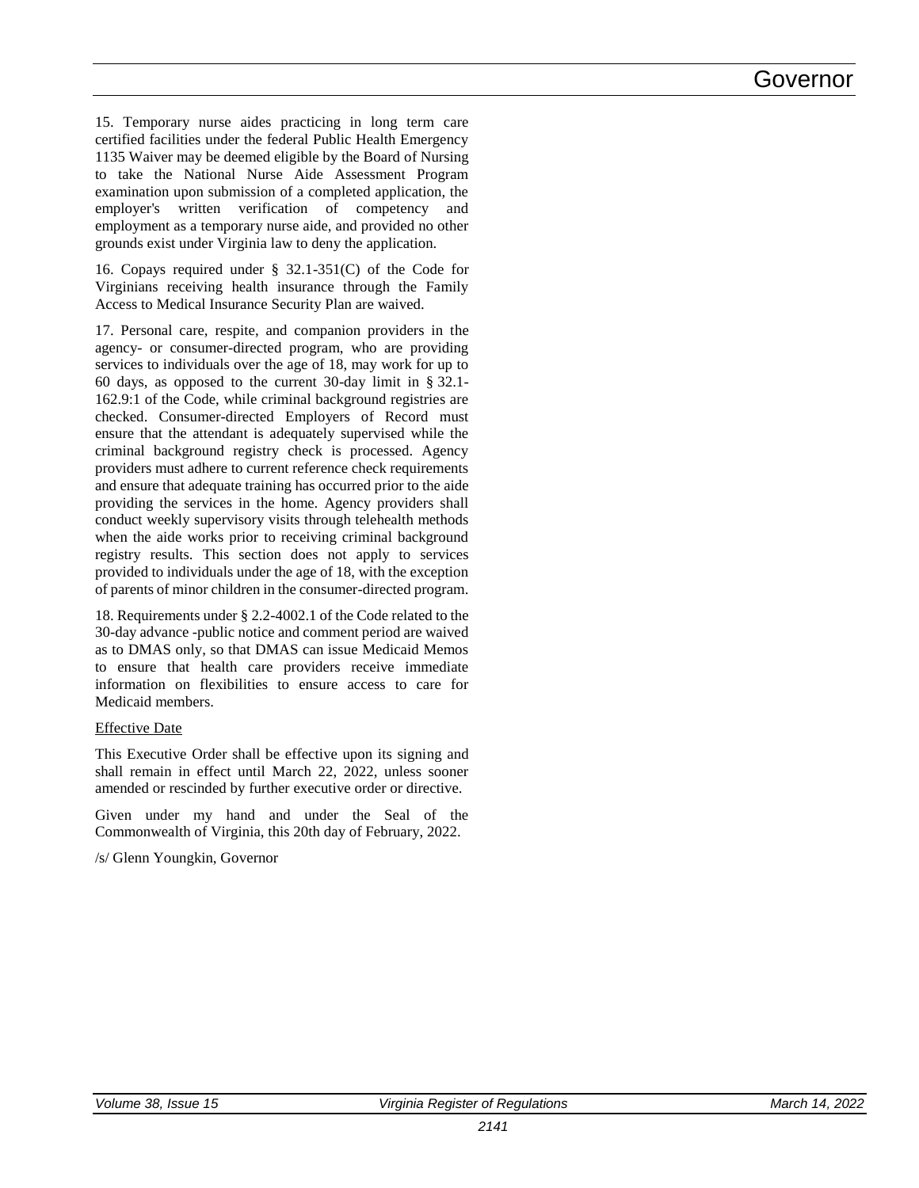15. Temporary nurse aides practicing in long term care certified facilities under the federal Public Health Emergency 1135 Waiver may be deemed eligible by the Board of Nursing to take the National Nurse Aide Assessment Program examination upon submission of a completed application, the employer's written verification of competency and employment as a temporary nurse aide, and provided no other grounds exist under Virginia law to deny the application.

16. Copays required under § 32.1-351(C) of the Code for Virginians receiving health insurance through the Family Access to Medical Insurance Security Plan are waived.

17. Personal care, respite, and companion providers in the agency- or consumer-directed program, who are providing services to individuals over the age of 18, may work for up to 60 days, as opposed to the current 30-day limit in § 32.1-162.9:1 of the Code, while criminal background registries are checked. Consumer-directed Employers of Record must ensure that the attendant is adequately supervised while the criminal background registry check is processed. Agency providers must adhere to current reference check requirements and ensure that adequate training has occurred prior to the aide providing the services in the home. Agency providers shall conduct weekly supervisory visits through telehealth methods when the aide works prior to receiving criminal background registry results. This section does not apply to services provided to individuals under the age of 18, with the exception of parents of minor children in the consumer-directed program.

18. Requirements under § 2.2-4002.1 of the Code related to the 30-day advance -public notice and comment period are waived as to DMAS only, so that DMAS can issue Medicaid Memos to ensure that health care providers receive immediate information on flexibilities to ensure access to care for Medicaid members.

Effective Date

This Executive Order shall be effective upon its signing and shall remain in effect until March 22, 2022, unless sooner amended or rescinded by further executive order or directive.

Given under my hand and under the Seal of the Commonwealth of Virginia, this 20th day of February, 2022.

/s/ Glenn Youngkin, Governor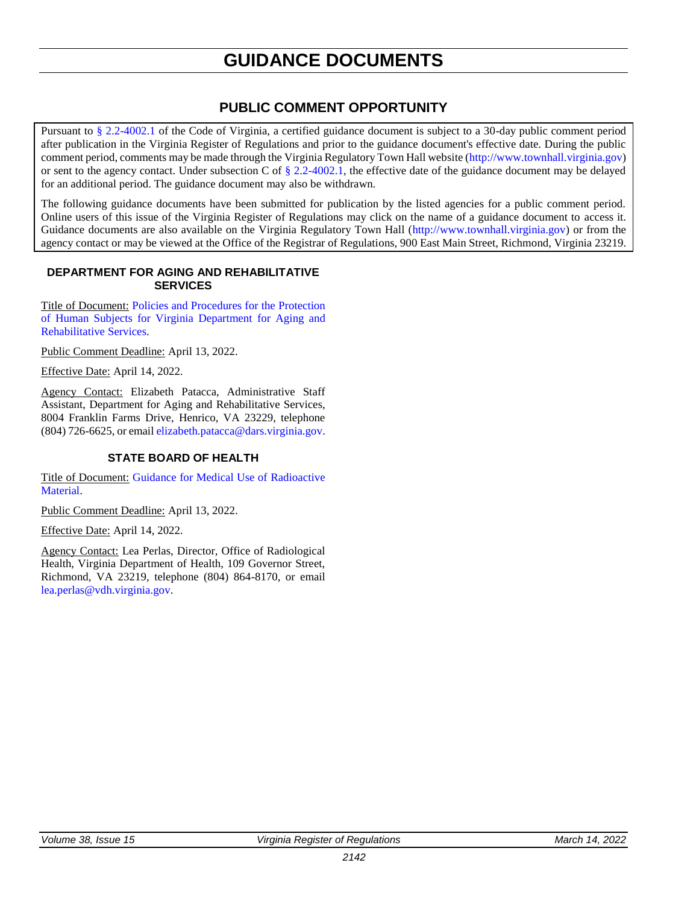# GUIDANCE DOCUMENTS

## PUBLIC COMMENT OPPORTUNITY

Pursuant to § 2.2-4002.1 of the Code of Virginia, a certified guidance document is subject to a 30-day public comment period after publication in the Virginia Register of Regulations and prior to the guidance document's effective date. During the public comment period, comments may be made through the Virginia Regulatory Town Hall website (http://www.townhall.virginia.gov) or sent to the agency contact. Under subsection C of § 2.2-4002.1, the effective date of the guidance document may be delayed for an additional period. The guidance document may also be withdrawn.

The following guidance documents have been submitted for publication by the listed agencies for a public comment period. Online users of this issue of the Virginia Register of Regulations may click on the name of a guidance document to access it. Guidance documents are also available on the Virginia Regulatory Town Hall (http://www.townhall.virginia.gov) or from the agency contact or may be viewed at the Office of the Registrar of Regulations, 900 East Main Street, Richmond, Virginia 23219.

### DEPARTMENT FOR AGING AND REHABILITATIVE SERVICES

Title of Document: Policies and Procedures for the Protection of Human Subjects for Virginia Department for Aging and Rehabilitative Services.

Public Comment Deadline: April 13, 2022.

Effective Date: April 14, 2022.

Agency Contact: Elizabeth Patacca, Administrative Staff Assistant, Department for Aging and Rehabilitative Services, 8004 Franklin Farms Drive, Henrico, VA 23229, telephone (804) 726-6625, or email elizabeth.patacca@dars.virginia.gov.

### STATE BOARD OF HEALTH

Title of Document: Guidance for Medical Use of Radioactive Material.

Public Comment Deadline: April 13, 2022.

Effective Date: April 14, 2022.

Agency Contact: Lea Perlas, Director, Office of Radiological Health, Virginia Department of Health, 109 Governor Street, Richmond, VA 23219, telephone (804) 864-8170, or email lea.perlas@vdh.virginia.gov.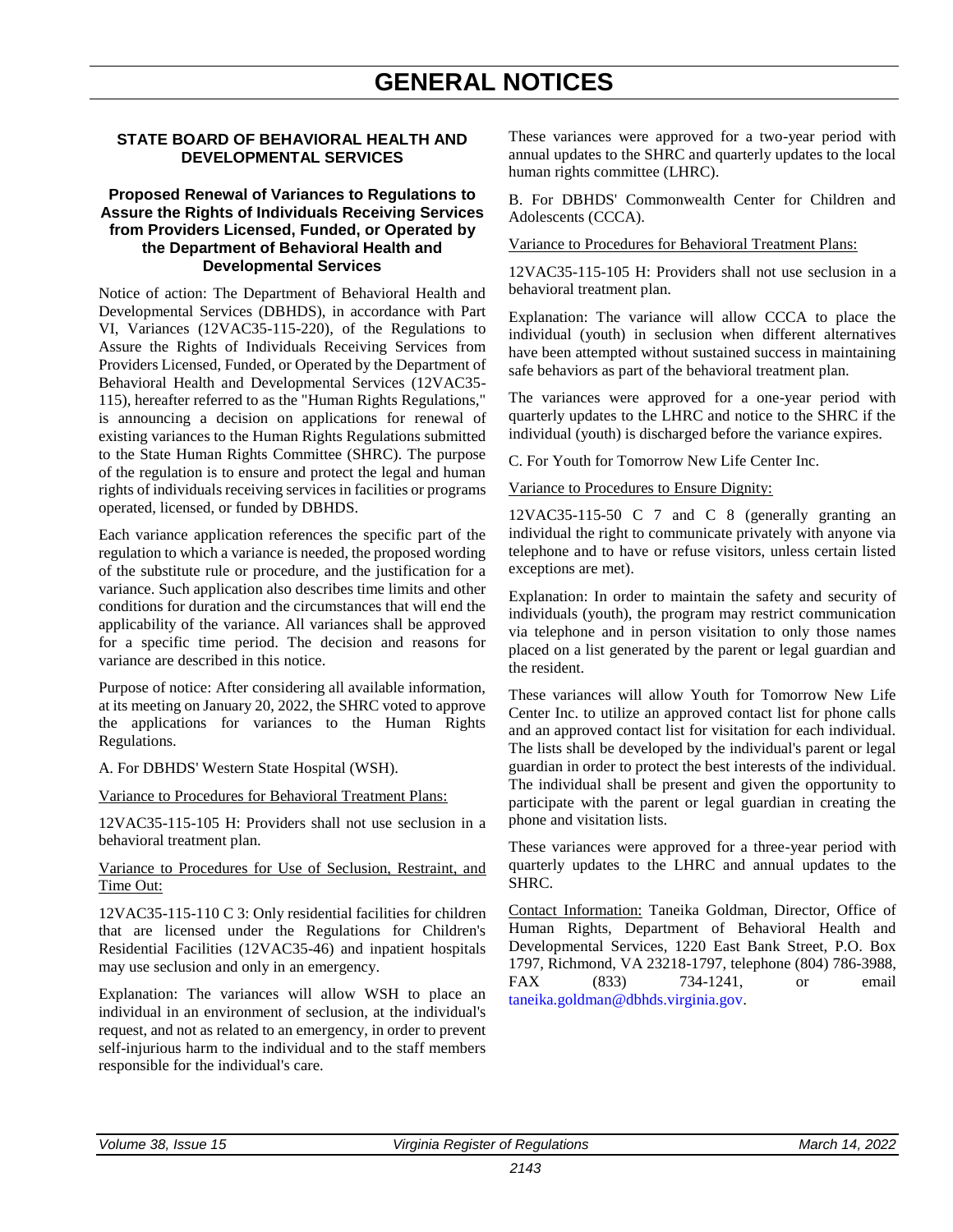# GENERAL NOTICES

## STATE BOARD OF BEHAVIORAL HEALTH AND DEVELOPMENTAL SERVICES

### Proposed Renewal of Variances to Regulations to Assure the Rights of Individuals Receiving Services from Providers Licensed, Funded, or Operated by the Department of Behavioral Health and Developmental Services

Notice of action: The Department of Behavioral Health and Developmental Services (DBHDS), in accordance with Part VI, Variances (12VAC35-115-220), of the Regulations to Assure the Rights of Individuals Receiving Services from Providers Licensed, Funded, or Operated by the Department of Behavioral Health and Developmental Services (12VAC35-115), hereafter referred to as the "Human Rights Regulations," is announcing a decision on applications for renewal of existing variances to the Human Rights Regulations submitted to the State Human Rights Committee (SHRC). The purpose of the regulation is to ensure and protect the legal and human rights of individuals receiving services in facilities or programs operated, licensed, or funded by DBHDS.

Each variance application references the specific part of the regulation to which a variance is needed, the proposed wording of the substitute rule or procedure, and the justification for a variance. Such application also describes time limits and other conditions for duration and the circumstances that will end the applicability of the variance. All variances shall be approved for a specific time period. The decision and reasons for variance are described in this notice.

Purpose of notice: After considering all available information, at its meeting on January 20, 2022, the SHRC voted to approve the applications for variances to the Human Rights Regulations.

A. For DBHDS' Western State Hospital (WSH).

Variance to Procedures for Behavioral Treatment Plans:

12VAC35-115-105 H: Providers shall not use seclusion in a behavioral treatment plan.

Variance to Procedures for Use of Seclusion, Restraint, and Time Out:

12VAC35-115-110 C 3: Only residential facilities for children that are licensed under the Regulations for Children's Residential Facilities (12VAC35-46) and inpatient hospitals may use seclusion and only in an emergency.

Explanation: The variances will allow WSH to place an individual in an environment of seclusion, at the individual's request, and not as related to an emergency, in order to prevent self-injurious harm to the individual and to the staff members responsible for the individual's care.

These variances were approved for a two-year period with annual updates to the SHRC and quarterly updates to the local human rights committee (LHRC).

B. For DBHDS' Commonwealth Center for Children and Adolescents (CCCA).

Variance to Procedures for Behavioral Treatment Plans:

12VAC35-115-105 H: Providers shall not use seclusion in a behavioral treatment plan.

Explanation: The variance will allow CCCA to place the individual (youth) in seclusion when different alternatives have been attempted without sustained success in maintaining safe behaviors as part of the behavioral treatment plan.

The variances were approved for a one-year period with quarterly updates to the LHRC and notice to the SHRC if the individual (youth) is discharged before the variance expires.

C. For Youth for Tomorrow New Life Center Inc.

Variance to Procedures to Ensure Dignity:

12VAC35-115-50 C 7 and C 8 (generally granting an individual the right to communicate privately with anyone via telephone and to have or refuse visitors, unless certain listed exceptions are met).

Explanation: In order to maintain the safety and security of individuals (youth), the program may restrict communication via telephone and in person visitation to only those names placed on a list generated by the parent or legal guardian and the resident.

These variances will allow Youth for Tomorrow New Life Center Inc. to utilize an approved contact list for phone calls and an approved contact list for visitation for each individual. The lists shall be developed by the individual's parent or legal guardian in order to protect the best interests of the individual. The individual shall be present and given the opportunity to participate with the parent or legal guardian in creating the phone and visitation lists.

These variances were approved for a three-year period with quarterly updates to the LHRC and annual updates to the SHRC.

Contact Information: Taneika Goldman, Director, Office of Human Rights, Department of Behavioral Health and Developmental Services, 1220 East Bank Street, P.O. Box 1797, Richmond, VA 23218-1797, telephone (804) 786-3988, FAX (833) 734-1241, or email taneika.goldman@dbhds.virginia.gov.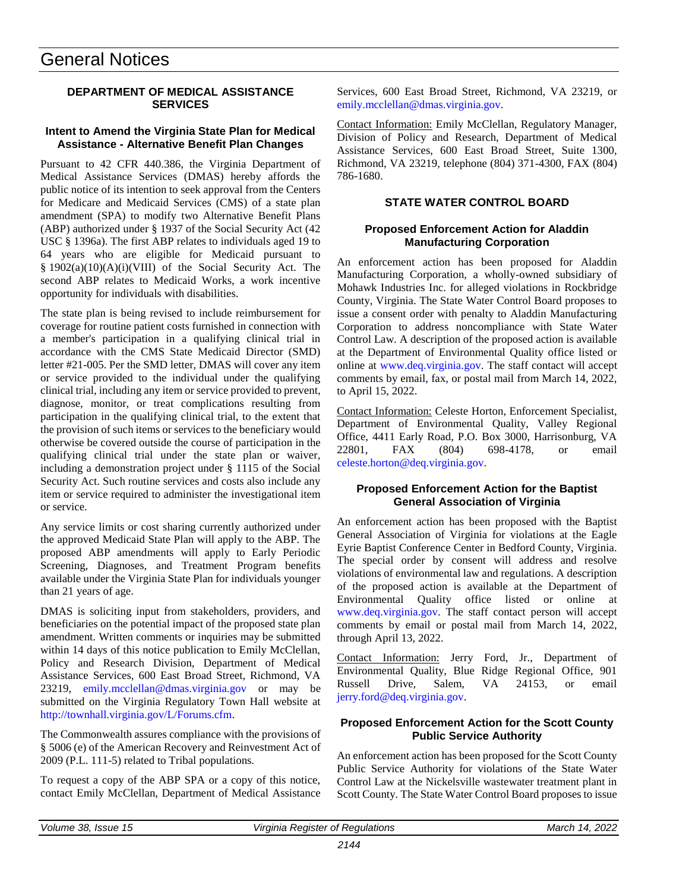# General Notices

## DEPARTMENT OF MEDICAL ASSISTANCE SERVICES

### Intent to Amend the Virginia State Plan for Medical Assistance - Alternative Benefit Plan Changes

Pursuant to 42 CFR 440.386, the Virginia Department of Medical Assistance Services (DMAS) hereby affords the public notice of its intention to seek approval from the Centers for Medicare and Medicaid Services (CMS) of a state plan amendment (SPA) to modify two Alternative Benefit Plans (ABP) authorized under § 1937 of the Social Security Act (42 USC § 1396a). The first ABP relates to individuals aged 19 to 64 years who are eligible for Medicaid pursuant to § 1902(a)(10)(A)(i)(VIII) of the Social Security Act. The second ABP relates to Medicaid Works, a work incentive opportunity for individuals with disabilities.

The state plan is being revised to include reimbursement for coverage for routine patient costs furnished in connection with a member's participation in a qualifying clinical trial in accordance with the CMS State Medicaid Director (SMD) letter #21-005. Per the SMD letter, DMAS will cover any item or service provided to the individual under the qualifying clinical trial, including any item or service provided to prevent, diagnose, monitor, or treat complications resulting from participation in the qualifying clinical trial, to the extent that the provision of such items or services to the beneficiary would otherwise be covered outside the course of participation in the qualifying clinical trial under the state plan or waiver, including a demonstration project under § 1115 of the Social Security Act. Such routine services and costs also include any item or service required to administer the investigational item or service.

Any service limits or cost sharing currently authorized under the approved Medicaid State Plan will apply to the ABP. The proposed ABP amendments will apply to Early Periodic Screening, Diagnoses, and Treatment Program benefits available under the Virginia State Plan for individuals younger than 21 years of age.

DMAS is soliciting input from stakeholders, providers, and beneficiaries on the potential impact of the proposed state plan amendment. Written comments or inquiries may be submitted within 14 days of this notice publication to Emily McClellan, Policy and Research Division, Department of Medical Assistance Services, 600 East Broad Street, Richmond, VA 23219, emily.mcclellan@dmas.virginia.gov or may be submitted on the Virginia Regulatory Town Hall website at http://townhall.virginia.gov/L/Forums.cfm.

The Commonwealth assures compliance with the provisions of § 5006 (e) of the American Recovery and Reinvestment Act of 2009 (P.L. 111-5) related to Tribal populations.

To request a copy of the ABP SPA or a copy of this notice, contact Emily McClellan, Department of Medical Assistance Services, 600 East Broad Street, Richmond, VA 23219, or emily.mcclellan@dmas.virginia.gov.

Contact Information: Emily McClellan, Regulatory Manager, Division of Policy and Research, Department of Medical Assistance Services, 600 East Broad Street, Suite 1300, Richmond, VA 23219, telephone (804) 371-4300, FAX (804) 786-1680.

## STATE WATER CONTROL BOARD

### Proposed Enforcement Action for Aladdin Manufacturing Corporation

An enforcement action has been proposed for Aladdin Manufacturing Corporation, a wholly-owned subsidiary of Mohawk Industries Inc. for alleged violations in Rockbridge County, Virginia. The State Water Control Board proposes to issue a consent order with penalty to Aladdin Manufacturing Corporation to address noncompliance with State Water Control Law. A description of the proposed action is available at the Department of Environmental Quality office listed or online at www.deq.virginia.gov. The staff contact will accept comments by email, fax, or postal mail from March 14, 2022, to April 15, 2022.

Contact Information: Celeste Horton, Enforcement Specialist, Department of Environmental Quality, Valley Regional Office, 4411 Early Road, P.O. Box 3000, Harrisonburg, VA 22801, FAX (804) 698-4178, or email celeste.horton@deq.virginia.gov.

### Proposed Enforcement Action for the Baptist General Association of Virginia

An enforcement action has been proposed with the Baptist General Association of Virginia for violations at the Eagle Eyrie Baptist Conference Center in Bedford County, Virginia. The special order by consent will address and resolve violations of environmental law and regulations. A description of the proposed action is available at the Department of Environmental Quality office listed or online at www.deq.virginia.gov. The staff contact person will accept comments by email or postal mail from March 14, 2022, through April 13, 2022.

Contact Information: Jerry Ford, Jr., Department of Environmental Quality, Blue Ridge Regional Office, 901 Russell Drive, Salem, VA 24153, or email jerry.ford@deq.virginia.gov.

### Proposed Enforcement Action for the Scott County Public Service Authority

An enforcement action has been proposed for the Scott County Public Service Authority for violations of the State Water Control Law at the Nickelsville wastewater treatment plant in Scott County. The State Water Control Board proposes to issue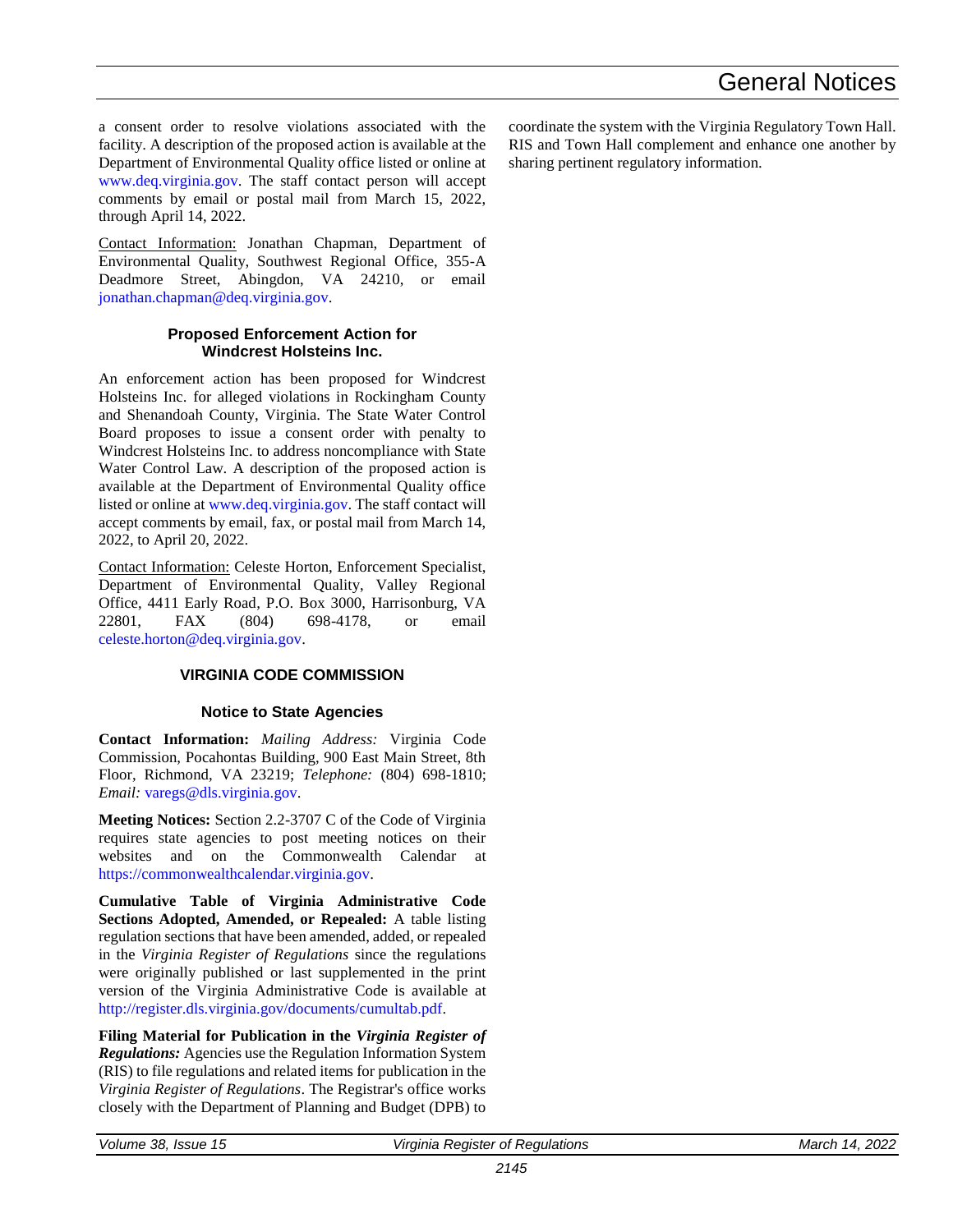a consent order to resolve violations associated with the facility. A description of the proposed action is available at the Department of Environmental Quality office listed or online at www.deq.virginia.gov. The staff contact person will accept comments by email or postal mail from March 15, 2022, through April 14, 2022.

Contact Information: Jonathan Chapman, Department of Environmental Quality, Southwest Regional Office, 355-A Deadmore Street, Abingdon, VA 24210, or email jonathan.chapman@deq.virginia.gov.

### Proposed Enforcement Action for Windcrest Holsteins Inc.

An enforcement action has been proposed for Windcrest Holsteins Inc. for alleged violations in Rockingham County and Shenandoah County, Virginia. The State Water Control Board proposes to issue a consent order with penalty to Windcrest Holsteins Inc. to address noncompliance with State Water Control Law. A description of the proposed action is available at the Department of Environmental Quality office listed or online at www.deq.virginia.gov. The staff contact will accept comments by email, fax, or postal mail from March 14, 2022, to April 20, 2022.

Contact Information: Celeste Horton, Enforcement Specialist, Department of Environmental Quality, Valley Regional Office, 4411 Early Road, P.O. Box 3000, Harrisonburg, VA 22801, FAX (804) 698-4178, or email celeste.horton@deq.virginia.gov.

## VIRGINIA CODE COMMISSION

### Notice to State Agencies

**Contact Information:** *Mailing Address:* Virginia Code Commission, Pocahontas Building, 900 East Main Street, 8th Floor, Richmond, VA 23219; *Telephone:* (804) 698-1810; *Email:* varegs@dls.virginia.gov.

**Meeting Notices:** Section 2.2-3707 C of the Code of Virginia requires state agencies to post meeting notices on their websites and on the Commonwealth Calendar at https://commonwealthcalendar.virginia.gov.

**Cumulative Table of Virginia Administrative Code Sections Adopted, Amended, or Repealed:** A table listing regulation sections that have been amended, added, or repealed in the *Virginia Register of Regulations* since the regulations were originally published or last supplemented in the print version of the Virginia Administrative Code is available at http://register.dls.virginia.gov/documents/cumultab.pdf.

**Filing Material for Publication in the *Virginia Register of Regulations:*** Agencies use the Regulation Information System (RIS) to file regulations and related items for publication in the *Virginia Register of Regulations*. The Registrar's office works closely with the Department of Planning and Budget (DPB) to coordinate the system with the Virginia Regulatory Town Hall. RIS and Town Hall complement and enhance one another by sharing pertinent regulatory information.